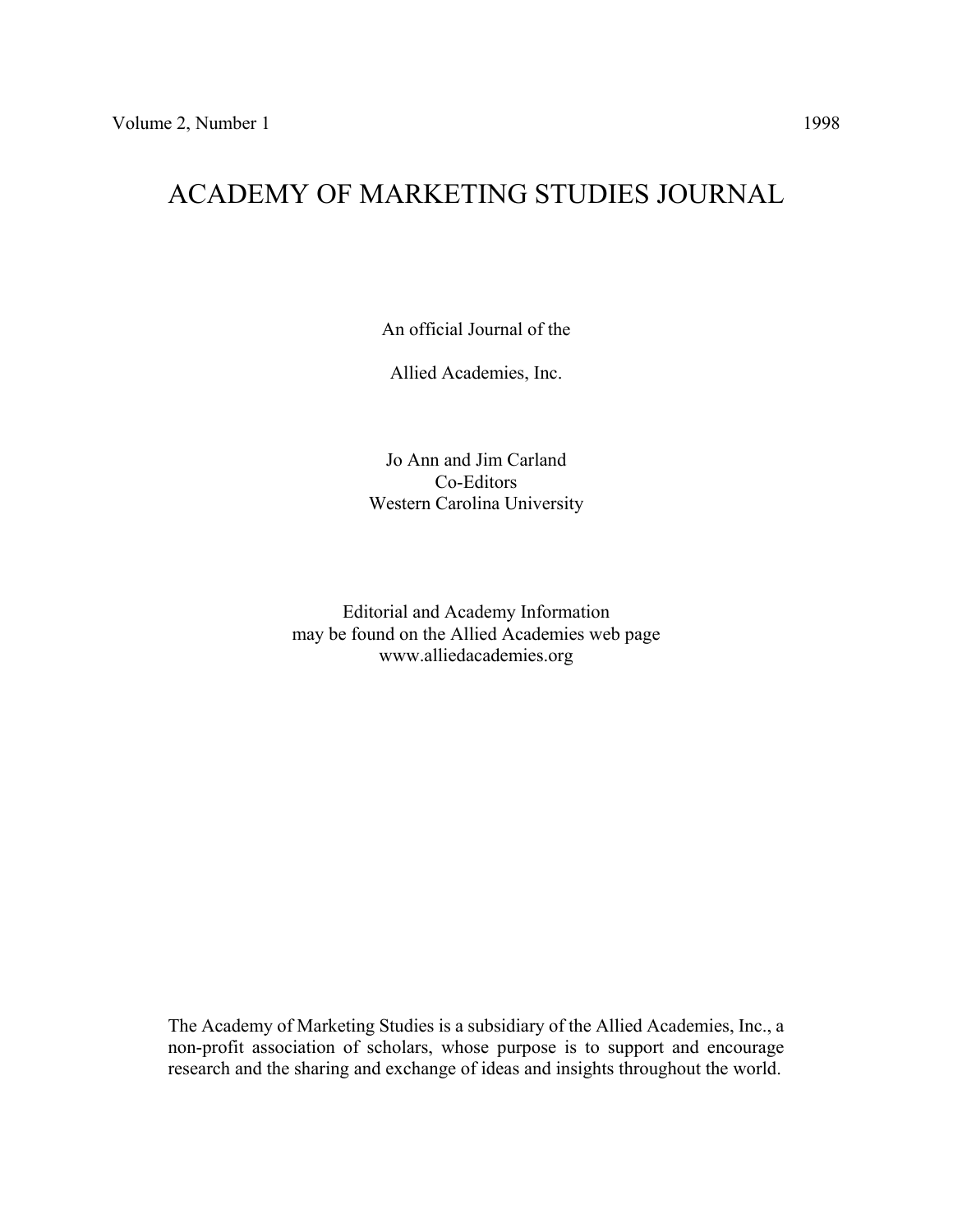Volume 2, Number 1 1998

# ACADEMY OF MARKETING STUDIES JOURNAL

An official Journal of the

Allied Academies, Inc.

Jo Ann and Jim Carland
Co-Editors
Western Carolina University

Editorial and Academy Information
may be found on the Allied Academies web page
www.alliedacademies.org

The Academy of Marketing Studies is a subsidiary of the Allied Academies, Inc., a non-profit association of scholars, whose purpose is to support and encourage research and the sharing and exchange of ideas and insights throughout the world.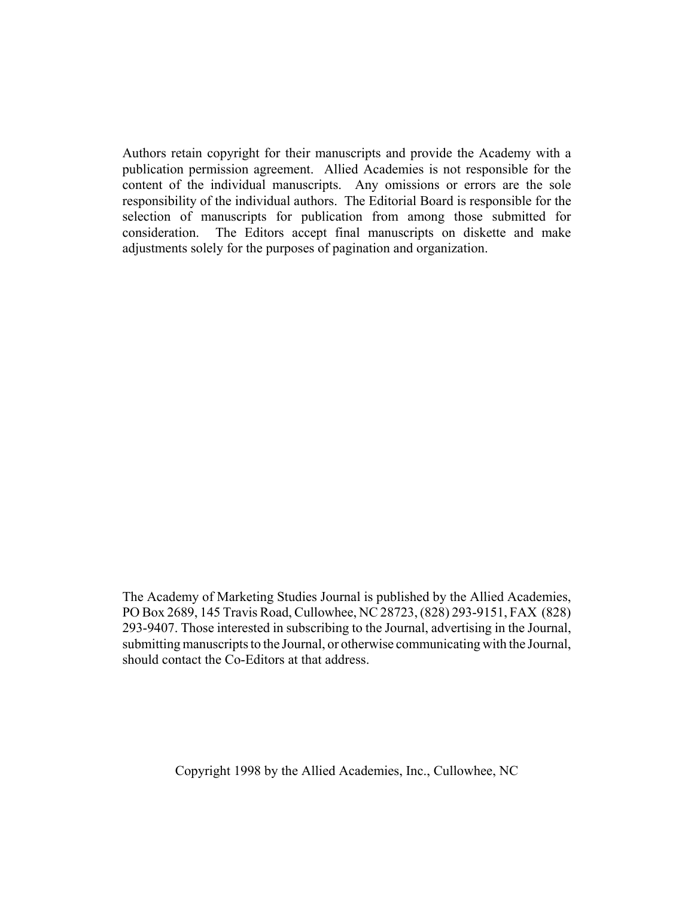Authors retain copyright for their manuscripts and provide the Academy with a publication permission agreement. Allied Academies is not responsible for the content of the individual manuscripts. Any omissions or errors are the sole responsibility of the individual authors. The Editorial Board is responsible for the selection of manuscripts for publication from among those submitted for consideration. The Editors accept final manuscripts on diskette and make adjustments solely for the purposes of pagination and organization.

The Academy of Marketing Studies Journal is published by the Allied Academies, PO Box 2689, 145 Travis Road, Cullowhee, NC 28723, (828) 293-9151, FAX (828) 293-9407. Those interested in subscribing to the Journal, advertising in the Journal, submitting manuscripts to the Journal, or otherwise communicating with the Journal, should contact the Co-Editors at that address.

Copyright 1998 by the Allied Academies, Inc., Cullowhee, NC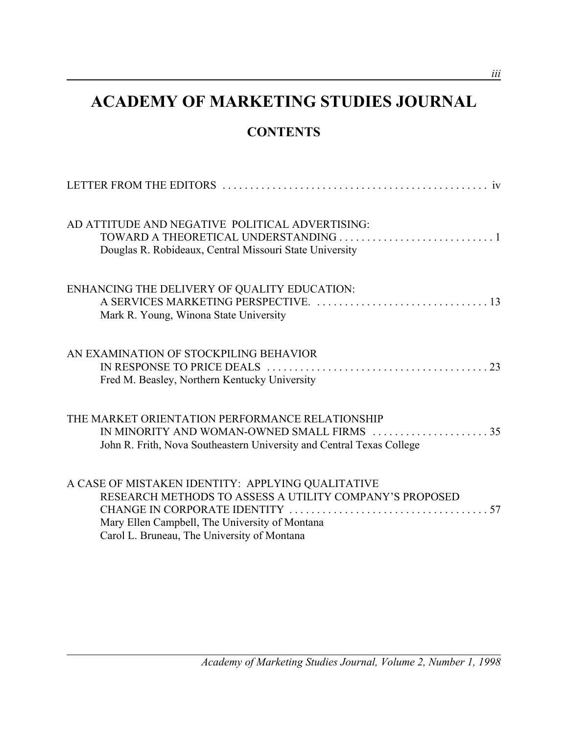# ACADEMY OF MARKETING STUDIES JOURNAL

## CONTENTS

LETTER FROM THE EDITORS . . . . . . . . . . . . . . . . . . . . . . . . . . . . . . . . . . . . . . . . . . . . . . . iv

AD ATTITUDE AND NEGATIVE POLITICAL ADVERTISING:
TOWARD A THEORETICAL UNDERSTANDING . . . . . . . . . . . . . . . . . . . . . . . . . . . . 1
Douglas R. Robideaux, Central Missouri State University

ENHANCING THE DELIVERY OF QUALITY EDUCATION:
A SERVICES MARKETING PERSPECTIVE. . . . . . . . . . . . . . . . . . . . . . . . . . . . . . . . 13
Mark R. Young, Winona State University

AN EXAMINATION OF STOCKPILING BEHAVIOR
IN RESPONSE TO PRICE DEALS . . . . . . . . . . . . . . . . . . . . . . . . . . . . . . . . . . . . . . . 23
Fred M. Beasley, Northern Kentucky University

THE MARKET ORIENTATION PERFORMANCE RELATIONSHIP
IN MINORITY AND WOMAN-OWNED SMALL FIRMS . . . . . . . . . . . . . . . . . . . . . 35
John R. Frith, Nova Southeastern University and Central Texas College

A CASE OF MISTAKEN IDENTITY: APPLYING QUALITATIVE
RESEARCH METHODS TO ASSESS A UTILITY COMPANY'S PROPOSED
CHANGE IN CORPORATE IDENTITY . . . . . . . . . . . . . . . . . . . . . . . . . . . . . . . . . . . . 57
Mary Ellen Campbell, The University of Montana
Carol L. Bruneau, The University of Montana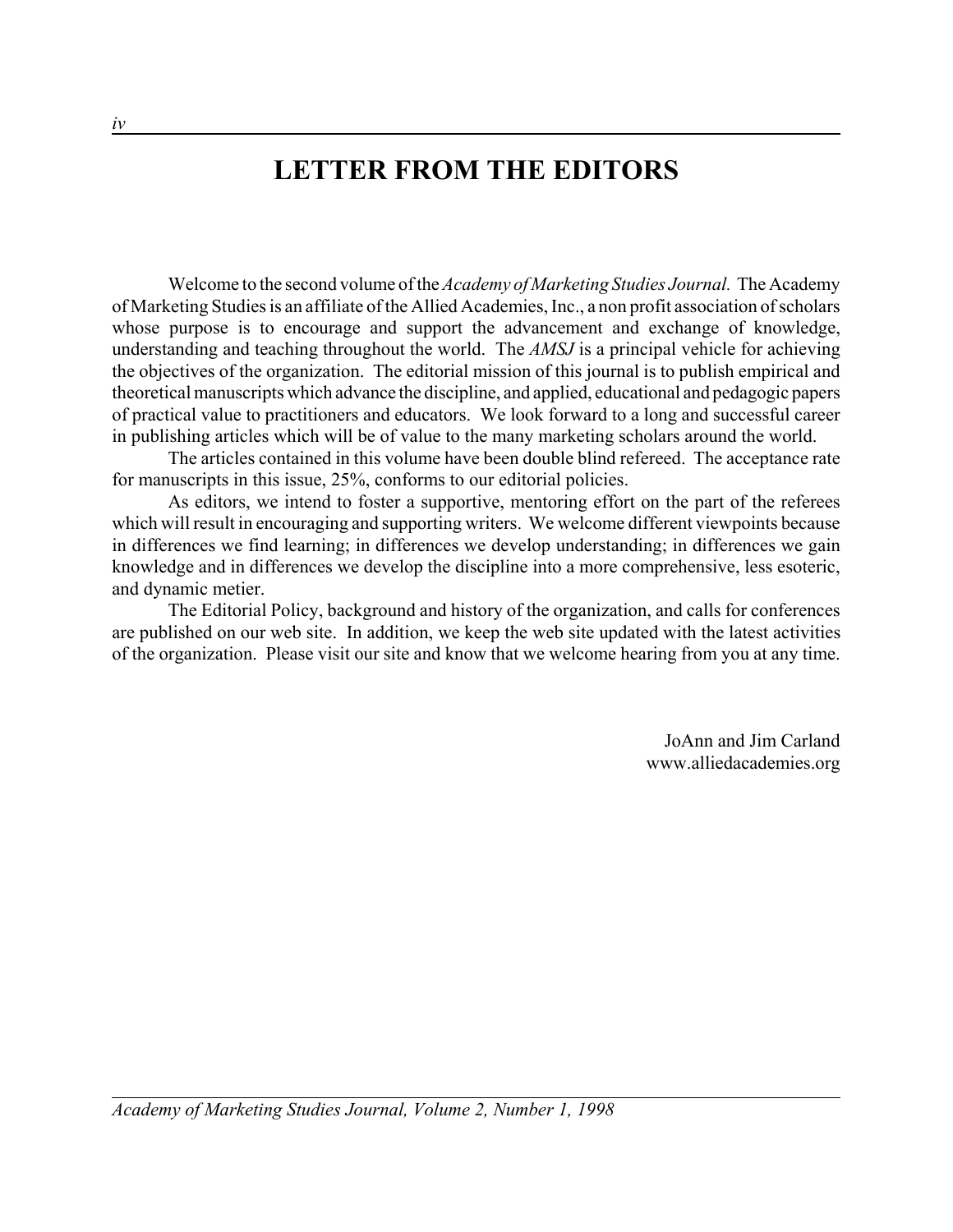# LETTER FROM THE EDITORS

Welcome to the second volume of the *Academy of Marketing Studies Journal*. The Academy of Marketing Studies is an affiliate of the Allied Academies, Inc., a non profit association of scholars whose purpose is to encourage and support the advancement and exchange of knowledge, understanding and teaching throughout the world. The *AMSJ* is a principal vehicle for achieving the objectives of the organization. The editorial mission of this journal is to publish empirical and theoretical manuscripts which advance the discipline, and applied, educational and pedagogic papers of practical value to practitioners and educators. We look forward to a long and successful career in publishing articles which will be of value to the many marketing scholars around the world.

The articles contained in this volume have been double blind refereed. The acceptance rate for manuscripts in this issue, 25%, conforms to our editorial policies.

As editors, we intend to foster a supportive, mentoring effort on the part of the referees which will result in encouraging and supporting writers. We welcome different viewpoints because in differences we find learning; in differences we develop understanding; in differences we gain knowledge and in differences we develop the discipline into a more comprehensive, less esoteric, and dynamic metier.

The Editorial Policy, background and history of the organization, and calls for conferences are published on our web site. In addition, we keep the web site updated with the latest activities of the organization. Please visit our site and know that we welcome hearing from you at any time.

JoAnn and Jim Carland
www.alliedacademies.org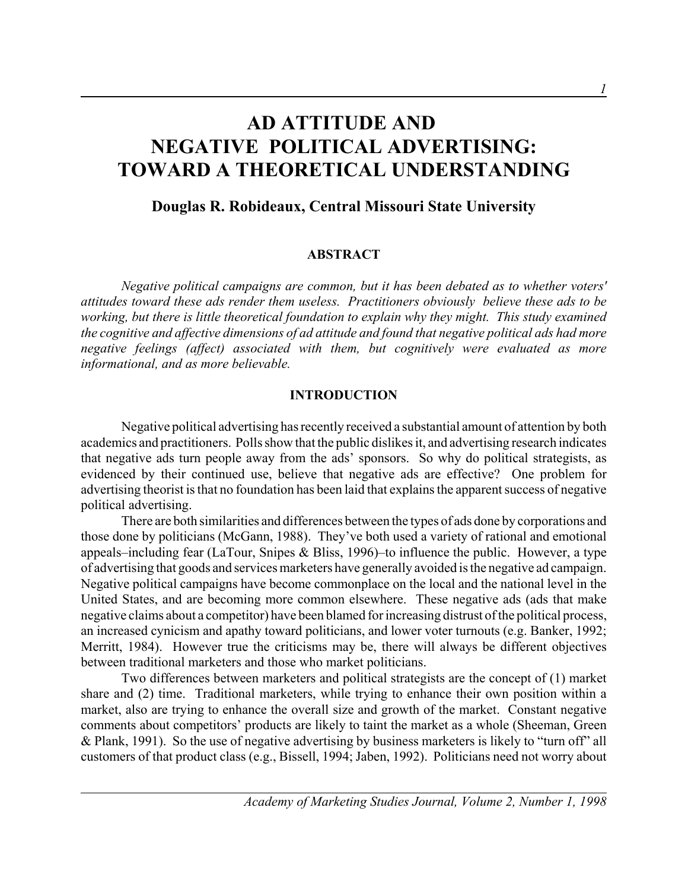# AD ATTITUDE AND NEGATIVE POLITICAL ADVERTISING: TOWARD A THEORETICAL UNDERSTANDING

**Douglas R. Robideaux, Central Missouri State University**

## ABSTRACT

*Negative political campaigns are common, but it has been debated as to whether voters' attitudes toward these ads render them useless. Practitioners obviously believe these ads to be working, but there is little theoretical foundation to explain why they might. This study examined the cognitive and affective dimensions of ad attitude and found that negative political ads had more negative feelings (affect) associated with them, but cognitively were evaluated as more informational, and as more believable.*

## INTRODUCTION

Negative political advertising has recently received a substantial amount of attention by both academics and practitioners. Polls show that the public dislikes it, and advertising research indicates that negative ads turn people away from the ads' sponsors. So why do political strategists, as evidenced by their continued use, believe that negative ads are effective? One problem for advertising theorist is that no foundation has been laid that explains the apparent success of negative political advertising.

There are both similarities and differences between the types of ads done by corporations and those done by politicians (McGann, 1988). They've both used a variety of rational and emotional appeals–including fear (LaTour, Snipes & Bliss, 1996)–to influence the public. However, a type of advertising that goods and services marketers have generally avoided is the negative ad campaign. Negative political campaigns have become commonplace on the local and the national level in the United States, and are becoming more common elsewhere. These negative ads (ads that make negative claims about a competitor) have been blamed for increasing distrust of the political process, an increased cynicism and apathy toward politicians, and lower voter turnouts (e.g. Banker, 1992; Merritt, 1984). However true the criticisms may be, there will always be different objectives between traditional marketers and those who market politicians.

Two differences between marketers and political strategists are the concept of (1) market share and (2) time. Traditional marketers, while trying to enhance their own position within a market, also are trying to enhance the overall size and growth of the market. Constant negative comments about competitors' products are likely to taint the market as a whole (Sheeman, Green & Plank, 1991). So the use of negative advertising by business marketers is likely to "turn off" all customers of that product class (e.g., Bissell, 1994; Jaben, 1992). Politicians need not worry about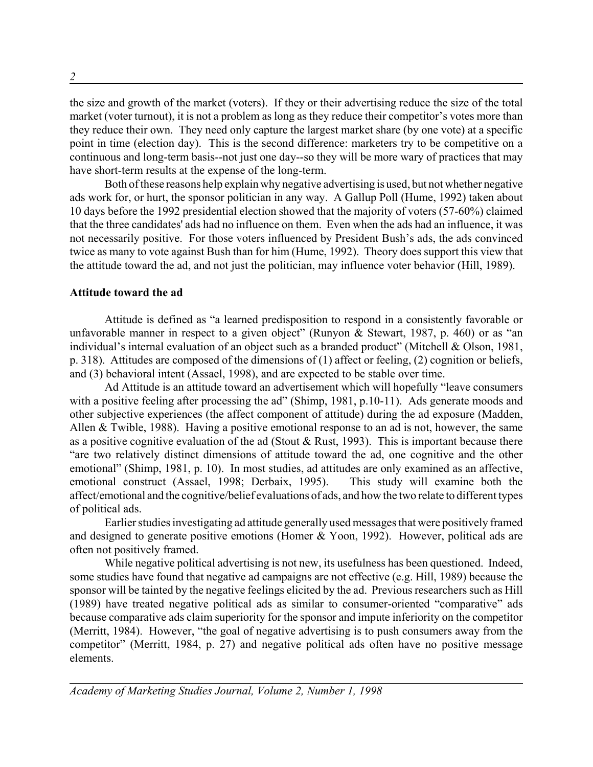the size and growth of the market (voters). If they or their advertising reduce the size of the total market (voter turnout), it is not a problem as long as they reduce their competitor's votes more than they reduce their own. They need only capture the largest market share (by one vote) at a specific point in time (election day). This is the second difference: marketers try to be competitive on a continuous and long-term basis--not just one day--so they will be more wary of practices that may have short-term results at the expense of the long-term.

Both of these reasons help explain why negative advertising is used, but not whether negative ads work for, or hurt, the sponsor politician in any way. A Gallup Poll (Hume, 1992) taken about 10 days before the 1992 presidential election showed that the majority of voters (57-60%) claimed that the three candidates' ads had no influence on them. Even when the ads had an influence, it was not necessarily positive. For those voters influenced by President Bush's ads, the ads convinced twice as many to vote against Bush than for him (Hume, 1992). Theory does support this view that the attitude toward the ad, and not just the politician, may influence voter behavior (Hill, 1989).

## Attitude toward the ad

Attitude is defined as "a learned predisposition to respond in a consistently favorable or unfavorable manner in respect to a given object" (Runyon & Stewart, 1987, p. 460) or as "an individual's internal evaluation of an object such as a branded product" (Mitchell & Olson, 1981, p. 318). Attitudes are composed of the dimensions of (1) affect or feeling, (2) cognition or beliefs, and (3) behavioral intent (Assael, 1998), and are expected to be stable over time.

Ad Attitude is an attitude toward an advertisement which will hopefully "leave consumers with a positive feeling after processing the ad" (Shimp, 1981, p.10-11). Ads generate moods and other subjective experiences (the affect component of attitude) during the ad exposure (Madden, Allen & Twible, 1988). Having a positive emotional response to an ad is not, however, the same as a positive cognitive evaluation of the ad (Stout & Rust, 1993). This is important because there "are two relatively distinct dimensions of attitude toward the ad, one cognitive and the other emotional" (Shimp, 1981, p. 10). In most studies, ad attitudes are only examined as an affective, emotional construct (Assael, 1998; Derbaix, 1995). This study will examine both the affect/emotional and the cognitive/belief evaluations of ads, and how the two relate to different types of political ads.

Earlier studies investigating ad attitude generally used messages that were positively framed and designed to generate positive emotions (Homer & Yoon, 1992). However, political ads are often not positively framed.

While negative political advertising is not new, its usefulness has been questioned. Indeed, some studies have found that negative ad campaigns are not effective (e.g. Hill, 1989) because the sponsor will be tainted by the negative feelings elicited by the ad. Previous researchers such as Hill (1989) have treated negative political ads as similar to consumer-oriented "comparative" ads because comparative ads claim superiority for the sponsor and impute inferiority on the competitor (Merritt, 1984). However, "the goal of negative advertising is to push consumers away from the competitor" (Merritt, 1984, p. 27) and negative political ads often have no positive message elements.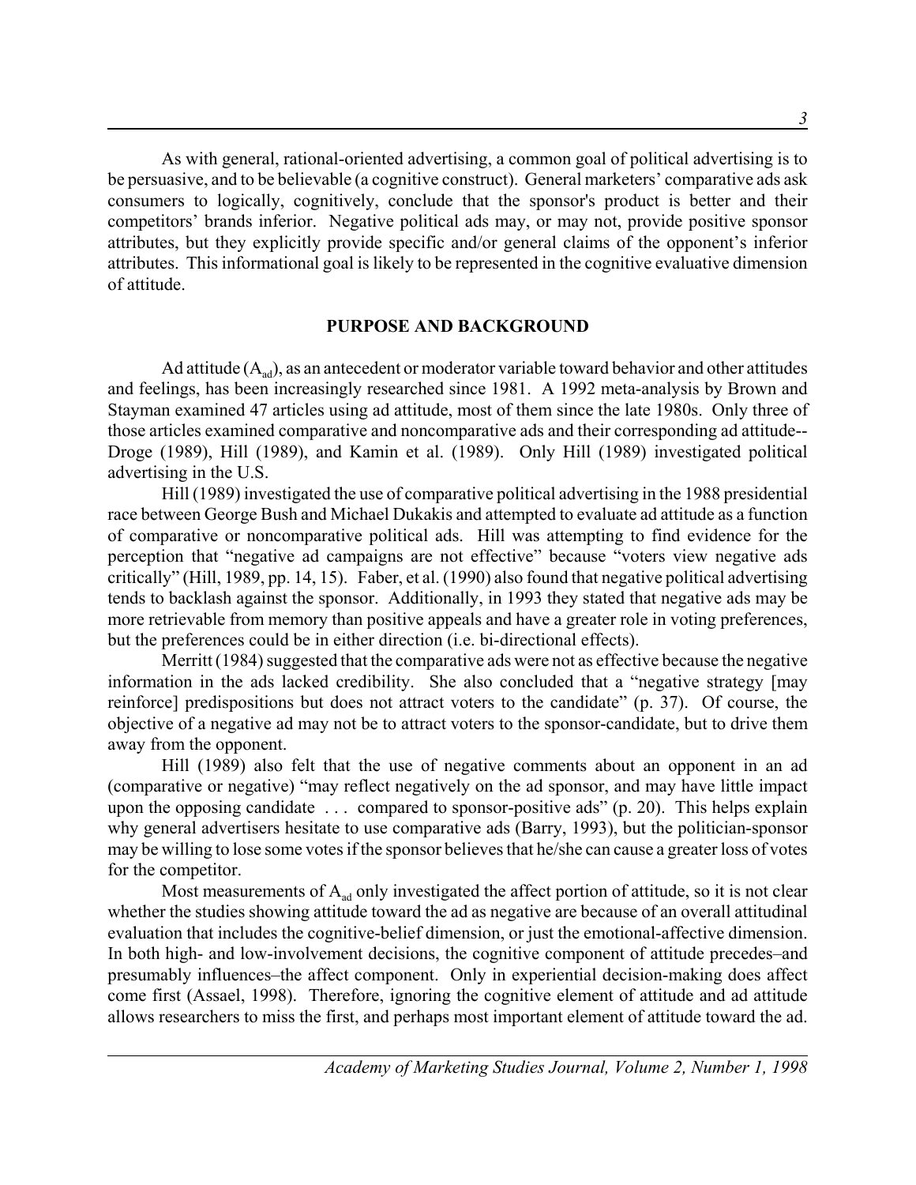As with general, rational-oriented advertising, a common goal of political advertising is to be persuasive, and to be believable (a cognitive construct). General marketers' comparative ads ask consumers to logically, cognitively, conclude that the sponsor's product is better and their competitors' brands inferior. Negative political ads may, or may not, provide positive sponsor attributes, but they explicitly provide specific and/or general claims of the opponent's inferior attributes. This informational goal is likely to be represented in the cognitive evaluative dimension of attitude.

## PURPOSE AND BACKGROUND

Ad attitude ($A_{ad}$), as an antecedent or moderator variable toward behavior and other attitudes and feelings, has been increasingly researched since 1981. A 1992 meta-analysis by Brown and Stayman examined 47 articles using ad attitude, most of them since the late 1980s. Only three of those articles examined comparative and noncomparative ads and their corresponding ad attitude--Droge (1989), Hill (1989), and Kamin et al. (1989). Only Hill (1989) investigated political advertising in the U.S.

Hill (1989) investigated the use of comparative political advertising in the 1988 presidential race between George Bush and Michael Dukakis and attempted to evaluate ad attitude as a function of comparative or noncomparative political ads. Hill was attempting to find evidence for the perception that "negative ad campaigns are not effective" because "voters view negative ads critically" (Hill, 1989, pp. 14, 15). Faber, et al. (1990) also found that negative political advertising tends to backlash against the sponsor. Additionally, in 1993 they stated that negative ads may be more retrievable from memory than positive appeals and have a greater role in voting preferences, but the preferences could be in either direction (i.e. bi-directional effects).

Merritt (1984) suggested that the comparative ads were not as effective because the negative information in the ads lacked credibility. She also concluded that a "negative strategy [may reinforce] predispositions but does not attract voters to the candidate" (p. 37). Of course, the objective of a negative ad may not be to attract voters to the sponsor-candidate, but to drive them away from the opponent.

Hill (1989) also felt that the use of negative comments about an opponent in an ad (comparative or negative) "may reflect negatively on the ad sponsor, and may have little impact upon the opposing candidate . . . compared to sponsor-positive ads" (p. 20). This helps explain why general advertisers hesitate to use comparative ads (Barry, 1993), but the politician-sponsor may be willing to lose some votes if the sponsor believes that he/she can cause a greater loss of votes for the competitor.

Most measurements of $A_{ad}$ only investigated the affect portion of attitude, so it is not clear whether the studies showing attitude toward the ad as negative are because of an overall attitudinal evaluation that includes the cognitive-belief dimension, or just the emotional-affective dimension. In both high- and low-involvement decisions, the cognitive component of attitude precedes–and presumably influences–the affect component. Only in experiential decision-making does affect come first (Assael, 1998). Therefore, ignoring the cognitive element of attitude and ad attitude allows researchers to miss the first, and perhaps most important element of attitude toward the ad.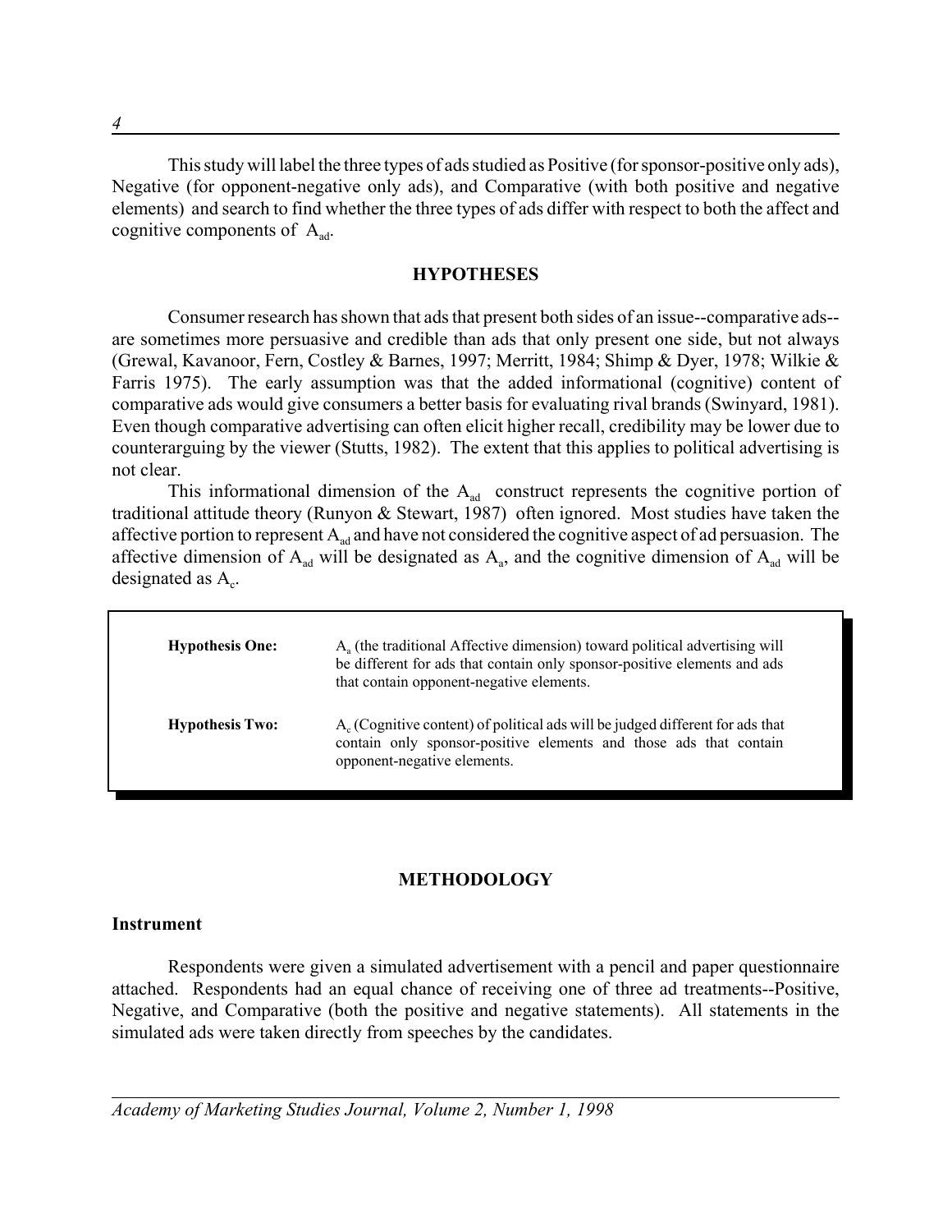This study will label the three types of ads studied as Positive (for sponsor-positive only ads), Negative (for opponent-negative only ads), and Comparative (with both positive and negative elements) and search to find whether the three types of ads differ with respect to both the affect and cognitive components of $A_{ad}$.

## HYPOTHESES

Consumer research has shown that ads that present both sides of an issue--comparative ads--are sometimes more persuasive and credible than ads that only present one side, but not always (Grewal, Kavanoor, Fern, Costley & Barnes, 1997; Merritt, 1984; Shimp & Dyer, 1978; Wilkie & Farris 1975). The early assumption was that the added informational (cognitive) content of comparative ads would give consumers a better basis for evaluating rival brands (Swinyard, 1981). Even though comparative advertising can often elicit higher recall, credibility may be lower due to counterarguing by the viewer (Stutts, 1982). The extent that this applies to political advertising is not clear.

This informational dimension of the $A_{ad}$ construct represents the cognitive portion of traditional attitude theory (Runyon & Stewart, 1987) often ignored. Most studies have taken the affective portion to represent $A_{ad}$ and have not considered the cognitive aspect of ad persuasion. The affective dimension of $A_{ad}$ will be designated as $A_a$, and the cognitive dimension of $A_{ad}$ will be designated as $A_c$.

**Hypothesis One:** $A_a$ (the traditional Affective dimension) toward political advertising will be different for ads that contain only sponsor-positive elements and ads that contain opponent-negative elements.

**Hypothesis Two:** $A_c$ (Cognitive content) of political ads will be judged different for ads that contain only sponsor-positive elements and those ads that contain opponent-negative elements.

## METHODOLOGY

### Instrument

Respondents were given a simulated advertisement with a pencil and paper questionnaire attached. Respondents had an equal chance of receiving one of three ad treatments--Positive, Negative, and Comparative (both the positive and negative statements). All statements in the simulated ads were taken directly from speeches by the candidates.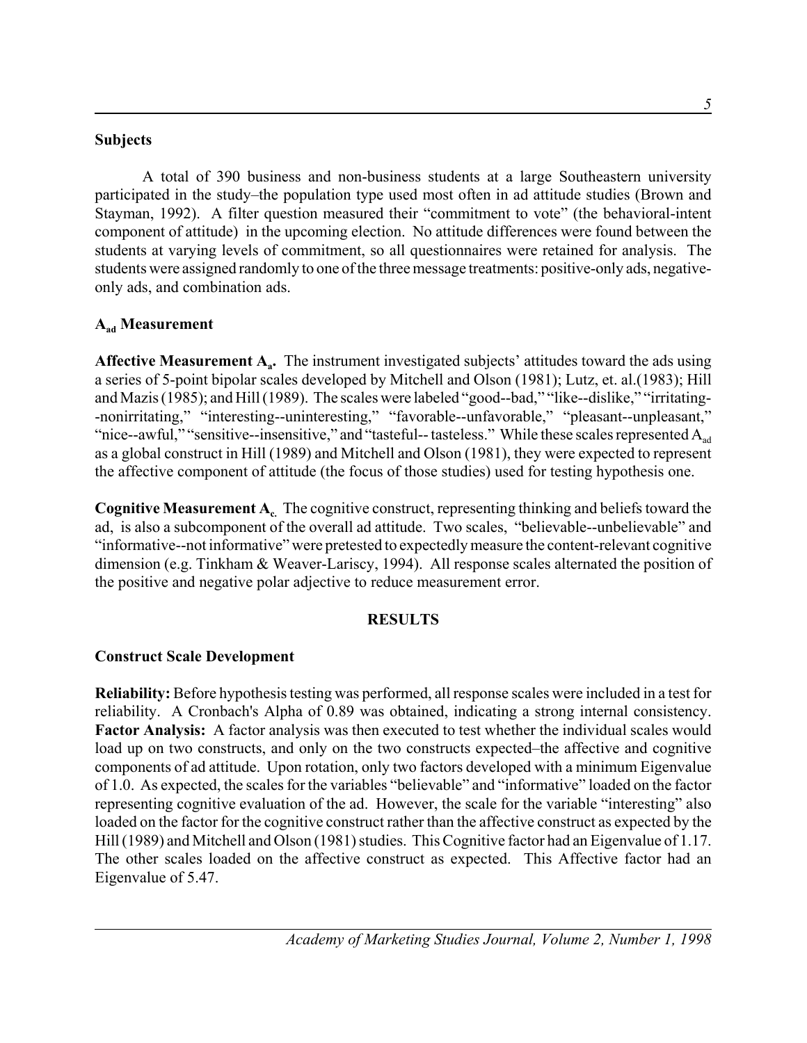### Subjects

A total of 390 business and non-business students at a large Southeastern university participated in the study–the population type used most often in ad attitude studies (Brown and Stayman, 1992). A filter question measured their "commitment to vote" (the behavioral-intent component of attitude) in the upcoming election. No attitude differences were found between the students at varying levels of commitment, so all questionnaires were retained for analysis. The students were assigned randomly to one of the three message treatments: positive-only ads, negative-only ads, and combination ads.

### $A_{ad}$ Measurement

**Affective Measurement $A_a$.** The instrument investigated subjects' attitudes toward the ads using a series of 5-point bipolar scales developed by Mitchell and Olson (1981); Lutz, et. al.(1983); Hill and Mazis (1985); and Hill (1989). The scales were labeled "good--bad," "like--dislike," "irritating--nonirritating," "interesting--uninteresting," "favorable--unfavorable," "pleasant--unpleasant," "nice--awful," "sensitive--insensitive," and "tasteful-- tasteless." While these scales represented $A_{ad}$ as a global construct in Hill (1989) and Mitchell and Olson (1981), they were expected to represent the affective component of attitude (the focus of those studies) used for testing hypothesis one.

**Cognitive Measurement $A_c$.** The cognitive construct, representing thinking and beliefs toward the ad, is also a subcomponent of the overall ad attitude. Two scales, "believable--unbelievable" and "informative--not informative" were pretested to expectedly measure the content-relevant cognitive dimension (e.g. Tinkham & Weaver-Lariscy, 1994). All response scales alternated the position of the positive and negative polar adjective to reduce measurement error.

## RESULTS

### Construct Scale Development

**Reliability:** Before hypothesis testing was performed, all response scales were included in a test for reliability. A Cronbach's Alpha of 0.89 was obtained, indicating a strong internal consistency. **Factor Analysis:** A factor analysis was then executed to test whether the individual scales would load up on two constructs, and only on the two constructs expected–the affective and cognitive components of ad attitude. Upon rotation, only two factors developed with a minimum Eigenvalue of 1.0. As expected, the scales for the variables "believable" and "informative" loaded on the factor representing cognitive evaluation of the ad. However, the scale for the variable "interesting" also loaded on the factor for the cognitive construct rather than the affective construct as expected by the Hill (1989) and Mitchell and Olson (1981) studies. This Cognitive factor had an Eigenvalue of 1.17. The other scales loaded on the affective construct as expected. This Affective factor had an Eigenvalue of 5.47.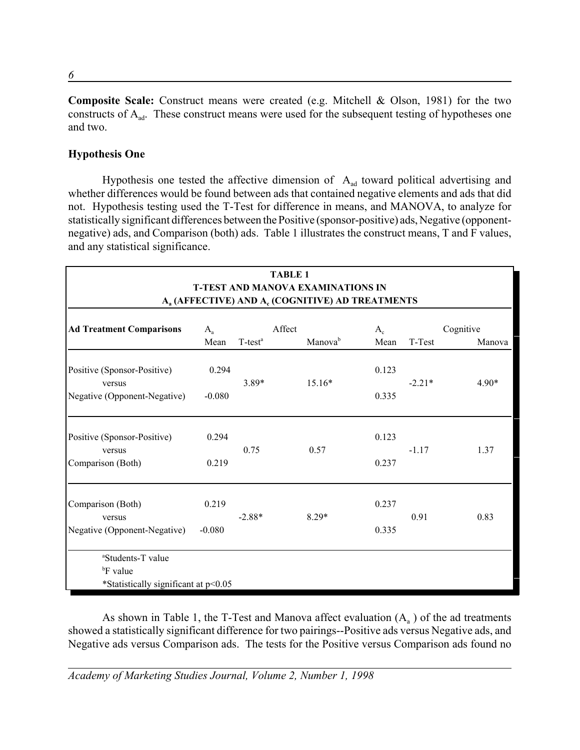**Composite Scale:** Construct means were created (e.g. Mitchell & Olson, 1981) for the two constructs of $A_{ad}$. These construct means were used for the subsequent testing of hypotheses one and two.

**Hypothesis One**

Hypothesis one tested the affective dimension of $A_{ad}$ toward political advertising and whether differences would be found between ads that contained negative elements and ads that did not. Hypothesis testing used the T-Test for difference in means, and MANOVA, to analyze for statistically significant differences between the Positive (sponsor-positive) ads, Negative (opponent-negative) ads, and Comparison (both) ads. Table 1 illustrates the construct means, T and F values, and any statistical significance.

**TABLE 1**
**T-TEST AND MANOVA EXAMINATIONS IN**
**$A_a$ (AFFECTIVE) AND $A_c$ (COGNITIVE) AD TREATMENTS**

| Ad Treatment Comparisons | Affect | | | Cognitive | | |
|---|---|---|---|---|---|---|
| | $A_a$ Mean | T-test[a] | Manova[b] | $A_c$ Mean | T-Test | Manova |
| Positive (Sponsor-Positive) | 0.294 | | | 0.123 | | |
| versus | | 3.89* | 15.16* | | -2.21* | 4.90* |
| Negative (Opponent-Negative) | -0.080 | | | 0.335 | | |
| Positive (Sponsor-Positive) | 0.294 | | | 0.123 | | |
| versus | | 0.75 | 0.57 | | -1.17 | 1.37 |
| Comparison (Both) | 0.219 | | | 0.237 | | |
| Comparison (Both) | 0.219 | | | 0.237 | | |
| versus | | -2.88* | 8.29* | | 0.91 | 0.83 |
| Negative (Opponent-Negative) | -0.080 | | | 0.335 | | |

[a]Students-T value
[b]F value
*Statistically significant at $p<0.05$

As shown in Table 1, the T-Test and Manova affect evaluation ($A_a$) of the ad treatments showed a statistically significant difference for two pairings--Positive ads versus Negative ads, and Negative ads versus Comparison ads. The tests for the Positive versus Comparison ads found no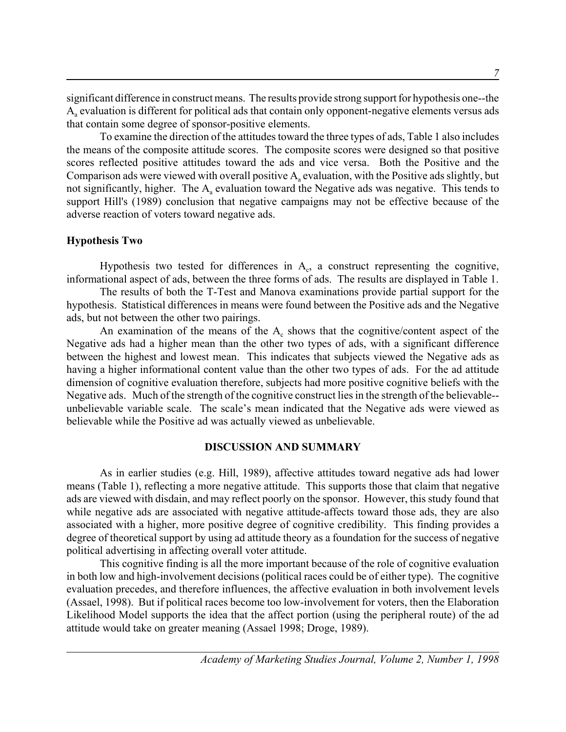significant difference in construct means. The results provide strong support for hypothesis one--the $A_a$ evaluation is different for political ads that contain only opponent-negative elements versus ads that contain some degree of sponsor-positive elements.

To examine the direction of the attitudes toward the three types of ads, Table 1 also includes the means of the composite attitude scores. The composite scores were designed so that positive scores reflected positive attitudes toward the ads and vice versa. Both the Positive and the Comparison ads were viewed with overall positive $A_a$ evaluation, with the Positive ads slightly, but not significantly, higher. The $A_a$ evaluation toward the Negative ads was negative. This tends to support Hill's (1989) conclusion that negative campaigns may not be effective because of the adverse reaction of voters toward negative ads.

### Hypothesis Two

Hypothesis two tested for differences in $A_c$, a construct representing the cognitive, informational aspect of ads, between the three forms of ads. The results are displayed in Table 1.

The results of both the T-Test and Manova examinations provide partial support for the hypothesis. Statistical differences in means were found between the Positive ads and the Negative ads, but not between the other two pairings.

An examination of the means of the $A_c$ shows that the cognitive/content aspect of the Negative ads had a higher mean than the other two types of ads, with a significant difference between the highest and lowest mean. This indicates that subjects viewed the Negative ads as having a higher informational content value than the other two types of ads. For the ad attitude dimension of cognitive evaluation therefore, subjects had more positive cognitive beliefs with the Negative ads. Much of the strength of the cognitive construct lies in the strength of the believable--unbelievable variable scale. The scale's mean indicated that the Negative ads were viewed as believable while the Positive ad was actually viewed as unbelievable.

## DISCUSSION AND SUMMARY

As in earlier studies (e.g. Hill, 1989), affective attitudes toward negative ads had lower means (Table 1), reflecting a more negative attitude. This supports those that claim that negative ads are viewed with disdain, and may reflect poorly on the sponsor. However, this study found that while negative ads are associated with negative attitude-affects toward those ads, they are also associated with a higher, more positive degree of cognitive credibility. This finding provides a degree of theoretical support by using ad attitude theory as a foundation for the success of negative political advertising in affecting overall voter attitude.

This cognitive finding is all the more important because of the role of cognitive evaluation in both low and high-involvement decisions (political races could be of either type). The cognitive evaluation precedes, and therefore influences, the affective evaluation in both involvement levels (Assael, 1998). But if political races become too low-involvement for voters, then the Elaboration Likelihood Model supports the idea that the affect portion (using the peripheral route) of the ad attitude would take on greater meaning (Assael 1998; Droge, 1989).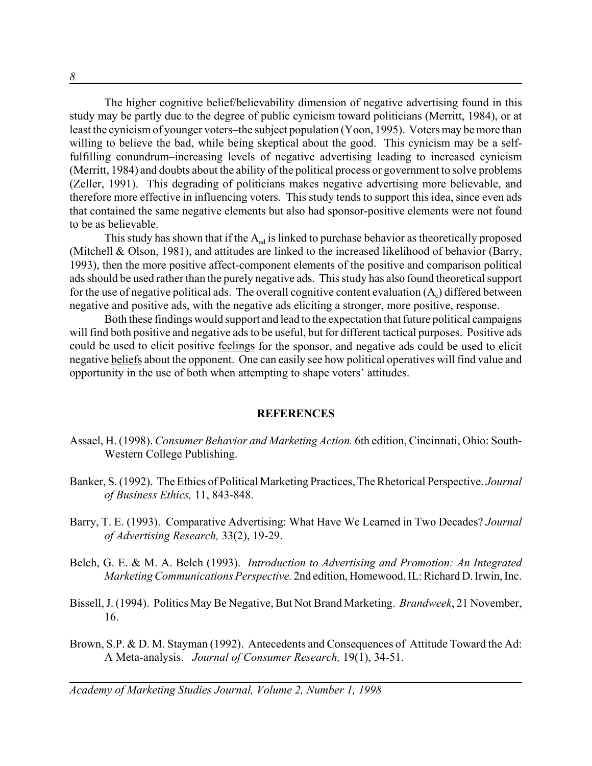The higher cognitive belief/believability dimension of negative advertising found in this study may be partly due to the degree of public cynicism toward politicians (Merritt, 1984), or at least the cynicism of younger voters–the subject population (Yoon, 1995). Voters may be more than willing to believe the bad, while being skeptical about the good. This cynicism may be a self-fulfilling conundrum–increasing levels of negative advertising leading to increased cynicism (Merritt, 1984) and doubts about the ability of the political process or government to solve problems (Zeller, 1991). This degrading of politicians makes negative advertising more believable, and therefore more effective in influencing voters. This study tends to support this idea, since even ads that contained the same negative elements but also had sponsor-positive elements were not found to be as believable.

This study has shown that if the $A_{ad}$ is linked to purchase behavior as theoretically proposed (Mitchell & Olson, 1981), and attitudes are linked to the increased likelihood of behavior (Barry, 1993), then the more positive affect-component elements of the positive and comparison political ads should be used rather than the purely negative ads. This study has also found theoretical support for the use of negative political ads. The overall cognitive content evaluation ($A_c$) differed between negative and positive ads, with the negative ads eliciting a stronger, more positive, response.

Both these findings would support and lead to the expectation that future political campaigns will find both positive and negative ads to be useful, but for different tactical purposes. Positive ads could be used to elicit positive <u>feelings</u> for the sponsor, and negative ads could be used to elicit negative <u>beliefs</u> about the opponent. One can easily see how political operatives will find value and opportunity in the use of both when attempting to shape voters' attitudes.

## REFERENCES

Assael, H. (1998). *Consumer Behavior and Marketing Action.* 6th edition, Cincinnati, Ohio: South-Western College Publishing.

Banker, S. (1992). The Ethics of Political Marketing Practices, The Rhetorical Perspective. *Journal of Business Ethics,* 11, 843-848.

Barry, T. E. (1993). Comparative Advertising: What Have We Learned in Two Decades? *Journal of Advertising Research,* 33(2), 19-29.

Belch, G. E. & M. A. Belch (1993). *Introduction to Advertising and Promotion: An Integrated Marketing Communications Perspective.* 2nd edition, Homewood, IL: Richard D. Irwin, Inc.

Bissell, J. (1994). Politics May Be Negative, But Not Brand Marketing. *Brandweek*, 21 November, 16.

Brown, S.P. & D. M. Stayman (1992). Antecedents and Consequences of Attitude Toward the Ad: A Meta-analysis. *Journal of Consumer Research,* 19(1), 34-51.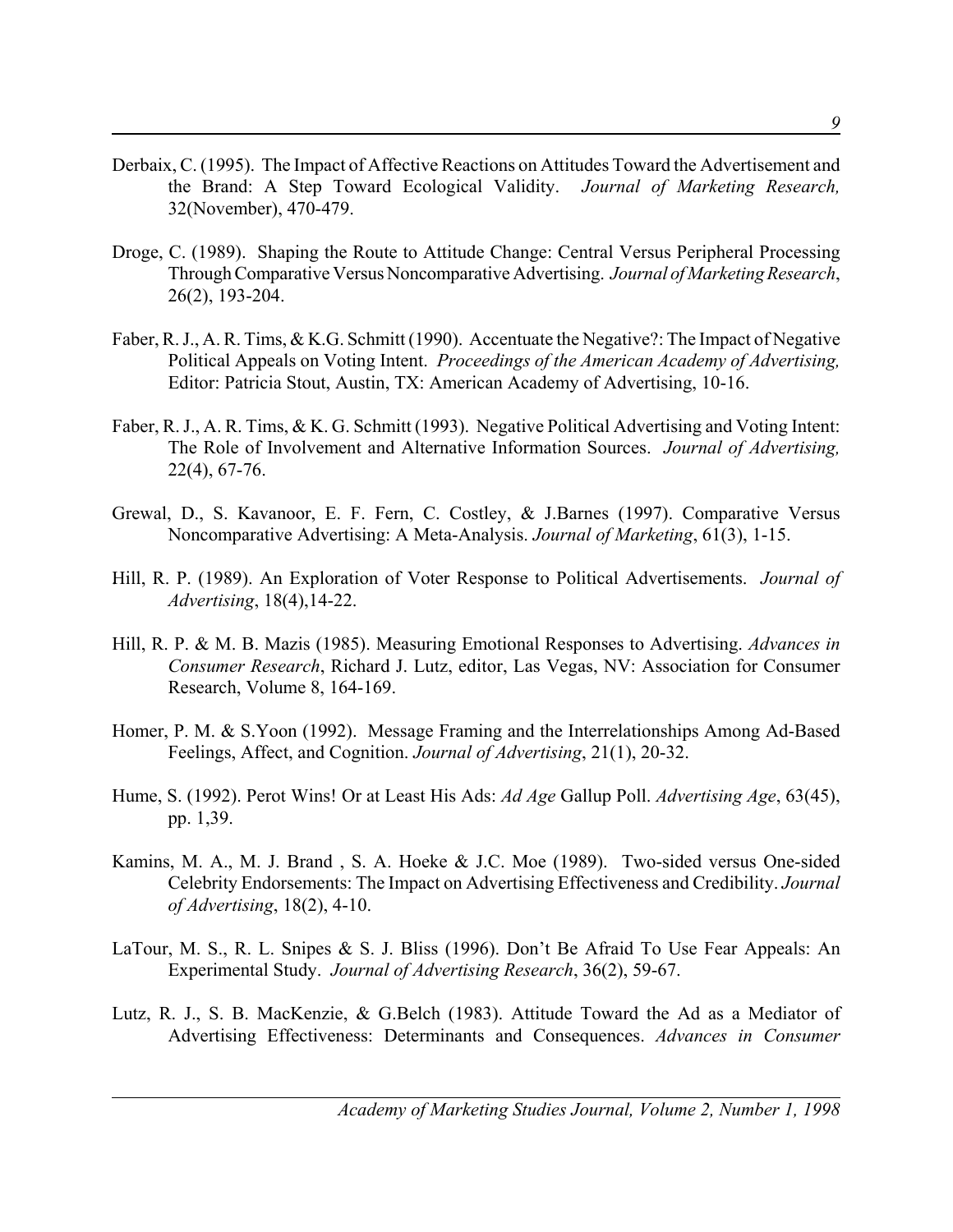Derbaix, C. (1995). The Impact of Affective Reactions on Attitudes Toward the Advertisement and the Brand: A Step Toward Ecological Validity. *Journal of Marketing Research,* 32(November), 470-479.

Droge, C. (1989). Shaping the Route to Attitude Change: Central Versus Peripheral Processing Through Comparative Versus Noncomparative Advertising. *Journal of Marketing Research*, 26(2), 193-204.

Faber, R. J., A. R. Tims, & K.G. Schmitt (1990). Accentuate the Negative?: The Impact of Negative Political Appeals on Voting Intent. *Proceedings of the American Academy of Advertising,* Editor: Patricia Stout, Austin, TX: American Academy of Advertising, 10-16.

Faber, R. J., A. R. Tims, & K. G. Schmitt (1993). Negative Political Advertising and Voting Intent: The Role of Involvement and Alternative Information Sources. *Journal of Advertising,* 22(4), 67-76.

Grewal, D., S. Kavanoor, E. F. Fern, C. Costley, & J.Barnes (1997). Comparative Versus Noncomparative Advertising: A Meta-Analysis. *Journal of Marketing*, 61(3), 1-15.

Hill, R. P. (1989). An Exploration of Voter Response to Political Advertisements. *Journal of Advertising*, 18(4),14-22.

Hill, R. P. & M. B. Mazis (1985). Measuring Emotional Responses to Advertising. *Advances in Consumer Research*, Richard J. Lutz, editor, Las Vegas, NV: Association for Consumer Research, Volume 8, 164-169.

Homer, P. M. & S.Yoon (1992). Message Framing and the Interrelationships Among Ad-Based Feelings, Affect, and Cognition. *Journal of Advertising*, 21(1), 20-32.

Hume, S. (1992). Perot Wins! Or at Least His Ads: *Ad Age* Gallup Poll. *Advertising Age*, 63(45), pp. 1,39.

Kamins, M. A., M. J. Brand , S. A. Hoeke & J.C. Moe (1989). Two-sided versus One-sided Celebrity Endorsements: The Impact on Advertising Effectiveness and Credibility. *Journal of Advertising*, 18(2), 4-10.

LaTour, M. S., R. L. Snipes & S. J. Bliss (1996). Don't Be Afraid To Use Fear Appeals: An Experimental Study. *Journal of Advertising Research*, 36(2), 59-67.

Lutz, R. J., S. B. MacKenzie, & G.Belch (1983). Attitude Toward the Ad as a Mediator of Advertising Effectiveness: Determinants and Consequences. *Advances in Consumer*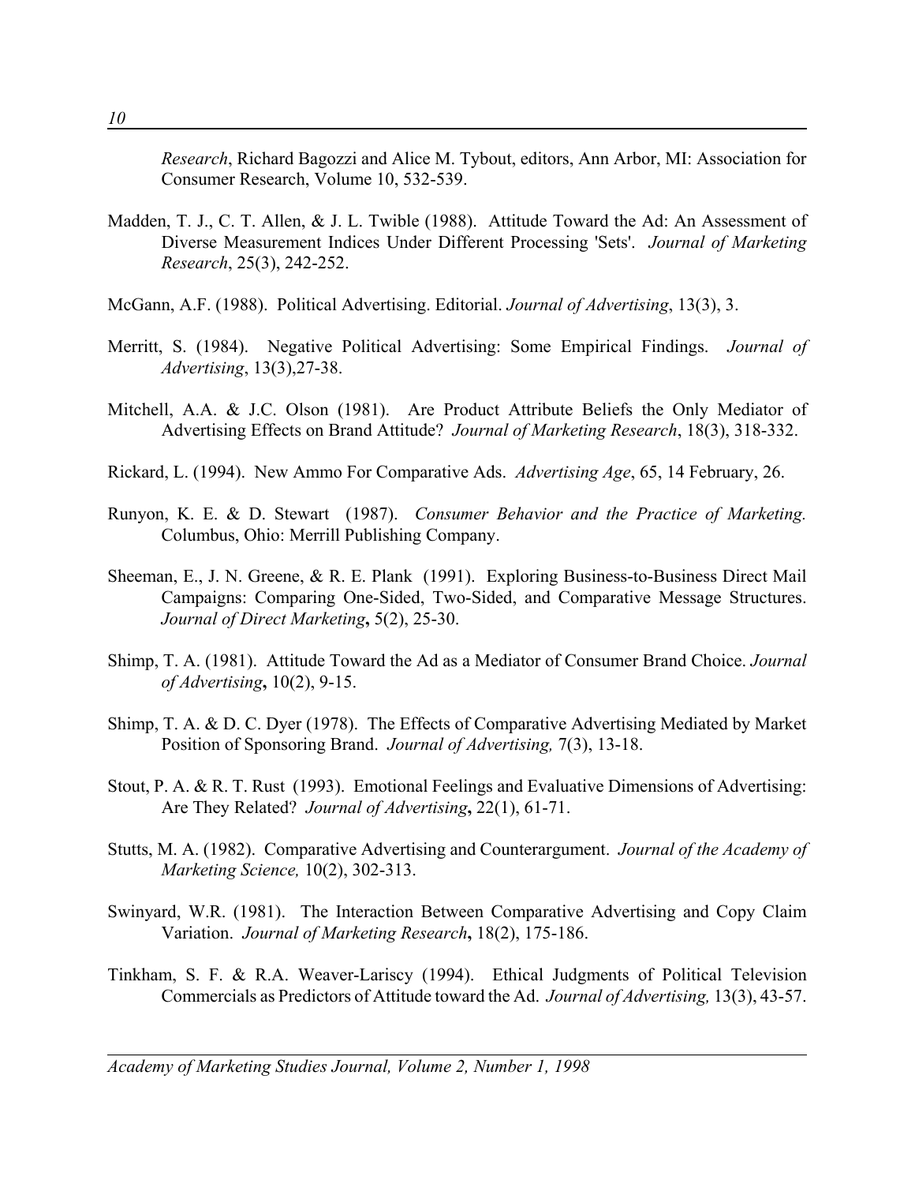*Research*, Richard Bagozzi and Alice M. Tybout, editors, Ann Arbor, MI: Association for Consumer Research, Volume 10, 532-539.

Madden, T. J., C. T. Allen, & J. L. Twible (1988). Attitude Toward the Ad: An Assessment of Diverse Measurement Indices Under Different Processing 'Sets'. *Journal of Marketing Research*, 25(3), 242-252.

McGann, A.F. (1988). Political Advertising. Editorial. *Journal of Advertising*, 13(3), 3.

Merritt, S. (1984). Negative Political Advertising: Some Empirical Findings. *Journal of Advertising*, 13(3),27-38.

Mitchell, A.A. & J.C. Olson (1981). Are Product Attribute Beliefs the Only Mediator of Advertising Effects on Brand Attitude? *Journal of Marketing Research*, 18(3), 318-332.

Rickard, L. (1994). New Ammo For Comparative Ads. *Advertising Age*, 65, 14 February, 26.

Runyon, K. E. & D. Stewart (1987). *Consumer Behavior and the Practice of Marketing.* Columbus, Ohio: Merrill Publishing Company.

Sheeman, E., J. N. Greene, & R. E. Plank (1991). Exploring Business-to-Business Direct Mail Campaigns: Comparing One-Sided, Two-Sided, and Comparative Message Structures. *Journal of Direct Marketing*, 5(2), 25-30.

Shimp, T. A. (1981). Attitude Toward the Ad as a Mediator of Consumer Brand Choice. *Journal of Advertising*, 10(2), 9-15.

Shimp, T. A. & D. C. Dyer (1978). The Effects of Comparative Advertising Mediated by Market Position of Sponsoring Brand. *Journal of Advertising,* 7(3), 13-18.

Stout, P. A. & R. T. Rust (1993). Emotional Feelings and Evaluative Dimensions of Advertising: Are They Related? *Journal of Advertising*, 22(1), 61-71.

Stutts, M. A. (1982). Comparative Advertising and Counterargument. *Journal of the Academy of Marketing Science,* 10(2), 302-313.

Swinyard, W.R. (1981). The Interaction Between Comparative Advertising and Copy Claim Variation. *Journal of Marketing Research*, 18(2), 175-186.

Tinkham, S. F. & R.A. Weaver-Lariscy (1994). Ethical Judgments of Political Television Commercials as Predictors of Attitude toward the Ad. *Journal of Advertising,* 13(3), 43-57.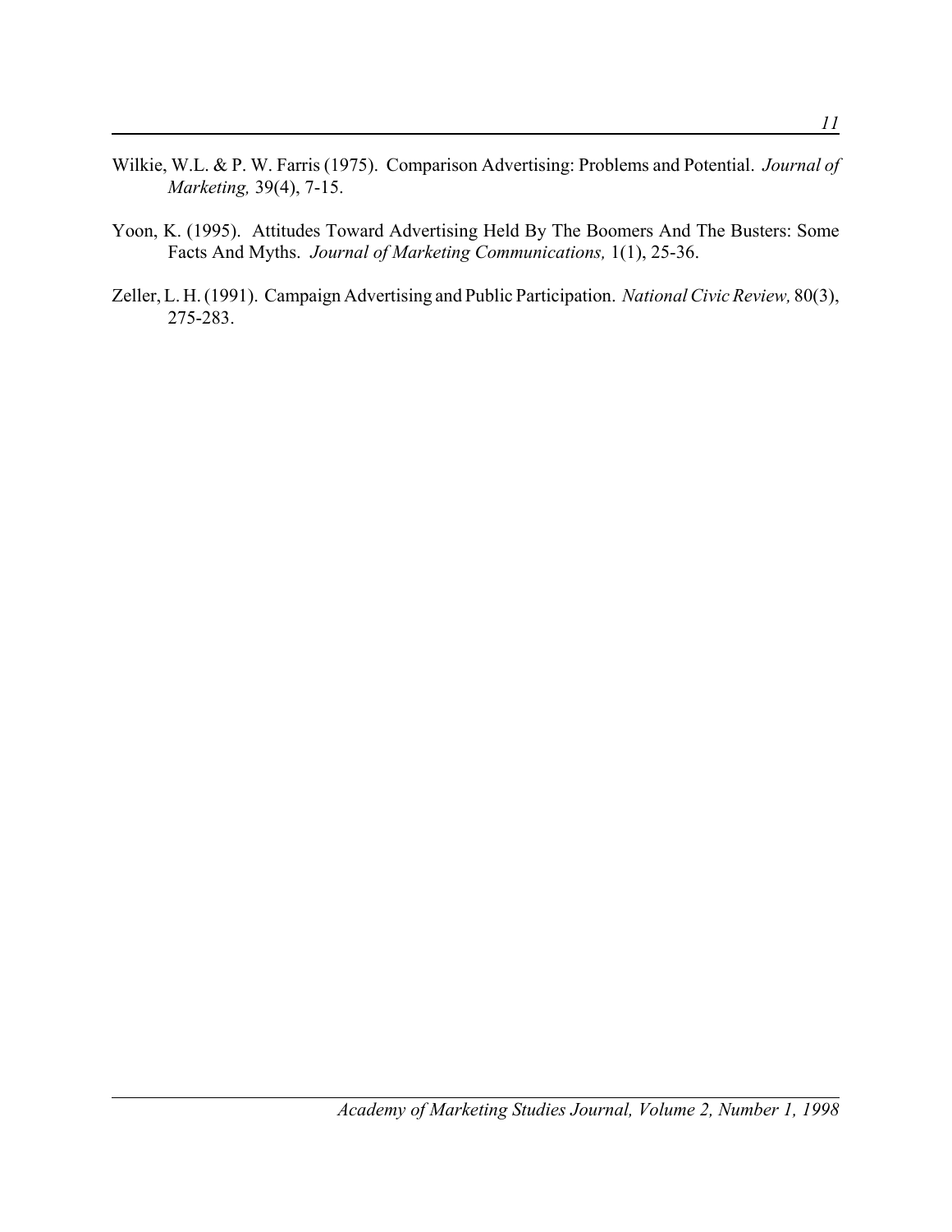Wilkie, W.L. & P. W. Farris (1975). Comparison Advertising: Problems and Potential. *Journal of Marketing,* 39(4), 7-15.

Yoon, K. (1995). Attitudes Toward Advertising Held By The Boomers And The Busters: Some Facts And Myths. *Journal of Marketing Communications,* 1(1), 25-36.

Zeller, L. H. (1991). Campaign Advertising and Public Participation. *National Civic Review,* 80(3), 275-283.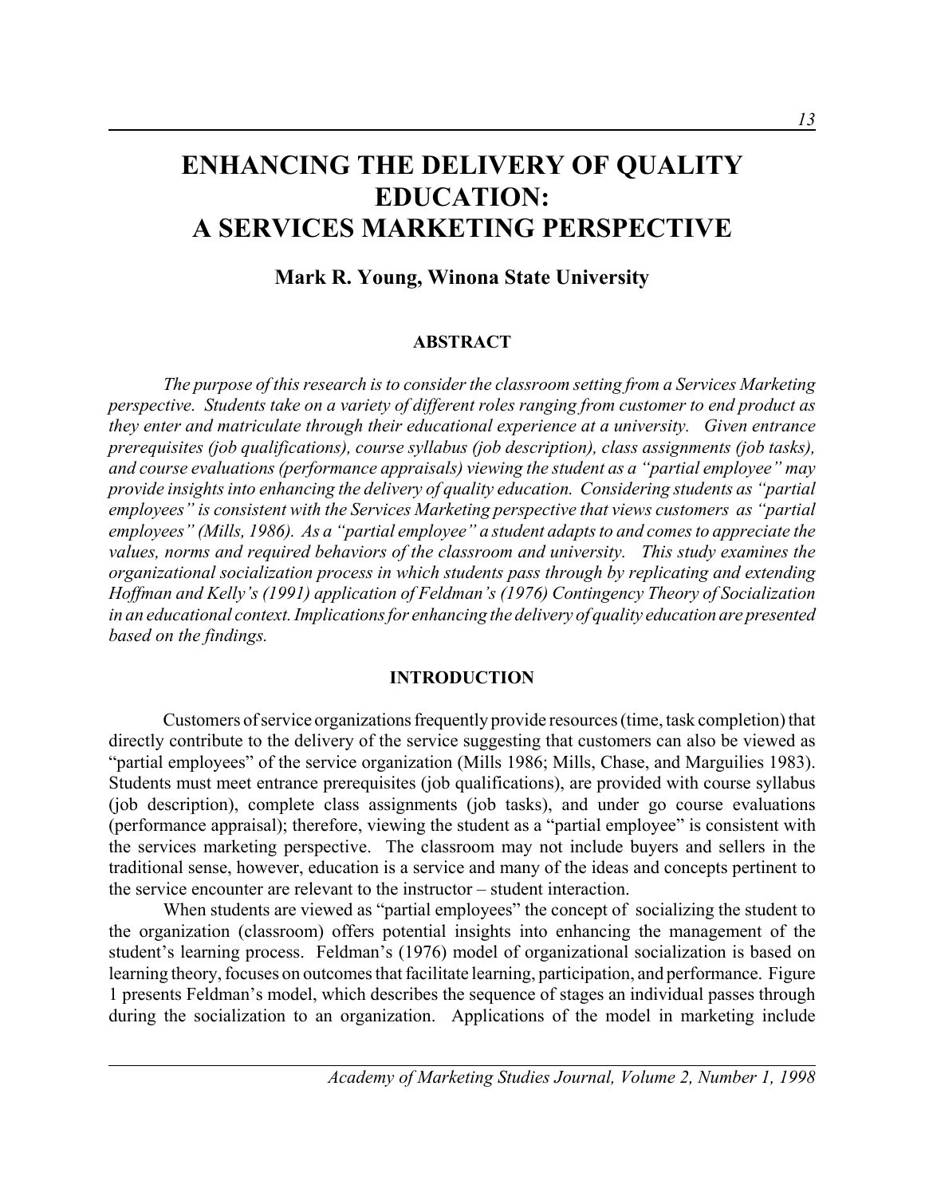# ENHANCING THE DELIVERY OF QUALITY EDUCATION: A SERVICES MARKETING PERSPECTIVE

**Mark R. Young, Winona State University**

## ABSTRACT

*The purpose of this research is to consider the classroom setting from a Services Marketing perspective. Students take on a variety of different roles ranging from customer to end product as they enter and matriculate through their educational experience at a university. Given entrance prerequisites (job qualifications), course syllabus (job description), class assignments (job tasks), and course evaluations (performance appraisals) viewing the student as a "partial employee" may provide insights into enhancing the delivery of quality education. Considering students as "partial employees" is consistent with the Services Marketing perspective that views customers as "partial employees" (Mills, 1986). As a "partial employee" a student adapts to and comes to appreciate the values, norms and required behaviors of the classroom and university. This study examines the organizational socialization process in which students pass through by replicating and extending Hoffman and Kelly's (1991) application of Feldman's (1976) Contingency Theory of Socialization in an educational context. Implications for enhancing the delivery of quality education are presented based on the findings.*

## INTRODUCTION

Customers of service organizations frequently provide resources (time, task completion) that directly contribute to the delivery of the service suggesting that customers can also be viewed as "partial employees" of the service organization (Mills 1986; Mills, Chase, and Marguilies 1983). Students must meet entrance prerequisites (job qualifications), are provided with course syllabus (job description), complete class assignments (job tasks), and under go course evaluations (performance appraisal); therefore, viewing the student as a "partial employee" is consistent with the services marketing perspective. The classroom may not include buyers and sellers in the traditional sense, however, education is a service and many of the ideas and concepts pertinent to the service encounter are relevant to the instructor – student interaction.

When students are viewed as "partial employees" the concept of socializing the student to the organization (classroom) offers potential insights into enhancing the management of the student's learning process. Feldman's (1976) model of organizational socialization is based on learning theory, focuses on outcomes that facilitate learning, participation, and performance. Figure 1 presents Feldman's model, which describes the sequence of stages an individual passes through during the socialization to an organization. Applications of the model in marketing include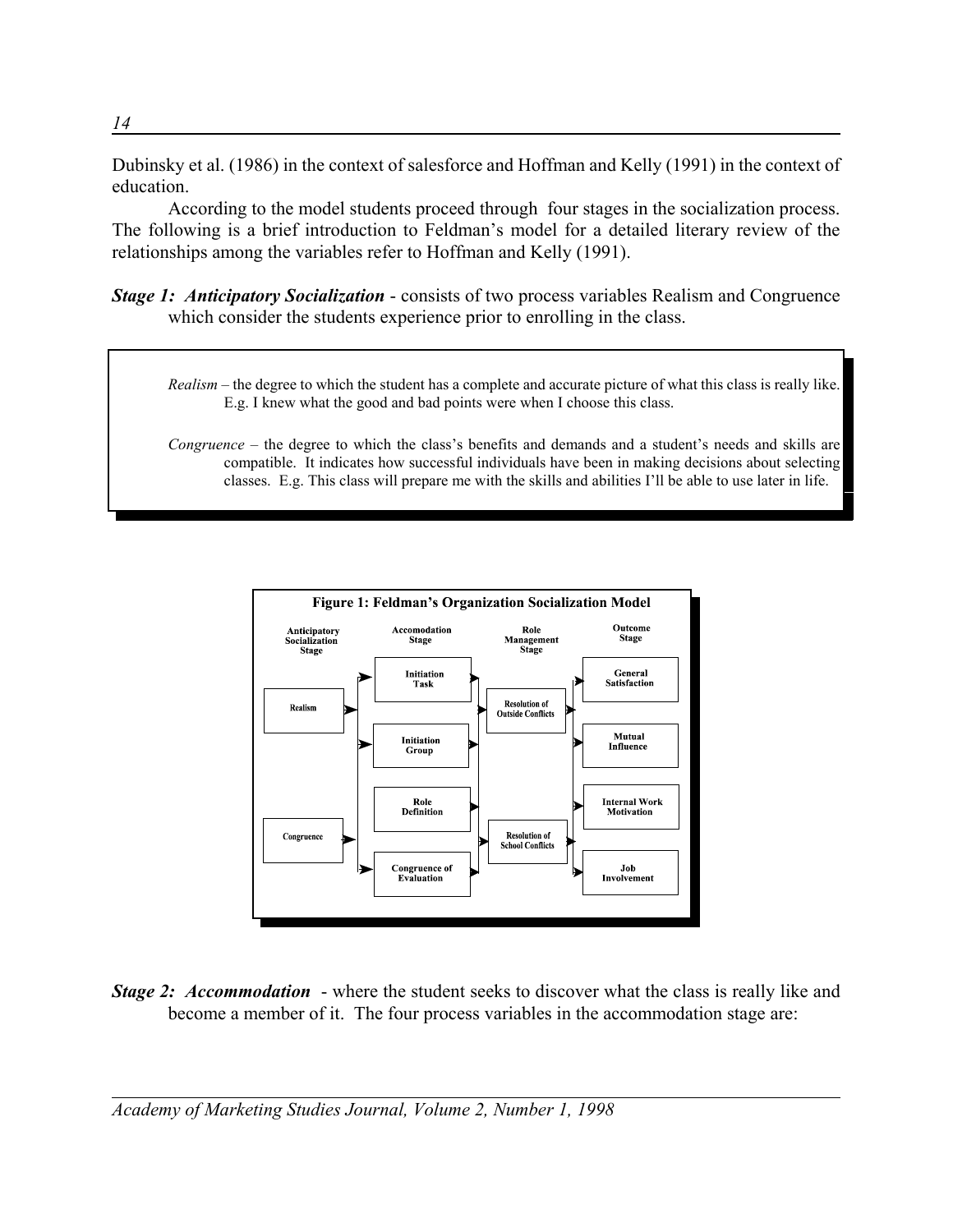Dubinsky et al. (1986) in the context of salesforce and Hoffman and Kelly (1991) in the context of education.

According to the model students proceed through four stages in the socialization process. The following is a brief introduction to Feldman's model for a detailed literary review of the relationships among the variables refer to Hoffman and Kelly (1991).

***Stage 1: Anticipatory Socialization*** - consists of two process variables Realism and Congruence which consider the students experience prior to enrolling in the class.

> *Realism* – the degree to which the student has a complete and accurate picture of what this class is really like. E.g. I knew what the good and bad points were when I choose this class.
>
> *Congruence* – the degree to which the class's benefits and demands and a student's needs and skills are compatible. It indicates how successful individuals have been in making decisions about selecting classes. E.g. This class will prepare me with the skills and abilities I'll be able to use later in life.

**Figure 1: Feldman's Organization Socialization Model**

| Anticipatory Socialization Stage | Accomodation Stage | Role Management Stage | Outcome Stage |
|---|---|---|---|
| Realism | Initiation Task | Resolution of Outside Conflicts | General Satisfaction |
| Congruence | Initiation Group | Resolution of School Conflicts | Mutual Influence |
| | Role Definition | | Internal Work Motivation |
| | Congruence of Evaluation | | Job Involvement |

***Stage 2: Accommodation*** - where the student seeks to discover what the class is really like and become a member of it. The four process variables in the accommodation stage are: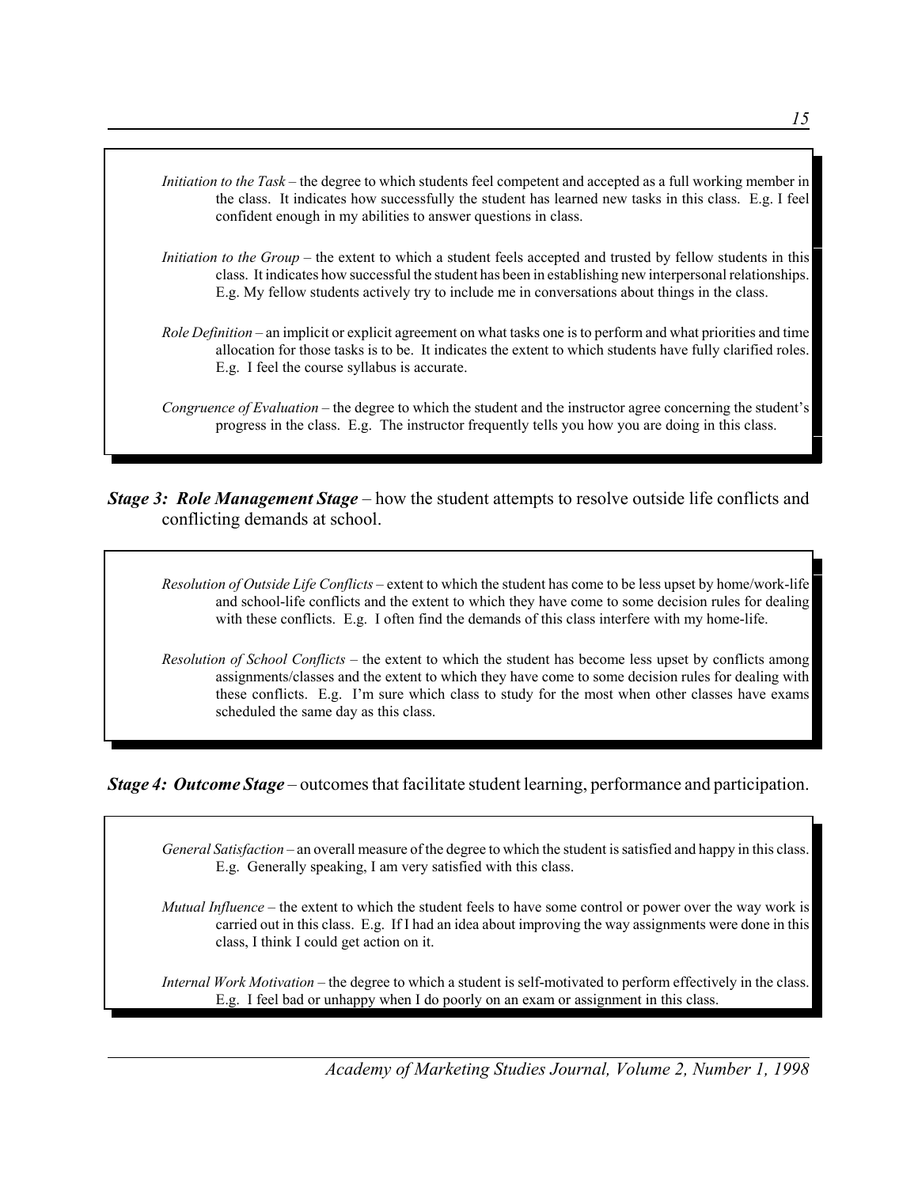*Initiation to the Task* – the degree to which students feel competent and accepted as a full working member in the class. It indicates how successfully the student has learned new tasks in this class. E.g. I feel confident enough in my abilities to answer questions in class.

*Initiation to the Group* – the extent to which a student feels accepted and trusted by fellow students in this class. It indicates how successful the student has been in establishing new interpersonal relationships. E.g. My fellow students actively try to include me in conversations about things in the class.

*Role Definition* – an implicit or explicit agreement on what tasks one is to perform and what priorities and time allocation for those tasks is to be. It indicates the extent to which students have fully clarified roles. E.g. I feel the course syllabus is accurate.

*Congruence of Evaluation* – the degree to which the student and the instructor agree concerning the student's progress in the class. E.g. The instructor frequently tells you how you are doing in this class.

***Stage 3: Role Management Stage*** – how the student attempts to resolve outside life conflicts and conflicting demands at school.

*Resolution of Outside Life Conflicts* – extent to which the student has come to be less upset by home/work-life and school-life conflicts and the extent to which they have come to some decision rules for dealing with these conflicts. E.g. I often find the demands of this class interfere with my home-life.

*Resolution of School Conflicts* – the extent to which the student has become less upset by conflicts among assignments/classes and the extent to which they have come to some decision rules for dealing with these conflicts. E.g. I'm sure which class to study for the most when other classes have exams scheduled the same day as this class.

***Stage 4: Outcome Stage*** – outcomes that facilitate student learning, performance and participation.

*General Satisfaction* – an overall measure of the degree to which the student is satisfied and happy in this class. E.g. Generally speaking, I am very satisfied with this class.

*Mutual Influence* – the extent to which the student feels to have some control or power over the way work is carried out in this class. E.g. If I had an idea about improving the way assignments were done in this class, I think I could get action on it.

*Internal Work Motivation* – the degree to which a student is self-motivated to perform effectively in the class. E.g. I feel bad or unhappy when I do poorly on an exam or assignment in this class.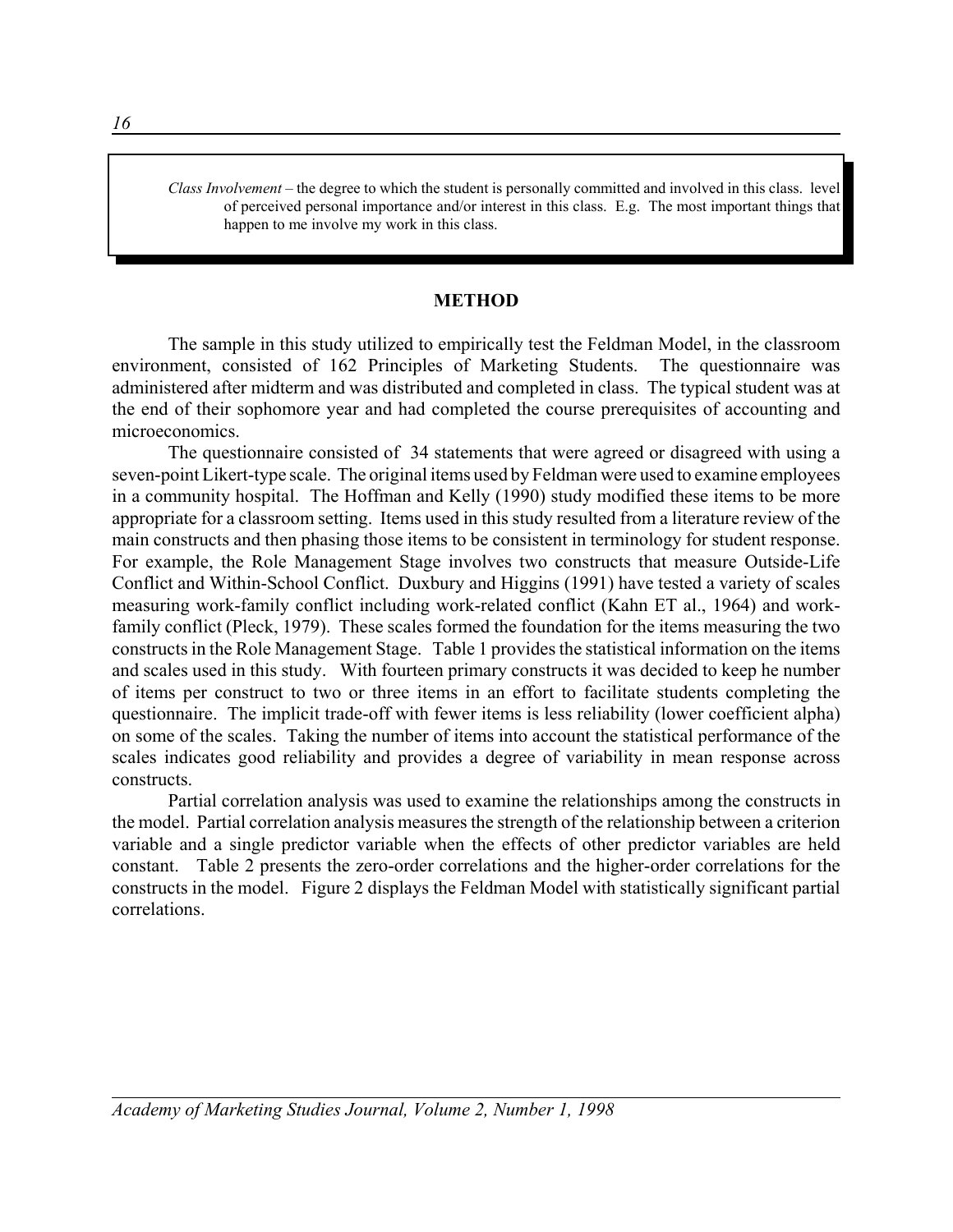*Class Involvement* – the degree to which the student is personally committed and involved in this class. level of perceived personal importance and/or interest in this class. E.g. The most important things that happen to me involve my work in this class.

## METHOD

The sample in this study utilized to empirically test the Feldman Model, in the classroom environment, consisted of 162 Principles of Marketing Students. The questionnaire was administered after midterm and was distributed and completed in class. The typical student was at the end of their sophomore year and had completed the course prerequisites of accounting and microeconomics.

The questionnaire consisted of 34 statements that were agreed or disagreed with using a seven-point Likert-type scale. The original items used by Feldman were used to examine employees in a community hospital. The Hoffman and Kelly (1990) study modified these items to be more appropriate for a classroom setting. Items used in this study resulted from a literature review of the main constructs and then phasing those items to be consistent in terminology for student response. For example, the Role Management Stage involves two constructs that measure Outside-Life Conflict and Within-School Conflict. Duxbury and Higgins (1991) have tested a variety of scales measuring work-family conflict including work-related conflict (Kahn ET al., 1964) and work-family conflict (Pleck, 1979). These scales formed the foundation for the items measuring the two constructs in the Role Management Stage. Table 1 provides the statistical information on the items and scales used in this study. With fourteen primary constructs it was decided to keep he number of items per construct to two or three items in an effort to facilitate students completing the questionnaire. The implicit trade-off with fewer items is less reliability (lower coefficient alpha) on some of the scales. Taking the number of items into account the statistical performance of the scales indicates good reliability and provides a degree of variability in mean response across constructs.

Partial correlation analysis was used to examine the relationships among the constructs in the model. Partial correlation analysis measures the strength of the relationship between a criterion variable and a single predictor variable when the effects of other predictor variables are held constant. Table 2 presents the zero-order correlations and the higher-order correlations for the constructs in the model. Figure 2 displays the Feldman Model with statistically significant partial correlations.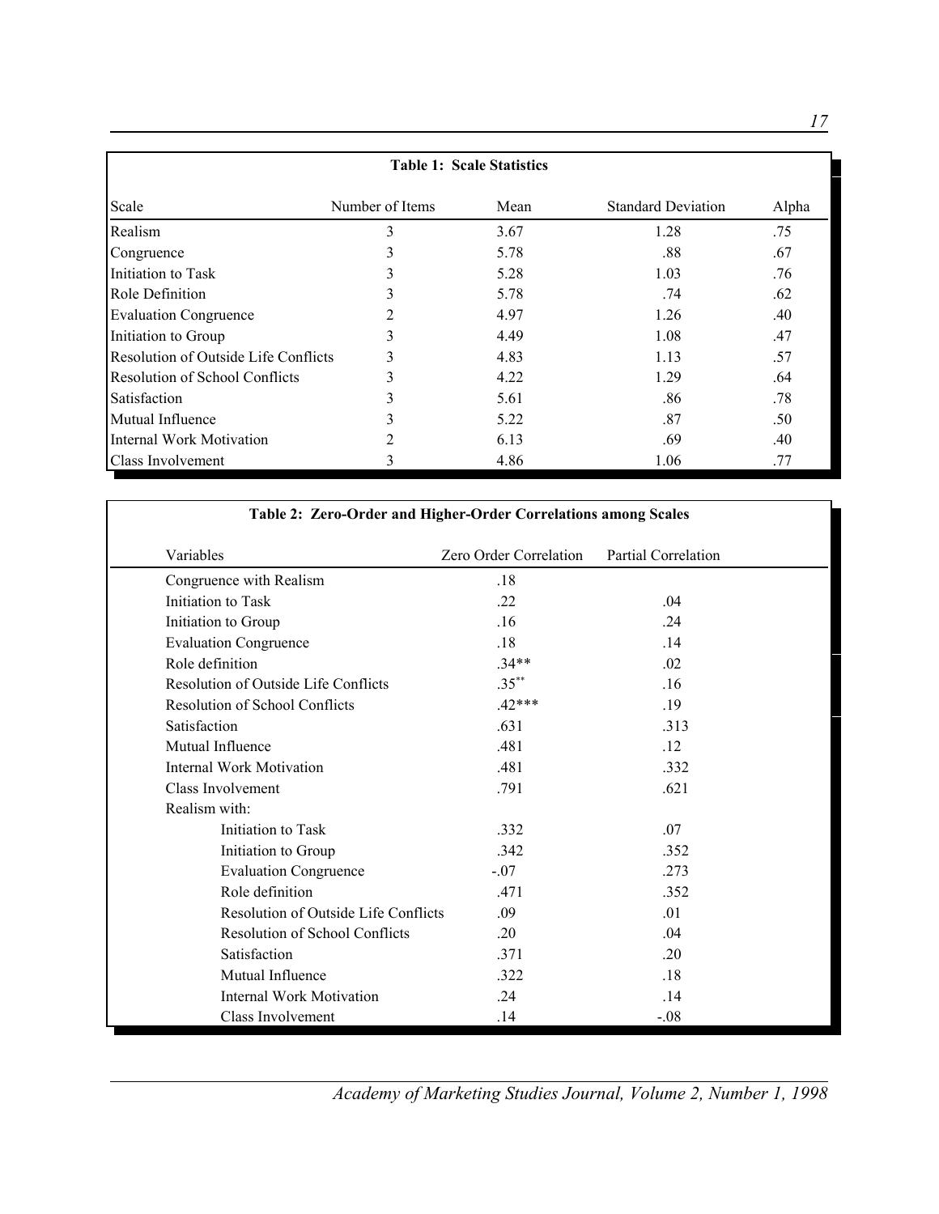**Table 1: Scale Statistics**

| Scale | Number of Items | Mean | Standard Deviation | Alpha |
|---|---|---|---|---|
| Realism | 3 | 3.67 | 1.28 | .75 |
| Congruence | 3 | 5.78 | .88 | .67 |
| Initiation to Task | 3 | 5.28 | 1.03 | .76 |
| Role Definition | 3 | 5.78 | .74 | .62 |
| Evaluation Congruence | 2 | 4.97 | 1.26 | .40 |
| Initiation to Group | 3 | 4.49 | 1.08 | .47 |
| Resolution of Outside Life Conflicts | 3 | 4.83 | 1.13 | .57 |
| Resolution of School Conflicts | 3 | 4.22 | 1.29 | .64 |
| Satisfaction | 3 | 5.61 | .86 | .78 |
| Mutual Influence | 3 | 5.22 | .87 | .50 |
| Internal Work Motivation | 2 | 6.13 | .69 | .40 |
| Class Involvement | 3 | 4.86 | 1.06 | .77 |

**Table 2: Zero-Order and Higher-Order Correlations among Scales**

| Variables | Zero Order Correlation | Partial Correlation |
|---|---|---|
| Congruence with Realism | .18 | |
| Initiation to Task | .22 | .04 |
| Initiation to Group | .16 | .24 |
| Evaluation Congruence | .18 | .14 |
| Role definition | .34** | .02 |
| Resolution of Outside Life Conflicts | .35** | .16 |
| Resolution of School Conflicts | .42*** | .19 |
| Satisfaction | .631 | .313 |
| Mutual Influence | .481 | .12 |
| Internal Work Motivation | .481 | .332 |
| Class Involvement | .791 | .621 |
| Realism with: | | |
| Initiation to Task | .332 | .07 |
| Initiation to Group | .342 | .352 |
| Evaluation Congruence | -.07 | .273 |
| Role definition | .471 | .352 |
| Resolution of Outside Life Conflicts | .09 | .01 |
| Resolution of School Conflicts | .20 | .04 |
| Satisfaction | .371 | .20 |
| Mutual Influence | .322 | .18 |
| Internal Work Motivation | .24 | .14 |
| Class Involvement | .14 | -.08 |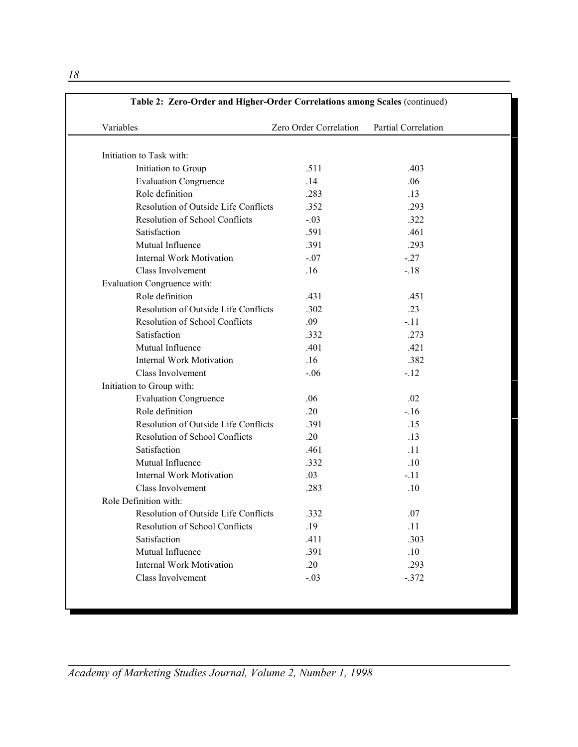**Table 2: Zero-Order and Higher-Order Correlations among Scales** (continued)

| Variables | Zero Order Correlation | Partial Correlation |
|---|---|---|
| Initiation to Task with: | | |
| Initiation to Group | .511 | .403 |
| Evaluation Congruence | .14 | .06 |
| Role definition | .283 | .13 |
| Resolution of Outside Life Conflicts | .352 | .293 |
| Resolution of School Conflicts | -.03 | .322 |
| Satisfaction | .591 | .461 |
| Mutual Influence | .391 | .293 |
| Internal Work Motivation | -.07 | -.27 |
| Class Involvement | .16 | -.18 |
| Evaluation Congruence with: | | |
| Role definition | .431 | .451 |
| Resolution of Outside Life Conflicts | .302 | .23 |
| Resolution of School Conflicts | .09 | -.11 |
| Satisfaction | .332 | .273 |
| Mutual Influence | .401 | .421 |
| Internal Work Motivation | .16 | .382 |
| Class Involvement | -.06 | -.12 |
| Initiation to Group with: | | |
| Evaluation Congruence | .06 | .02 |
| Role definition | .20 | -.16 |
| Resolution of Outside Life Conflicts | .391 | .15 |
| Resolution of School Conflicts | .20 | .13 |
| Satisfaction | .461 | .11 |
| Mutual Influence | .332 | .10 |
| Internal Work Motivation | .03 | -.11 |
| Class Involvement | .283 | .10 |
| Role Definition with: | | |
| Resolution of Outside Life Conflicts | .332 | .07 |
| Resolution of School Conflicts | .19 | .11 |
| Satisfaction | .411 | .303 |
| Mutual Influence | .391 | .10 |
| Internal Work Motivation | .20 | .293 |
| Class Involvement | -.03 | -.372 |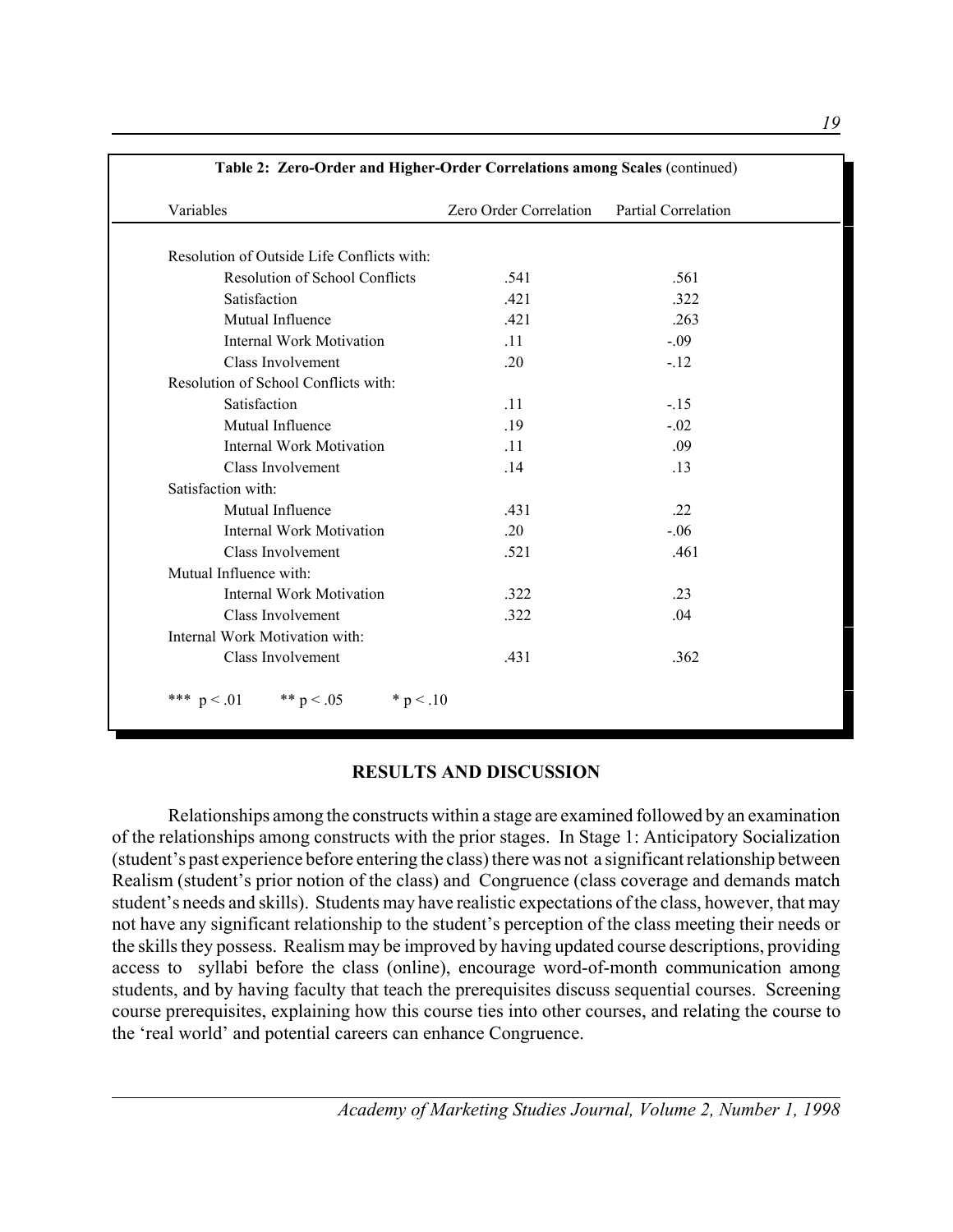**Table 2: Zero-Order and Higher-Order Correlations among Scales** (continued)

| Variables | Zero Order Correlation | Partial Correlation |
|---|---|---|
| Resolution of Outside Life Conflicts with: | | |
| Resolution of School Conflicts | .541 | .561 |
| Satisfaction | .421 | .322 |
| Mutual Influence | .421 | .263 |
| Internal Work Motivation | .11 | -.09 |
| Class Involvement | .20 | -.12 |
| Resolution of School Conflicts with: | | |
| Satisfaction | .11 | -.15 |
| Mutual Influence | .19 | -.02 |
| Internal Work Motivation | .11 | .09 |
| Class Involvement | .14 | .13 |
| Satisfaction with: | | |
| Mutual Influence | .431 | .22 |
| Internal Work Motivation | .20 | -.06 |
| Class Involvement | .521 | .461 |
| Mutual Influence with: | | |
| Internal Work Motivation | .322 | .23 |
| Class Involvement | .322 | .04 |
| Internal Work Motivation with: | | |
| Class Involvement | .431 | .362 |

*** $p < .01$ ** $p < .05$ * $p < .10$

## RESULTS AND DISCUSSION

Relationships among the constructs within a stage are examined followed by an examination of the relationships among constructs with the prior stages. In Stage 1: Anticipatory Socialization (student's past experience before entering the class) there was not a significant relationship between Realism (student's prior notion of the class) and Congruence (class coverage and demands match student's needs and skills). Students may have realistic expectations of the class, however, that may not have any significant relationship to the student's perception of the class meeting their needs or the skills they possess. Realism may be improved by having updated course descriptions, providing access to syllabi before the class (online), encourage word-of-month communication among students, and by having faculty that teach the prerequisites discuss sequential courses. Screening course prerequisites, explaining how this course ties into other courses, and relating the course to the 'real world' and potential careers can enhance Congruence.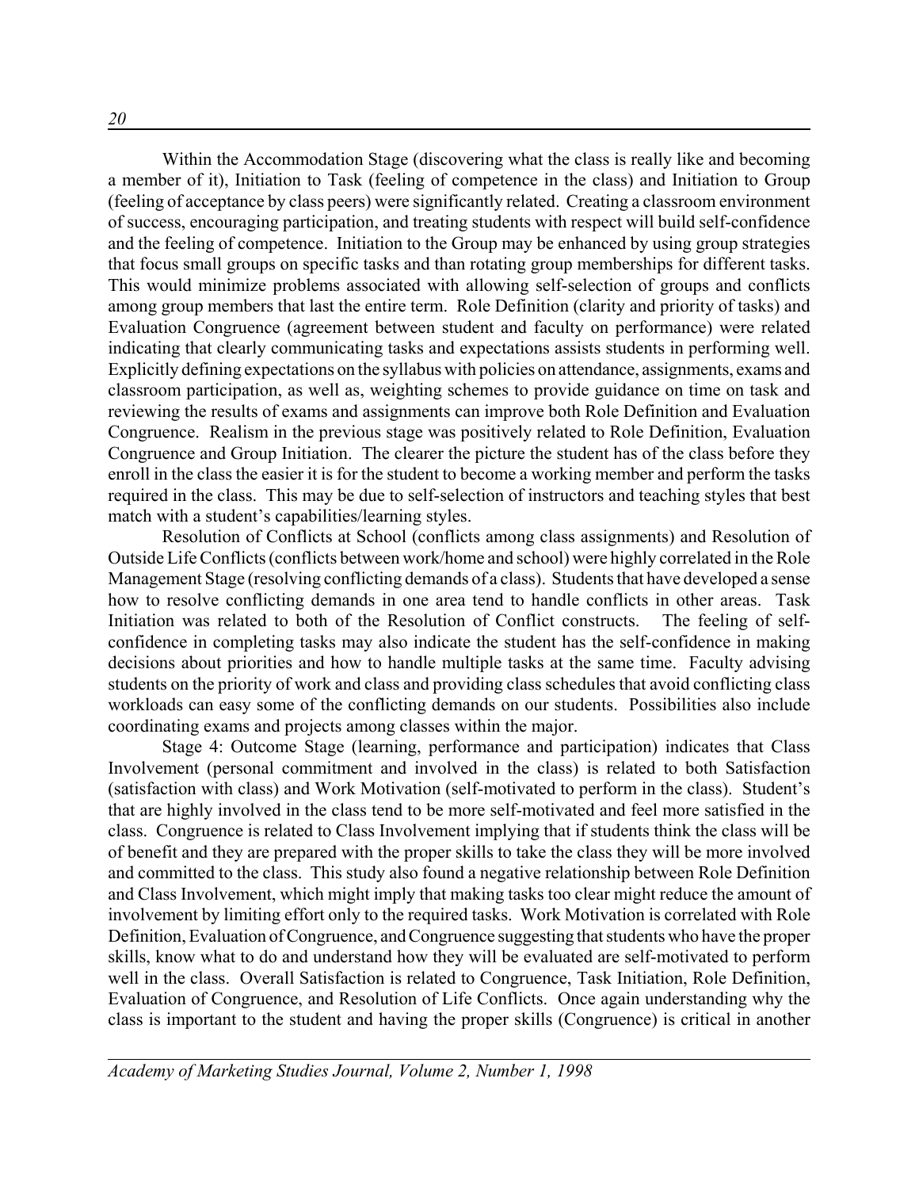Within the Accommodation Stage (discovering what the class is really like and becoming a member of it), Initiation to Task (feeling of competence in the class) and Initiation to Group (feeling of acceptance by class peers) were significantly related. Creating a classroom environment of success, encouraging participation, and treating students with respect will build self-confidence and the feeling of competence. Initiation to the Group may be enhanced by using group strategies that focus small groups on specific tasks and than rotating group memberships for different tasks. This would minimize problems associated with allowing self-selection of groups and conflicts among group members that last the entire term. Role Definition (clarity and priority of tasks) and Evaluation Congruence (agreement between student and faculty on performance) were related indicating that clearly communicating tasks and expectations assists students in performing well. Explicitly defining expectations on the syllabus with policies on attendance, assignments, exams and classroom participation, as well as, weighting schemes to provide guidance on time on task and reviewing the results of exams and assignments can improve both Role Definition and Evaluation Congruence. Realism in the previous stage was positively related to Role Definition, Evaluation Congruence and Group Initiation. The clearer the picture the student has of the class before they enroll in the class the easier it is for the student to become a working member and perform the tasks required in the class. This may be due to self-selection of instructors and teaching styles that best match with a student's capabilities/learning styles.

Resolution of Conflicts at School (conflicts among class assignments) and Resolution of Outside Life Conflicts (conflicts between work/home and school) were highly correlated in the Role Management Stage (resolving conflicting demands of a class). Students that have developed a sense how to resolve conflicting demands in one area tend to handle conflicts in other areas. Task Initiation was related to both of the Resolution of Conflict constructs. The feeling of self-confidence in completing tasks may also indicate the student has the self-confidence in making decisions about priorities and how to handle multiple tasks at the same time. Faculty advising students on the priority of work and class and providing class schedules that avoid conflicting class workloads can easy some of the conflicting demands on our students. Possibilities also include coordinating exams and projects among classes within the major.

Stage 4: Outcome Stage (learning, performance and participation) indicates that Class Involvement (personal commitment and involved in the class) is related to both Satisfaction (satisfaction with class) and Work Motivation (self-motivated to perform in the class). Student's that are highly involved in the class tend to be more self-motivated and feel more satisfied in the class. Congruence is related to Class Involvement implying that if students think the class will be of benefit and they are prepared with the proper skills to take the class they will be more involved and committed to the class. This study also found a negative relationship between Role Definition and Class Involvement, which might imply that making tasks too clear might reduce the amount of involvement by limiting effort only to the required tasks. Work Motivation is correlated with Role Definition, Evaluation of Congruence, and Congruence suggesting that students who have the proper skills, know what to do and understand how they will be evaluated are self-motivated to perform well in the class. Overall Satisfaction is related to Congruence, Task Initiation, Role Definition, Evaluation of Congruence, and Resolution of Life Conflicts. Once again understanding why the class is important to the student and having the proper skills (Congruence) is critical in another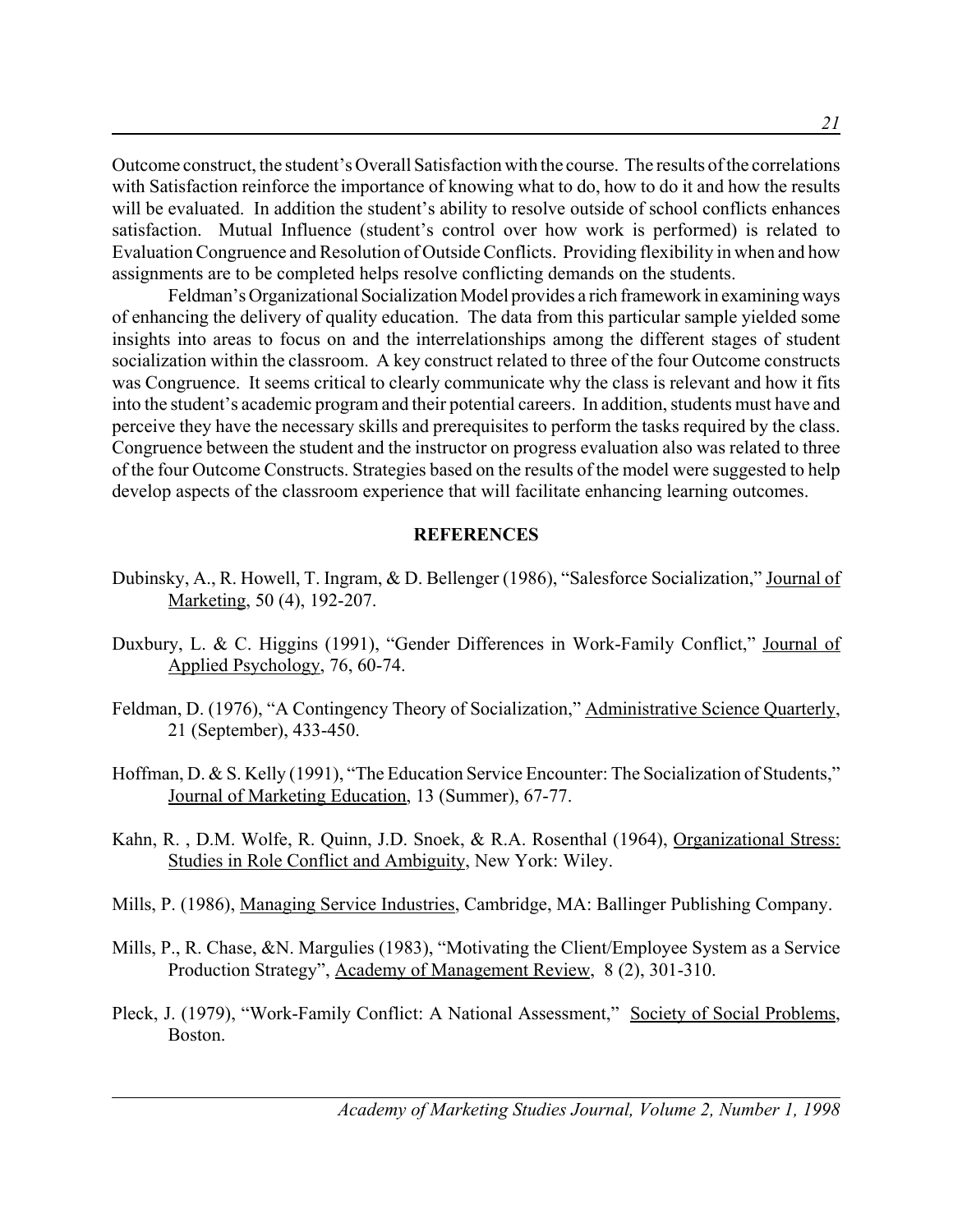Outcome construct, the student's Overall Satisfaction with the course. The results of the correlations with Satisfaction reinforce the importance of knowing what to do, how to do it and how the results will be evaluated. In addition the student's ability to resolve outside of school conflicts enhances satisfaction. Mutual Influence (student's control over how work is performed) is related to Evaluation Congruence and Resolution of Outside Conflicts. Providing flexibility in when and how assignments are to be completed helps resolve conflicting demands on the students.

Feldman's Organizational Socialization Model provides a rich framework in examining ways of enhancing the delivery of quality education. The data from this particular sample yielded some insights into areas to focus on and the interrelationships among the different stages of student socialization within the classroom. A key construct related to three of the four Outcome constructs was Congruence. It seems critical to clearly communicate why the class is relevant and how it fits into the student's academic program and their potential careers. In addition, students must have and perceive they have the necessary skills and prerequisites to perform the tasks required by the class. Congruence between the student and the instructor on progress evaluation also was related to three of the four Outcome Constructs. Strategies based on the results of the model were suggested to help develop aspects of the classroom experience that will facilitate enhancing learning outcomes.

## REFERENCES

Dubinsky, A., R. Howell, T. Ingram, & D. Bellenger (1986), "Salesforce Socialization," Journal of Marketing, 50 (4), 192-207.

Duxbury, L. & C. Higgins (1991), "Gender Differences in Work-Family Conflict," Journal of Applied Psychology, 76, 60-74.

Feldman, D. (1976), "A Contingency Theory of Socialization," Administrative Science Quarterly, 21 (September), 433-450.

Hoffman, D. & S. Kelly (1991), "The Education Service Encounter: The Socialization of Students," Journal of Marketing Education, 13 (Summer), 67-77.

Kahn, R. , D.M. Wolfe, R. Quinn, J.D. Snoek, & R.A. Rosenthal (1964), Organizational Stress: Studies in Role Conflict and Ambiguity, New York: Wiley.

Mills, P. (1986), Managing Service Industries, Cambridge, MA: Ballinger Publishing Company.

Mills, P., R. Chase, &N. Margulies (1983), "Motivating the Client/Employee System as a Service Production Strategy", Academy of Management Review, 8 (2), 301-310.

Pleck, J. (1979), "Work-Family Conflict: A National Assessment," Society of Social Problems, Boston.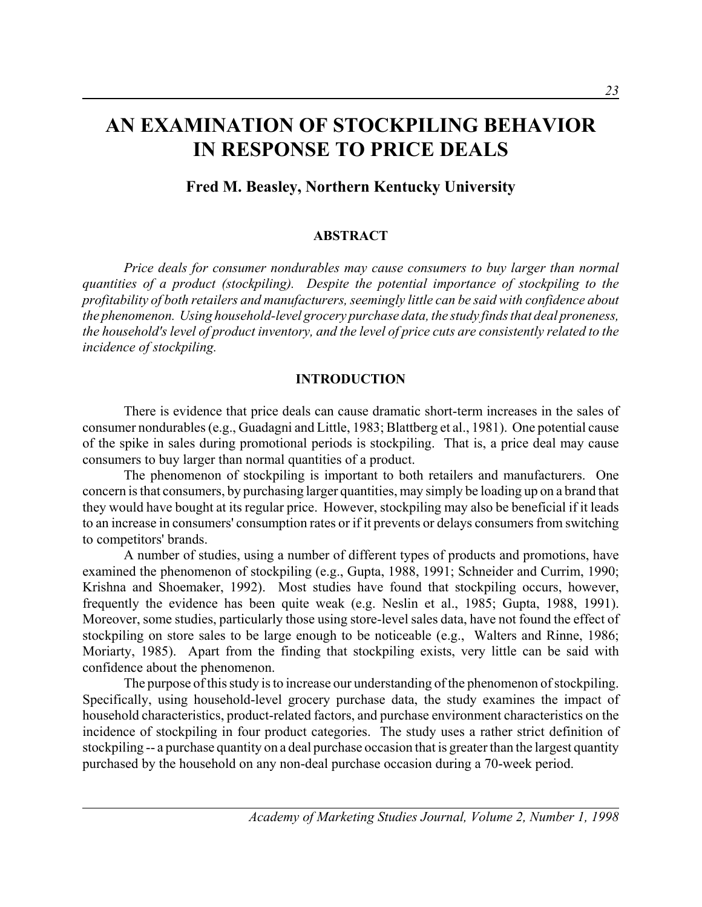# AN EXAMINATION OF STOCKPILING BEHAVIOR IN RESPONSE TO PRICE DEALS

### Fred M. Beasley, Northern Kentucky University

#### ABSTRACT

*Price deals for consumer nondurables may cause consumers to buy larger than normal quantities of a product (stockpiling). Despite the potential importance of stockpiling to the profitability of both retailers and manufacturers, seemingly little can be said with confidence about the phenomenon. Using household-level grocery purchase data, the study finds that deal proneness, the household's level of product inventory, and the level of price cuts are consistently related to the incidence of stockpiling.*

#### INTRODUCTION

There is evidence that price deals can cause dramatic short-term increases in the sales of consumer nondurables (e.g., Guadagni and Little, 1983; Blattberg et al., 1981). One potential cause of the spike in sales during promotional periods is stockpiling. That is, a price deal may cause consumers to buy larger than normal quantities of a product.

The phenomenon of stockpiling is important to both retailers and manufacturers. One concern is that consumers, by purchasing larger quantities, may simply be loading up on a brand that they would have bought at its regular price. However, stockpiling may also be beneficial if it leads to an increase in consumers' consumption rates or if it prevents or delays consumers from switching to competitors' brands.

A number of studies, using a number of different types of products and promotions, have examined the phenomenon of stockpiling (e.g., Gupta, 1988, 1991; Schneider and Currim, 1990; Krishna and Shoemaker, 1992). Most studies have found that stockpiling occurs, however, frequently the evidence has been quite weak (e.g. Neslin et al., 1985; Gupta, 1988, 1991). Moreover, some studies, particularly those using store-level sales data, have not found the effect of stockpiling on store sales to be large enough to be noticeable (e.g., Walters and Rinne, 1986; Moriarty, 1985). Apart from the finding that stockpiling exists, very little can be said with confidence about the phenomenon.

The purpose of this study is to increase our understanding of the phenomenon of stockpiling. Specifically, using household-level grocery purchase data, the study examines the impact of household characteristics, product-related factors, and purchase environment characteristics on the incidence of stockpiling in four product categories. The study uses a rather strict definition of stockpiling -- a purchase quantity on a deal purchase occasion that is greater than the largest quantity purchased by the household on any non-deal purchase occasion during a 70-week period.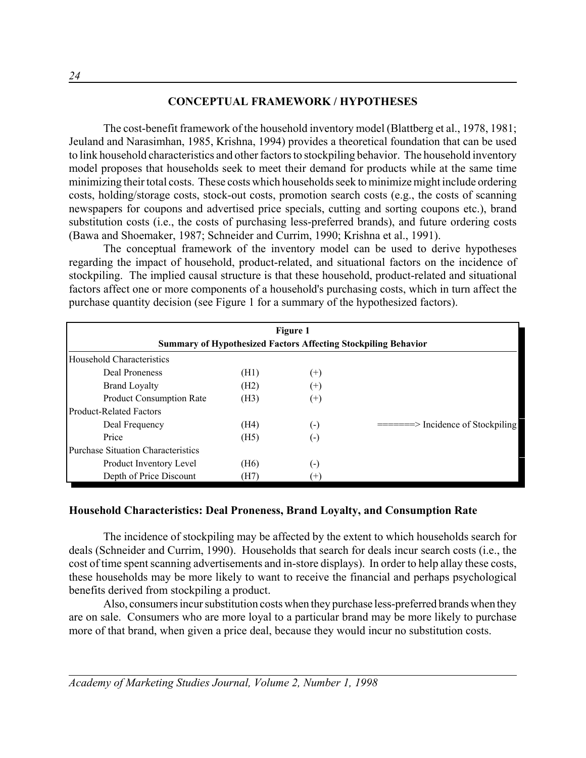## CONCEPTUAL FRAMEWORK / HYPOTHESES

The cost-benefit framework of the household inventory model (Blattberg et al., 1978, 1981; Jeuland and Narasimhan, 1985, Krishna, 1994) provides a theoretical foundation that can be used to link household characteristics and other factors to stockpiling behavior. The household inventory model proposes that households seek to meet their demand for products while at the same time minimizing their total costs. These costs which households seek to minimize might include ordering costs, holding/storage costs, stock-out costs, promotion search costs (e.g., the costs of scanning newspapers for coupons and advertised price specials, cutting and sorting coupons etc.), brand substitution costs (i.e., the costs of purchasing less-preferred brands), and future ordering costs (Bawa and Shoemaker, 1987; Schneider and Currim, 1990; Krishna et al., 1991).

The conceptual framework of the inventory model can be used to derive hypotheses regarding the impact of household, product-related, and situational factors on the incidence of stockpiling. The implied causal structure is that these household, product-related and situational factors affect one or more components of a household's purchasing costs, which in turn affect the purchase quantity decision (see Figure 1 for a summary of the hypothesized factors).

**Figure 1**
**Summary of Hypothesized Factors Affecting Stockpiling Behavior**

| | | | |
|---|---|---|---|
| Household Characteristics | | | |
| Deal Proneness | (H1) | (+) | |
| Brand Loyalty | (H2) | (+) | |
| Product Consumption Rate | (H3) | (+) | |
| Product-Related Factors | | | |
| Deal Frequency | (H4) | (-) | =======> Incidence of Stockpiling |
| Price | (H5) | (-) | |
| Purchase Situation Characteristics | | | |
| Product Inventory Level | (H6) | (-) | |
| Depth of Price Discount | (H7) | (+) | |

### Household Characteristics: Deal Proneness, Brand Loyalty, and Consumption Rate

The incidence of stockpiling may be affected by the extent to which households search for deals (Schneider and Currim, 1990). Households that search for deals incur search costs (i.e., the cost of time spent scanning advertisements and in-store displays). In order to help allay these costs, these households may be more likely to want to receive the financial and perhaps psychological benefits derived from stockpiling a product.

Also, consumers incur substitution costs when they purchase less-preferred brands when they are on sale. Consumers who are more loyal to a particular brand may be more likely to purchase more of that brand, when given a price deal, because they would incur no substitution costs.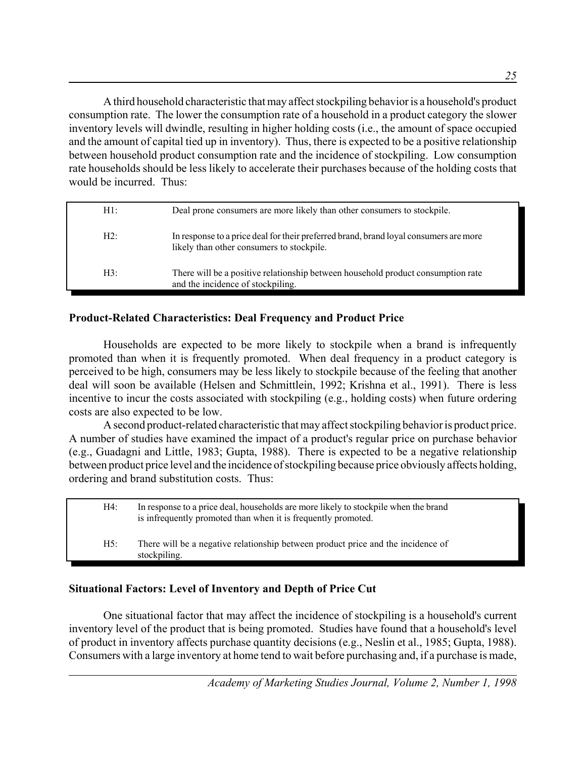A third household characteristic that may affect stockpiling behavior is a household's product consumption rate. The lower the consumption rate of a household in a product category the slower inventory levels will dwindle, resulting in higher holding costs (i.e., the amount of space occupied and the amount of capital tied up in inventory). Thus, there is expected to be a positive relationship between household product consumption rate and the incidence of stockpiling. Low consumption rate households should be less likely to accelerate their purchases because of the holding costs that would be incurred. Thus:

| | |
|---|---|
| H1: | Deal prone consumers are more likely than other consumers to stockpile. |
| H2: | In response to a price deal for their preferred brand, brand loyal consumers are more likely than other consumers to stockpile. |
| H3: | There will be a positive relationship between household product consumption rate and the incidence of stockpiling. |

### Product-Related Characteristics: Deal Frequency and Product Price

Households are expected to be more likely to stockpile when a brand is infrequently promoted than when it is frequently promoted. When deal frequency in a product category is perceived to be high, consumers may be less likely to stockpile because of the feeling that another deal will soon be available (Helsen and Schmittlein, 1992; Krishna et al., 1991). There is less incentive to incur the costs associated with stockpiling (e.g., holding costs) when future ordering costs are also expected to be low.

A second product-related characteristic that may affect stockpiling behavior is product price. A number of studies have examined the impact of a product's regular price on purchase behavior (e.g., Guadagni and Little, 1983; Gupta, 1988). There is expected to be a negative relationship between product price level and the incidence of stockpiling because price obviously affects holding, ordering and brand substitution costs. Thus:

| | |
|---|---|
| H4: | In response to a price deal, households are more likely to stockpile when the brand is infrequently promoted than when it is frequently promoted. |
| H5: | There will be a negative relationship between product price and the incidence of stockpiling. |

### Situational Factors: Level of Inventory and Depth of Price Cut

One situational factor that may affect the incidence of stockpiling is a household's current inventory level of the product that is being promoted. Studies have found that a household's level of product in inventory affects purchase quantity decisions (e.g., Neslin et al., 1985; Gupta, 1988). Consumers with a large inventory at home tend to wait before purchasing and, if a purchase is made,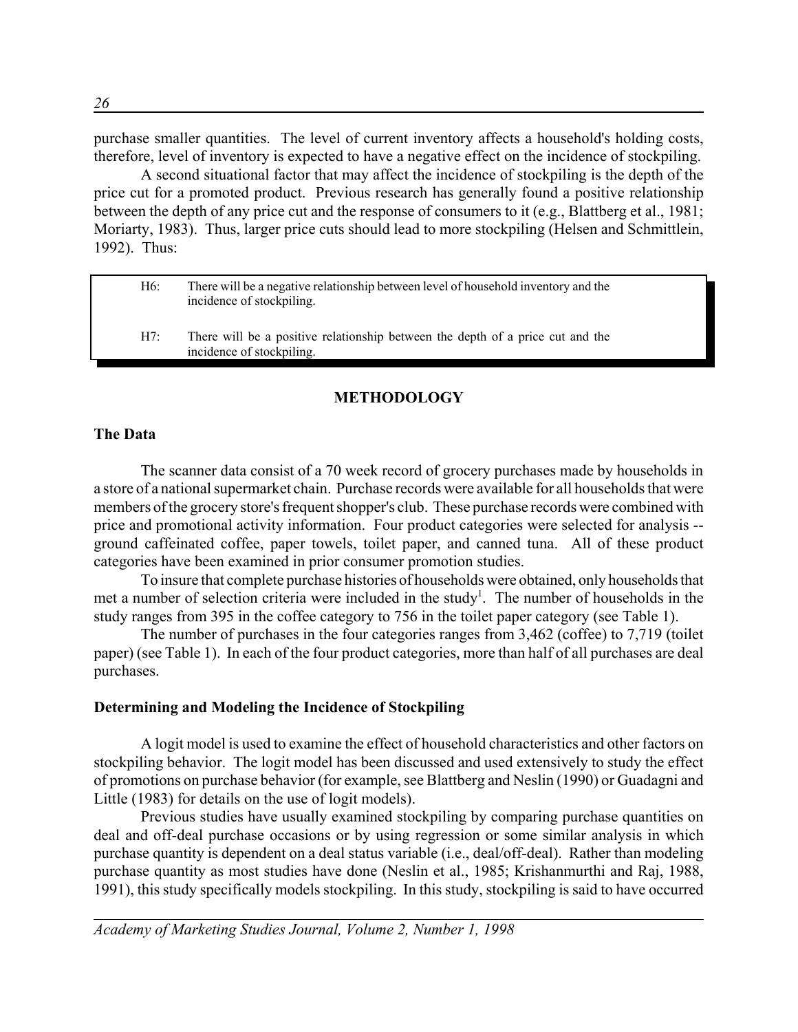purchase smaller quantities. The level of current inventory affects a household's holding costs, therefore, level of inventory is expected to have a negative effect on the incidence of stockpiling.

A second situational factor that may affect the incidence of stockpiling is the depth of the price cut for a promoted product. Previous research has generally found a positive relationship between the depth of any price cut and the response of consumers to it (e.g., Blattberg et al., 1981; Moriarty, 1983). Thus, larger price cuts should lead to more stockpiling (Helsen and Schmittlein, 1992). Thus:

> H6: There will be a negative relationship between level of household inventory and the incidence of stockpiling.
>
> H7: There will be a positive relationship between the depth of a price cut and the incidence of stockpiling.

## METHODOLOGY

### The Data

The scanner data consist of a 70 week record of grocery purchases made by households in a store of a national supermarket chain. Purchase records were available for all households that were members of the grocery store's frequent shopper's club. These purchase records were combined with price and promotional activity information. Four product categories were selected for analysis -- ground caffeinated coffee, paper towels, toilet paper, and canned tuna. All of these product categories have been examined in prior consumer promotion studies.

To insure that complete purchase histories of households were obtained, only households that met a number of selection criteria were included in the study[1]. The number of households in the study ranges from 395 in the coffee category to 756 in the toilet paper category (see Table 1).

The number of purchases in the four categories ranges from 3,462 (coffee) to 7,719 (toilet paper) (see Table 1). In each of the four product categories, more than half of all purchases are deal purchases.

### Determining and Modeling the Incidence of Stockpiling

A logit model is used to examine the effect of household characteristics and other factors on stockpiling behavior. The logit model has been discussed and used extensively to study the effect of promotions on purchase behavior (for example, see Blattberg and Neslin (1990) or Guadagni and Little (1983) for details on the use of logit models).

Previous studies have usually examined stockpiling by comparing purchase quantities on deal and off-deal purchase occasions or by using regression or some similar analysis in which purchase quantity is dependent on a deal status variable (i.e., deal/off-deal). Rather than modeling purchase quantity as most studies have done (Neslin et al., 1985; Krishanmurthi and Raj, 1988, 1991), this study specifically models stockpiling. In this study, stockpiling is said to have occurred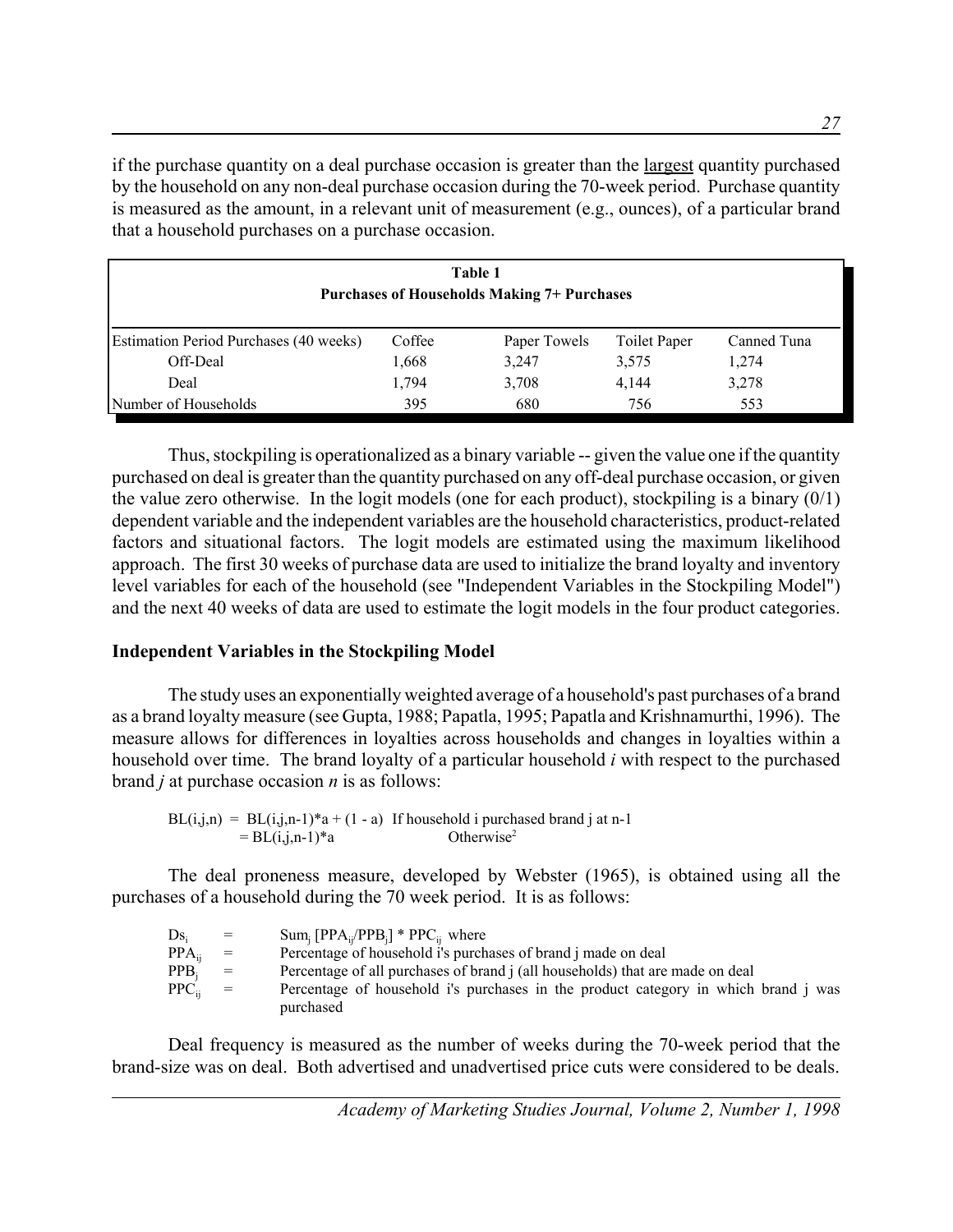if the purchase quantity on a deal purchase occasion is greater than the <u>largest</u> quantity purchased by the household on any non-deal purchase occasion during the 70-week period. Purchase quantity is measured as the amount, in a relevant unit of measurement (e.g., ounces), of a particular brand that a household purchases on a purchase occasion.

**Table 1**
**Purchases of Households Making 7+ Purchases**

| Estimation Period Purchases (40 weeks) | Coffee | Paper Towels | Toilet Paper | Canned Tuna |
|---|---|---|---|---|
| Off-Deal | 1,668 | 3,247 | 3,575 | 1,274 |
| Deal | 1,794 | 3,708 | 4,144 | 3,278 |
| Number of Households | 395 | 680 | 756 | 553 |

Thus, stockpiling is operationalized as a binary variable -- given the value one if the quantity purchased on deal is greater than the quantity purchased on any off-deal purchase occasion, or given the value zero otherwise. In the logit models (one for each product), stockpiling is a binary (0/1) dependent variable and the independent variables are the household characteristics, product-related factors and situational factors. The logit models are estimated using the maximum likelihood approach. The first 30 weeks of purchase data are used to initialize the brand loyalty and inventory level variables for each of the household (see "Independent Variables in the Stockpiling Model") and the next 40 weeks of data are used to estimate the logit models in the four product categories.

## Independent Variables in the Stockpiling Model

The study uses an exponentially weighted average of a household's past purchases of a brand as a brand loyalty measure (see Gupta, 1988; Papatla, 1995; Papatla and Krishnamurthi, 1996). The measure allows for differences in loyalties across households and changes in loyalties within a household over time. The brand loyalty of a particular household *i* with respect to the purchased brand *j* at purchase occasion *n* is as follows:

$$
\begin{aligned}
BL(i,j,n) &= BL(i,j,n-1)*a + (1 - a) \quad \text{If household i purchased brand j at n-1} \\
&= BL(i,j,n-1)*a \quad \text{Otherwise}^{2}
\end{aligned}
$$

The deal proneness measure, developed by Webster (1965), is obtained using all the purchases of a household during the 70 week period. It is as follows:

$Ds_i$ = $\text{Sum}_j\, [PPA_{ij}/PPB_j] * PPC_{ij}$ where
$PPA_{ij}$ = Percentage of household i's purchases of brand j made on deal
$PPB_j$ = Percentage of all purchases of brand j (all households) that are made on deal
$PPC_{ij}$ = Percentage of household i's purchases in the product category in which brand j was purchased

Deal frequency is measured as the number of weeks during the 70-week period that the brand-size was on deal. Both advertised and unadvertised price cuts were considered to be deals.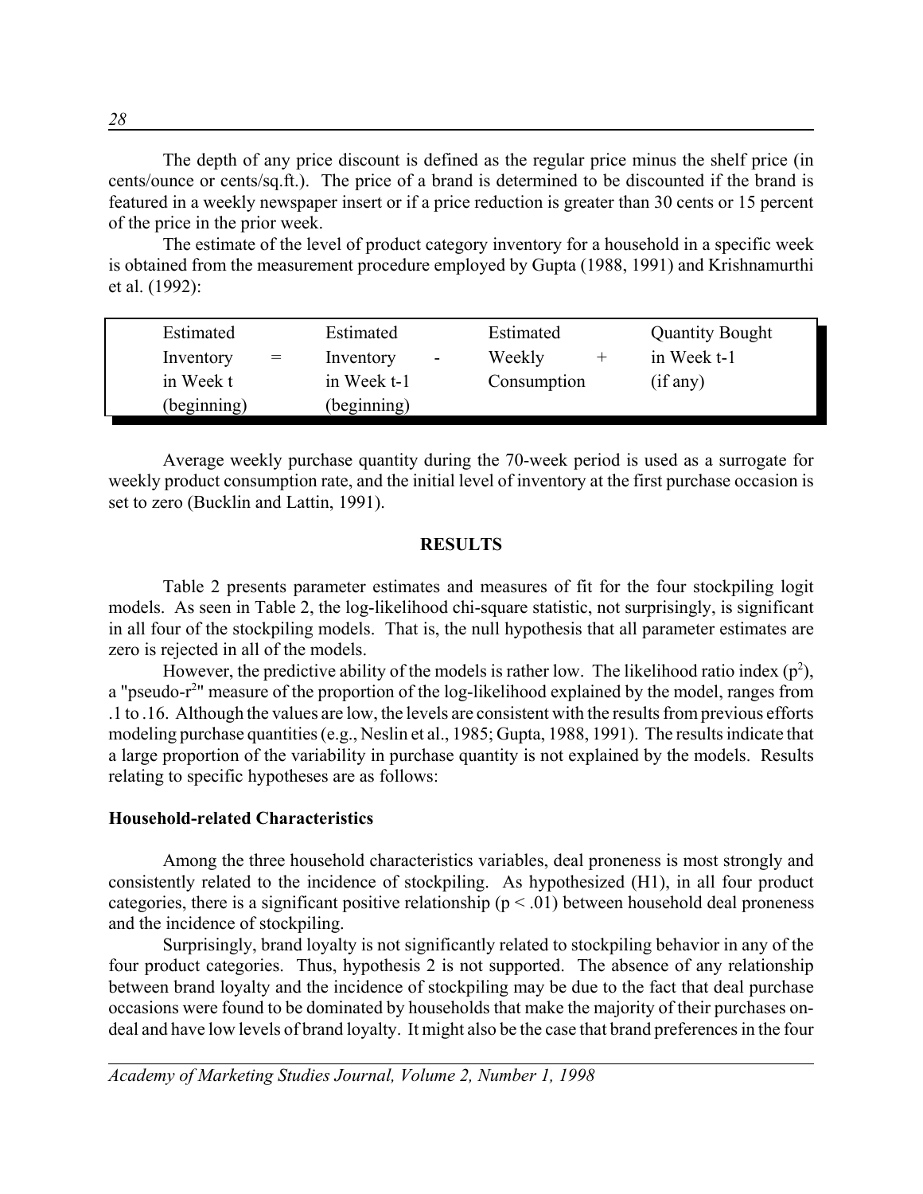The depth of any price discount is defined as the regular price minus the shelf price (in cents/ounce or cents/sq.ft.). The price of a brand is determined to be discounted if the brand is featured in a weekly newspaper insert or if a price reduction is greater than 30 cents or 15 percent of the price in the prior week.

The estimate of the level of product category inventory for a household in a specific week is obtained from the measurement procedure employed by Gupta (1988, 1991) and Krishnamurthi et al. (1992):

| Estimated Inventory in Week t (beginning) | = | Estimated Inventory in Week t-1 (beginning) | - | Estimated Weekly Consumption | + | Quantity Bought in Week t-1 (if any) |
|---|---|---|---|---|---|---|

Average weekly purchase quantity during the 70-week period is used as a surrogate for weekly product consumption rate, and the initial level of inventory at the first purchase occasion is set to zero (Bucklin and Lattin, 1991).

## RESULTS

Table 2 presents parameter estimates and measures of fit for the four stockpiling logit models. As seen in Table 2, the log-likelihood chi-square statistic, not surprisingly, is significant in all four of the stockpiling models. That is, the null hypothesis that all parameter estimates are zero is rejected in all of the models.

However, the predictive ability of the models is rather low. The likelihood ratio index ($p^2$), a "pseudo-$r^2$" measure of the proportion of the log-likelihood explained by the model, ranges from .1 to .16. Although the values are low, the levels are consistent with the results from previous efforts modeling purchase quantities (e.g., Neslin et al., 1985; Gupta, 1988, 1991). The results indicate that a large proportion of the variability in purchase quantity is not explained by the models. Results relating to specific hypotheses are as follows:

### Household-related Characteristics

Among the three household characteristics variables, deal proneness is most strongly and consistently related to the incidence of stockpiling. As hypothesized (H1), in all four product categories, there is a significant positive relationship ($p < .01$) between household deal proneness and the incidence of stockpiling.

Surprisingly, brand loyalty is not significantly related to stockpiling behavior in any of the four product categories. Thus, hypothesis 2 is not supported. The absence of any relationship between brand loyalty and the incidence of stockpiling may be due to the fact that deal purchase occasions were found to be dominated by households that make the majority of their purchases on-deal and have low levels of brand loyalty. It might also be the case that brand preferences in the four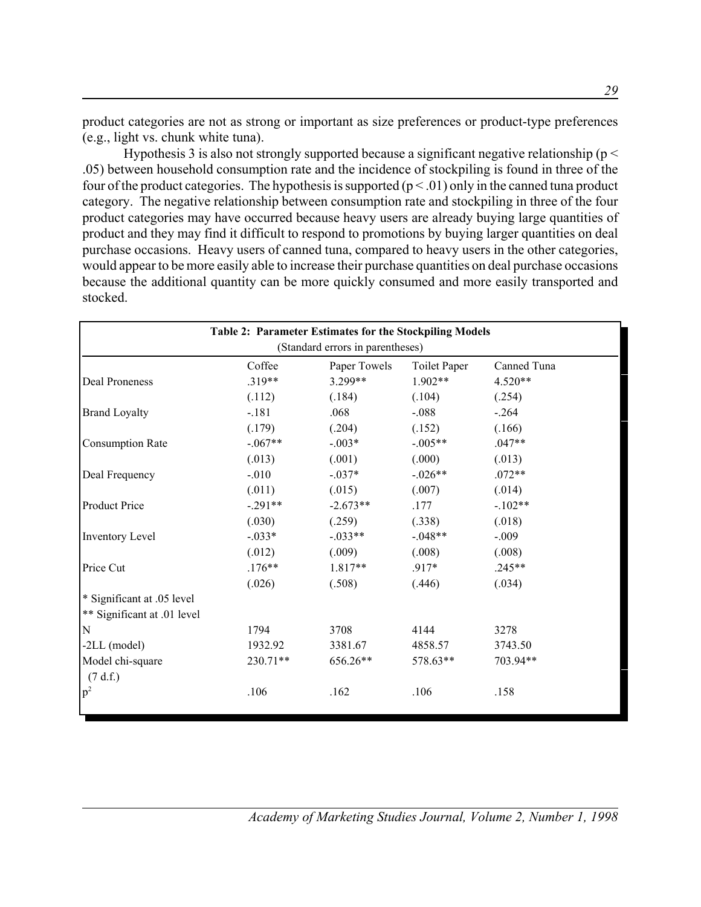product categories are not as strong or important as size preferences or product-type preferences (e.g., light vs. chunk white tuna).

Hypothesis 3 is also not strongly supported because a significant negative relationship ($p < .05$) between household consumption rate and the incidence of stockpiling is found in three of the four of the product categories. The hypothesis is supported ($p < .01$) only in the canned tuna product category. The negative relationship between consumption rate and stockpiling in three of the four product categories may have occurred because heavy users are already buying large quantities of product and they may find it difficult to respond to promotions by buying larger quantities on deal purchase occasions. Heavy users of canned tuna, compared to heavy users in the other categories, would appear to be more easily able to increase their purchase quantities on deal purchase occasions because the additional quantity can be more quickly consumed and more easily transported and stocked.

**Table 2: Parameter Estimates for the Stockpiling Models**
(Standard errors in parentheses)

| | Coffee | Paper Towels | Toilet Paper | Canned Tuna |
|---|---|---|---|---|
| Deal Proneness | .319** | 3.299** | 1.902** | 4.520** |
| | (.112) | (.184) | (.104) | (.254) |
| Brand Loyalty | -.181 | .068 | -.088 | -.264 |
| | (.179) | (.204) | (.152) | (.166) |
| Consumption Rate | -.067** | -.003* | -.005** | .047** |
| | (.013) | (.001) | (.000) | (.013) |
| Deal Frequency | -.010 | -.037* | -.026** | .072** |
| | (.011) | (.015) | (.007) | (.014) |
| Product Price | -.291** | -2.673** | .177 | -.102** |
| | (.030) | (.259) | (.338) | (.018) |
| Inventory Level | -.033* | -.033** | -.048** | -.009 |
| | (.012) | (.009) | (.008) | (.008) |
| Price Cut | .176** | 1.817** | .917* | .245** |
| | (.026) | (.508) | (.446) | (.034) |
| * Significant at .05 level | | | | |
| ** Significant at .01 level | | | | |
| N | 1794 | 3708 | 4144 | 3278 |
| -2LL (model) | 1932.92 | 3381.67 | 4858.57 | 3743.50 |
| Model chi-square (7 d.f.) | 230.71** | 656.26** | 578.63** | 703.94** |
| $p^2$ | .106 | .162 | .106 | .158 |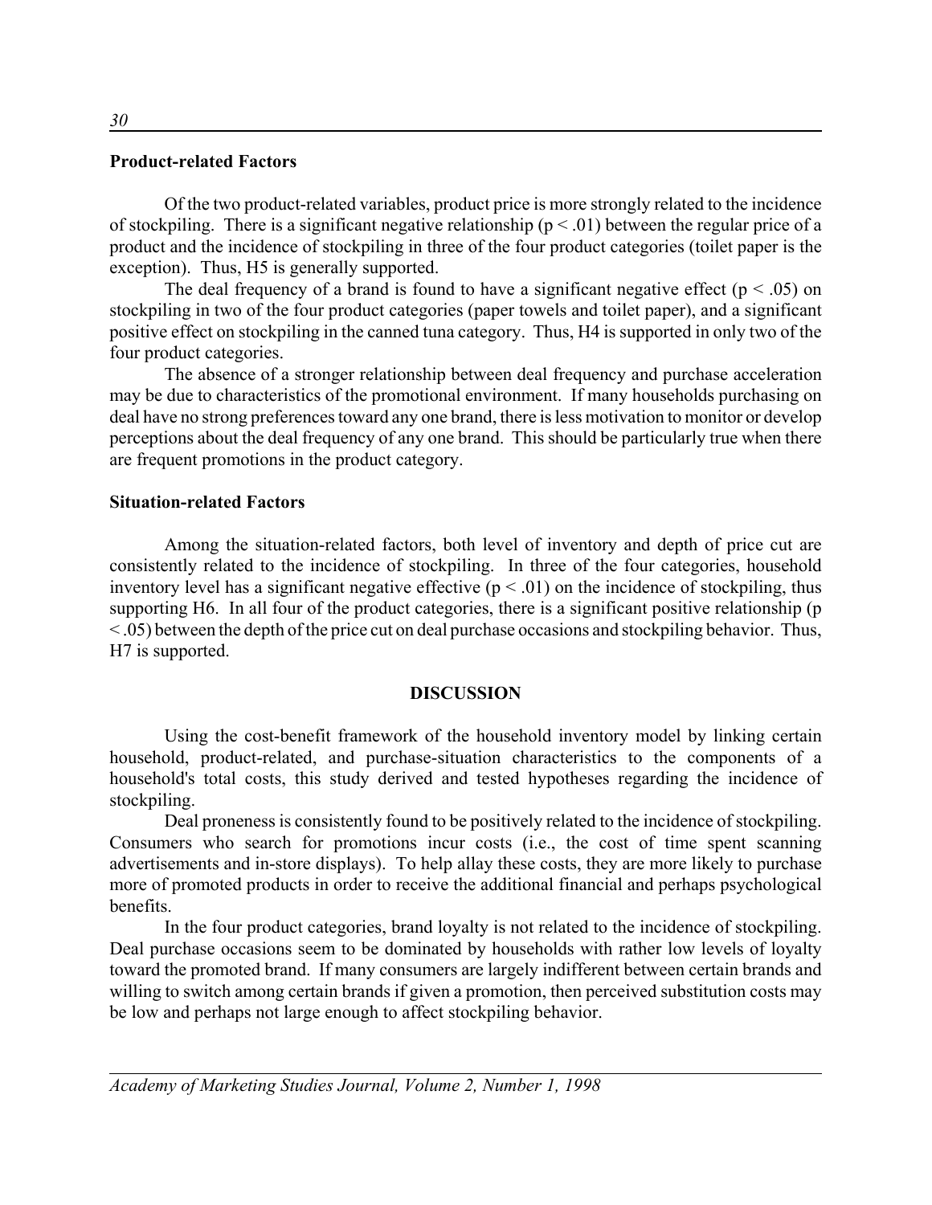### Product-related Factors

Of the two product-related variables, product price is more strongly related to the incidence of stockpiling. There is a significant negative relationship ($p < .01$) between the regular price of a product and the incidence of stockpiling in three of the four product categories (toilet paper is the exception). Thus, H5 is generally supported.

The deal frequency of a brand is found to have a significant negative effect ($p < .05$) on stockpiling in two of the four product categories (paper towels and toilet paper), and a significant positive effect on stockpiling in the canned tuna category. Thus, H4 is supported in only two of the four product categories.

The absence of a stronger relationship between deal frequency and purchase acceleration may be due to characteristics of the promotional environment. If many households purchasing on deal have no strong preferences toward any one brand, there is less motivation to monitor or develop perceptions about the deal frequency of any one brand. This should be particularly true when there are frequent promotions in the product category.

### Situation-related Factors

Among the situation-related factors, both level of inventory and depth of price cut are consistently related to the incidence of stockpiling. In three of the four categories, household inventory level has a significant negative effective ($p < .01$) on the incidence of stockpiling, thus supporting H6. In all four of the product categories, there is a significant positive relationship ($p < .05$) between the depth of the price cut on deal purchase occasions and stockpiling behavior. Thus, H7 is supported.

## DISCUSSION

Using the cost-benefit framework of the household inventory model by linking certain household, product-related, and purchase-situation characteristics to the components of a household's total costs, this study derived and tested hypotheses regarding the incidence of stockpiling.

Deal proneness is consistently found to be positively related to the incidence of stockpiling. Consumers who search for promotions incur costs (i.e., the cost of time spent scanning advertisements and in-store displays). To help allay these costs, they are more likely to purchase more of promoted products in order to receive the additional financial and perhaps psychological benefits.

In the four product categories, brand loyalty is not related to the incidence of stockpiling. Deal purchase occasions seem to be dominated by households with rather low levels of loyalty toward the promoted brand. If many consumers are largely indifferent between certain brands and willing to switch among certain brands if given a promotion, then perceived substitution costs may be low and perhaps not large enough to affect stockpiling behavior.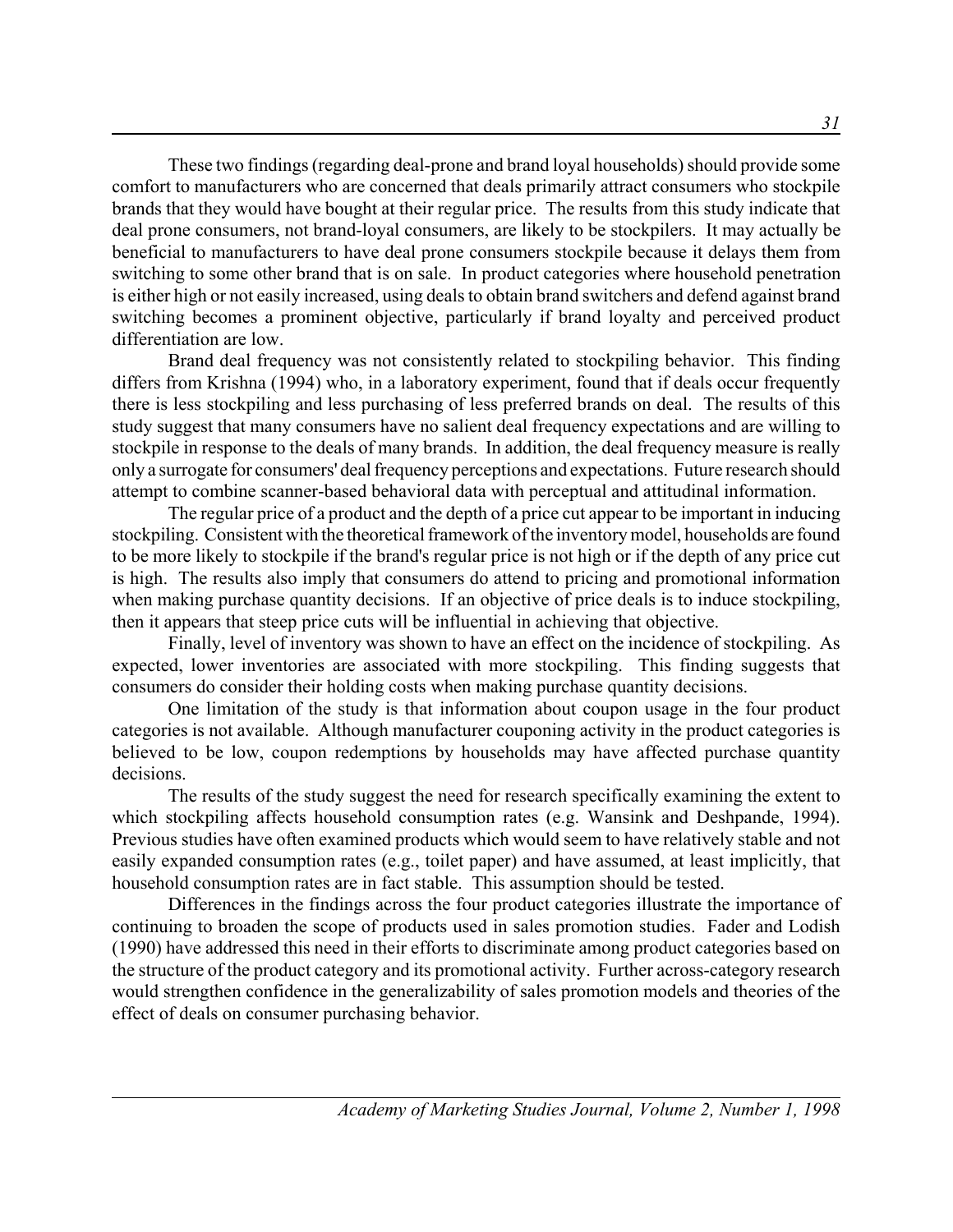These two findings (regarding deal-prone and brand loyal households) should provide some comfort to manufacturers who are concerned that deals primarily attract consumers who stockpile brands that they would have bought at their regular price. The results from this study indicate that deal prone consumers, not brand-loyal consumers, are likely to be stockpilers. It may actually be beneficial to manufacturers to have deal prone consumers stockpile because it delays them from switching to some other brand that is on sale. In product categories where household penetration is either high or not easily increased, using deals to obtain brand switchers and defend against brand switching becomes a prominent objective, particularly if brand loyalty and perceived product differentiation are low.

Brand deal frequency was not consistently related to stockpiling behavior. This finding differs from Krishna (1994) who, in a laboratory experiment, found that if deals occur frequently there is less stockpiling and less purchasing of less preferred brands on deal. The results of this study suggest that many consumers have no salient deal frequency expectations and are willing to stockpile in response to the deals of many brands. In addition, the deal frequency measure is really only a surrogate for consumers' deal frequency perceptions and expectations. Future research should attempt to combine scanner-based behavioral data with perceptual and attitudinal information.

The regular price of a product and the depth of a price cut appear to be important in inducing stockpiling. Consistent with the theoretical framework of the inventory model, households are found to be more likely to stockpile if the brand's regular price is not high or if the depth of any price cut is high. The results also imply that consumers do attend to pricing and promotional information when making purchase quantity decisions. If an objective of price deals is to induce stockpiling, then it appears that steep price cuts will be influential in achieving that objective.

Finally, level of inventory was shown to have an effect on the incidence of stockpiling. As expected, lower inventories are associated with more stockpiling. This finding suggests that consumers do consider their holding costs when making purchase quantity decisions.

One limitation of the study is that information about coupon usage in the four product categories is not available. Although manufacturer couponing activity in the product categories is believed to be low, coupon redemptions by households may have affected purchase quantity decisions.

The results of the study suggest the need for research specifically examining the extent to which stockpiling affects household consumption rates (e.g. Wansink and Deshpande, 1994). Previous studies have often examined products which would seem to have relatively stable and not easily expanded consumption rates (e.g., toilet paper) and have assumed, at least implicitly, that household consumption rates are in fact stable. This assumption should be tested.

Differences in the findings across the four product categories illustrate the importance of continuing to broaden the scope of products used in sales promotion studies. Fader and Lodish (1990) have addressed this need in their efforts to discriminate among product categories based on the structure of the product category and its promotional activity. Further across-category research would strengthen confidence in the generalizability of sales promotion models and theories of the effect of deals on consumer purchasing behavior.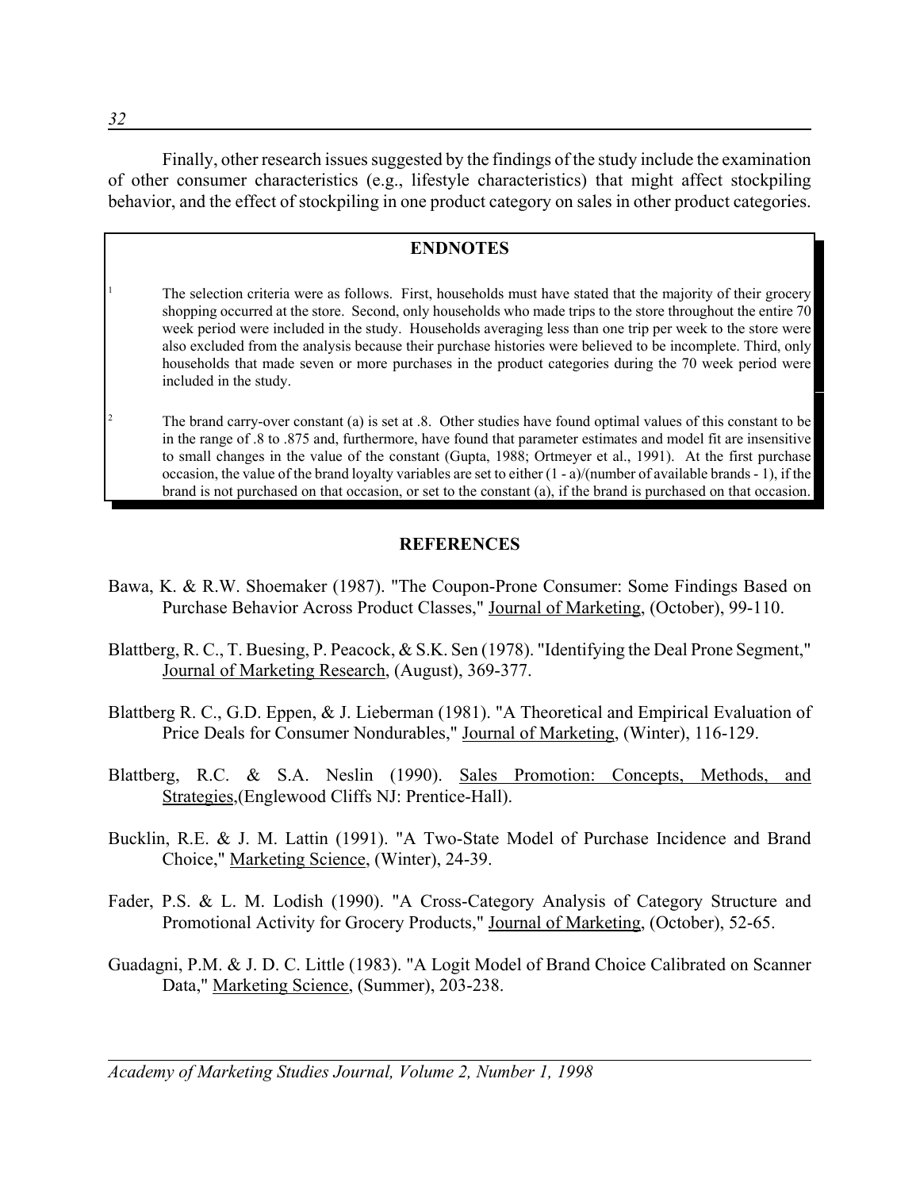Finally, other research issues suggested by the findings of the study include the examination of other consumer characteristics (e.g., lifestyle characteristics) that might affect stockpiling behavior, and the effect of stockpiling in one product category on sales in other product categories.

## ENDNOTES

[1] The selection criteria were as follows. First, households must have stated that the majority of their grocery shopping occurred at the store. Second, only households who made trips to the store throughout the entire 70 week period were included in the study. Households averaging less than one trip per week to the store were also excluded from the analysis because their purchase histories were believed to be incomplete. Third, only households that made seven or more purchases in the product categories during the 70 week period were included in the study.

[2] The brand carry-over constant (a) is set at .8. Other studies have found optimal values of this constant to be in the range of .8 to .875 and, furthermore, have found that parameter estimates and model fit are insensitive to small changes in the value of the constant (Gupta, 1988; Ortmeyer et al., 1991). At the first purchase occasion, the value of the brand loyalty variables are set to either (1 - a)/(number of available brands - 1), if the brand is not purchased on that occasion, or set to the constant (a), if the brand is purchased on that occasion.

## REFERENCES

Bawa, K. & R.W. Shoemaker (1987). "The Coupon-Prone Consumer: Some Findings Based on Purchase Behavior Across Product Classes," Journal of Marketing, (October), 99-110.

Blattberg, R. C., T. Buesing, P. Peacock, & S.K. Sen (1978). "Identifying the Deal Prone Segment," Journal of Marketing Research, (August), 369-377.

Blattberg R. C., G.D. Eppen, & J. Lieberman (1981). "A Theoretical and Empirical Evaluation of Price Deals for Consumer Nondurables," Journal of Marketing, (Winter), 116-129.

Blattberg, R.C. & S.A. Neslin (1990). Sales Promotion: Concepts, Methods, and Strategies,(Englewood Cliffs NJ: Prentice-Hall).

Bucklin, R.E. & J. M. Lattin (1991). "A Two-State Model of Purchase Incidence and Brand Choice," Marketing Science, (Winter), 24-39.

Fader, P.S. & L. M. Lodish (1990). "A Cross-Category Analysis of Category Structure and Promotional Activity for Grocery Products," Journal of Marketing, (October), 52-65.

Guadagni, P.M. & J. D. C. Little (1983). "A Logit Model of Brand Choice Calibrated on Scanner Data," Marketing Science, (Summer), 203-238.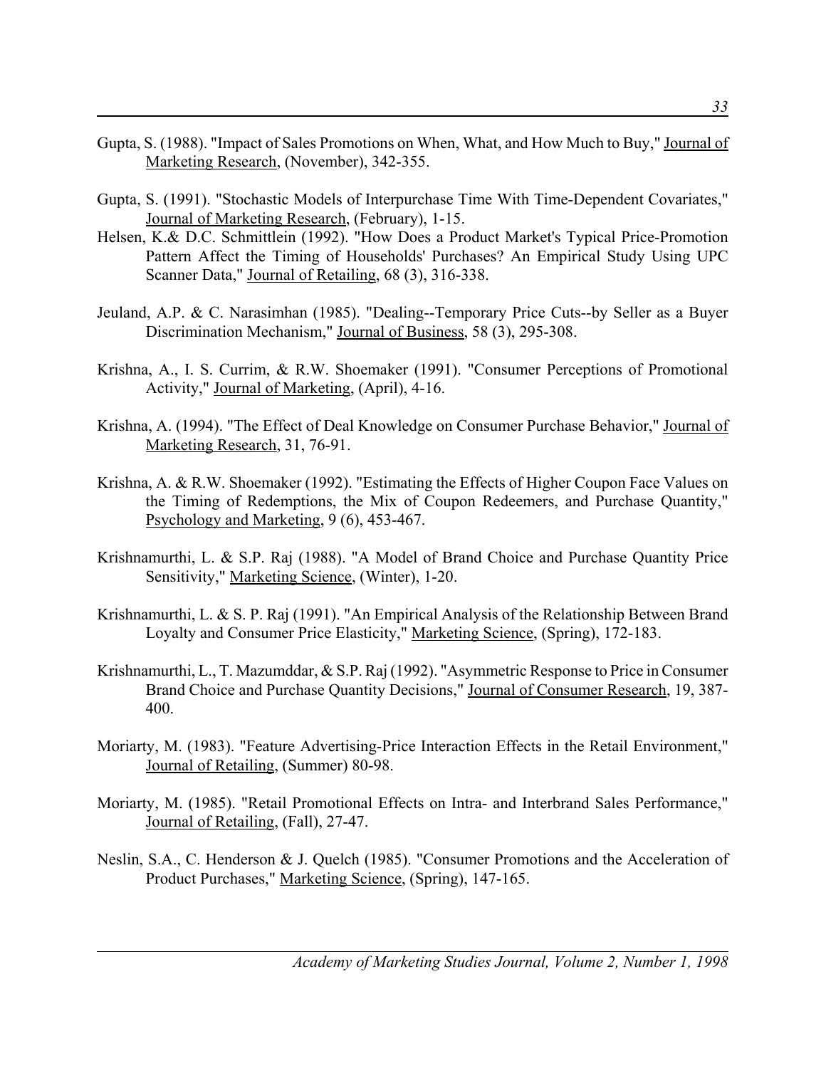Gupta, S. (1988). "Impact of Sales Promotions on When, What, and How Much to Buy," Journal of Marketing Research, (November), 342-355.

Gupta, S. (1991). "Stochastic Models of Interpurchase Time With Time-Dependent Covariates," Journal of Marketing Research, (February), 1-15.

Helsen, K.& D.C. Schmittlein (1992). "How Does a Product Market's Typical Price-Promotion Pattern Affect the Timing of Households' Purchases? An Empirical Study Using UPC Scanner Data," Journal of Retailing, 68 (3), 316-338.

Jeuland, A.P. & C. Narasimhan (1985). "Dealing--Temporary Price Cuts--by Seller as a Buyer Discrimination Mechanism," Journal of Business, 58 (3), 295-308.

Krishna, A., I. S. Currim, & R.W. Shoemaker (1991). "Consumer Perceptions of Promotional Activity," Journal of Marketing, (April), 4-16.

Krishna, A. (1994). "The Effect of Deal Knowledge on Consumer Purchase Behavior," Journal of Marketing Research, 31, 76-91.

Krishna, A. & R.W. Shoemaker (1992). "Estimating the Effects of Higher Coupon Face Values on the Timing of Redemptions, the Mix of Coupon Redeemers, and Purchase Quantity," Psychology and Marketing, 9 (6), 453-467.

Krishnamurthi, L. & S.P. Raj (1988). "A Model of Brand Choice and Purchase Quantity Price Sensitivity," Marketing Science, (Winter), 1-20.

Krishnamurthi, L. & S. P. Raj (1991). "An Empirical Analysis of the Relationship Between Brand Loyalty and Consumer Price Elasticity," Marketing Science, (Spring), 172-183.

Krishnamurthi, L., T. Mazumddar, & S.P. Raj (1992). "Asymmetric Response to Price in Consumer Brand Choice and Purchase Quantity Decisions," Journal of Consumer Research, 19, 387-400.

Moriarty, M. (1983). "Feature Advertising-Price Interaction Effects in the Retail Environment," Journal of Retailing, (Summer) 80-98.

Moriarty, M. (1985). "Retail Promotional Effects on Intra- and Interbrand Sales Performance," Journal of Retailing, (Fall), 27-47.

Neslin, S.A., C. Henderson & J. Quelch (1985). "Consumer Promotions and the Acceleration of Product Purchases," Marketing Science, (Spring), 147-165.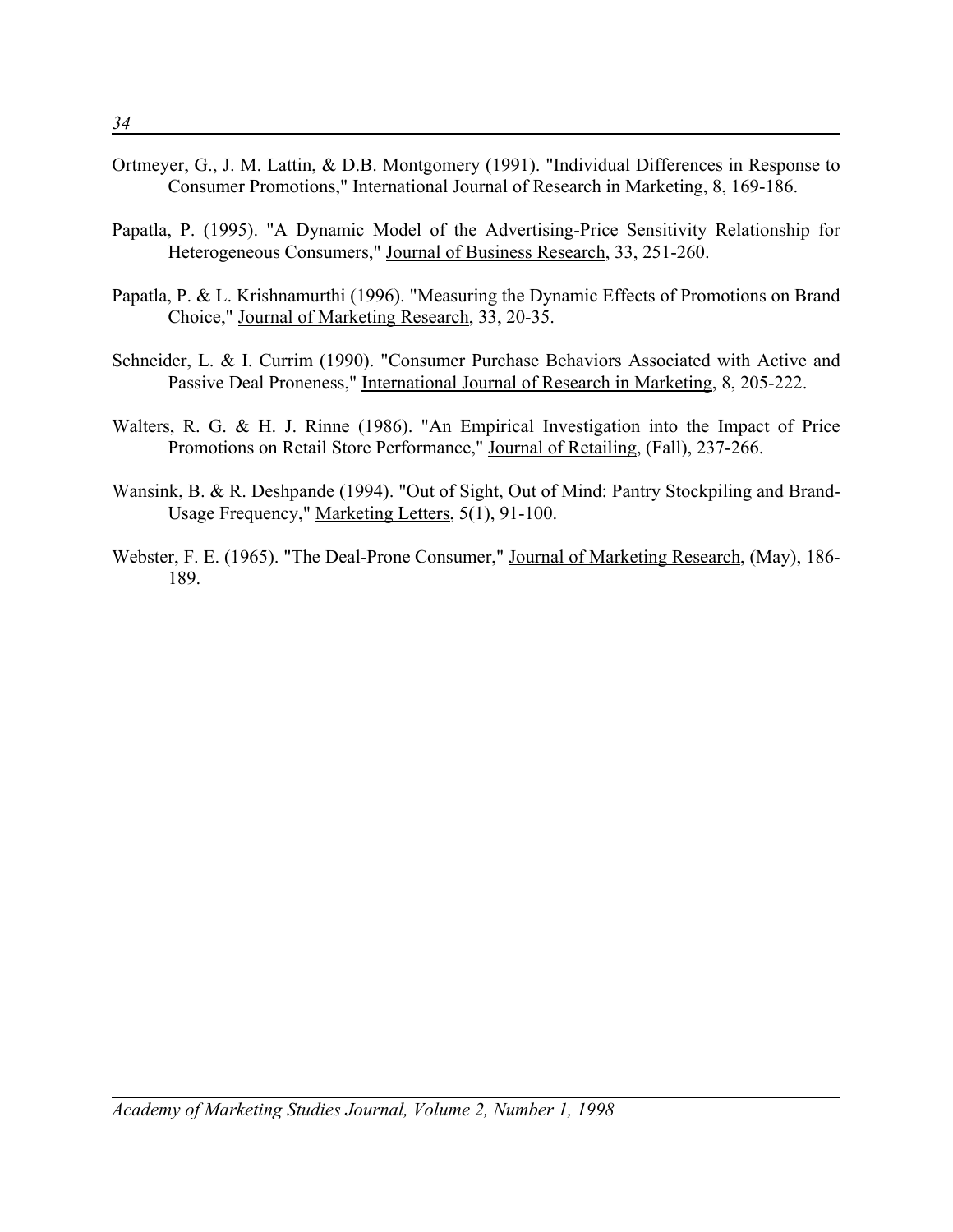Ortmeyer, G., J. M. Lattin, & D.B. Montgomery (1991). "Individual Differences in Response to Consumer Promotions," International Journal of Research in Marketing, 8, 169-186.

Papatla, P. (1995). "A Dynamic Model of the Advertising-Price Sensitivity Relationship for Heterogeneous Consumers," Journal of Business Research, 33, 251-260.

Papatla, P. & L. Krishnamurthi (1996). "Measuring the Dynamic Effects of Promotions on Brand Choice," Journal of Marketing Research, 33, 20-35.

Schneider, L. & I. Currim (1990). "Consumer Purchase Behaviors Associated with Active and Passive Deal Proneness," International Journal of Research in Marketing, 8, 205-222.

Walters, R. G. & H. J. Rinne (1986). "An Empirical Investigation into the Impact of Price Promotions on Retail Store Performance," Journal of Retailing, (Fall), 237-266.

Wansink, B. & R. Deshpande (1994). "Out of Sight, Out of Mind: Pantry Stockpiling and Brand-Usage Frequency," Marketing Letters, 5(1), 91-100.

Webster, F. E. (1965). "The Deal-Prone Consumer," Journal of Marketing Research, (May), 186-189.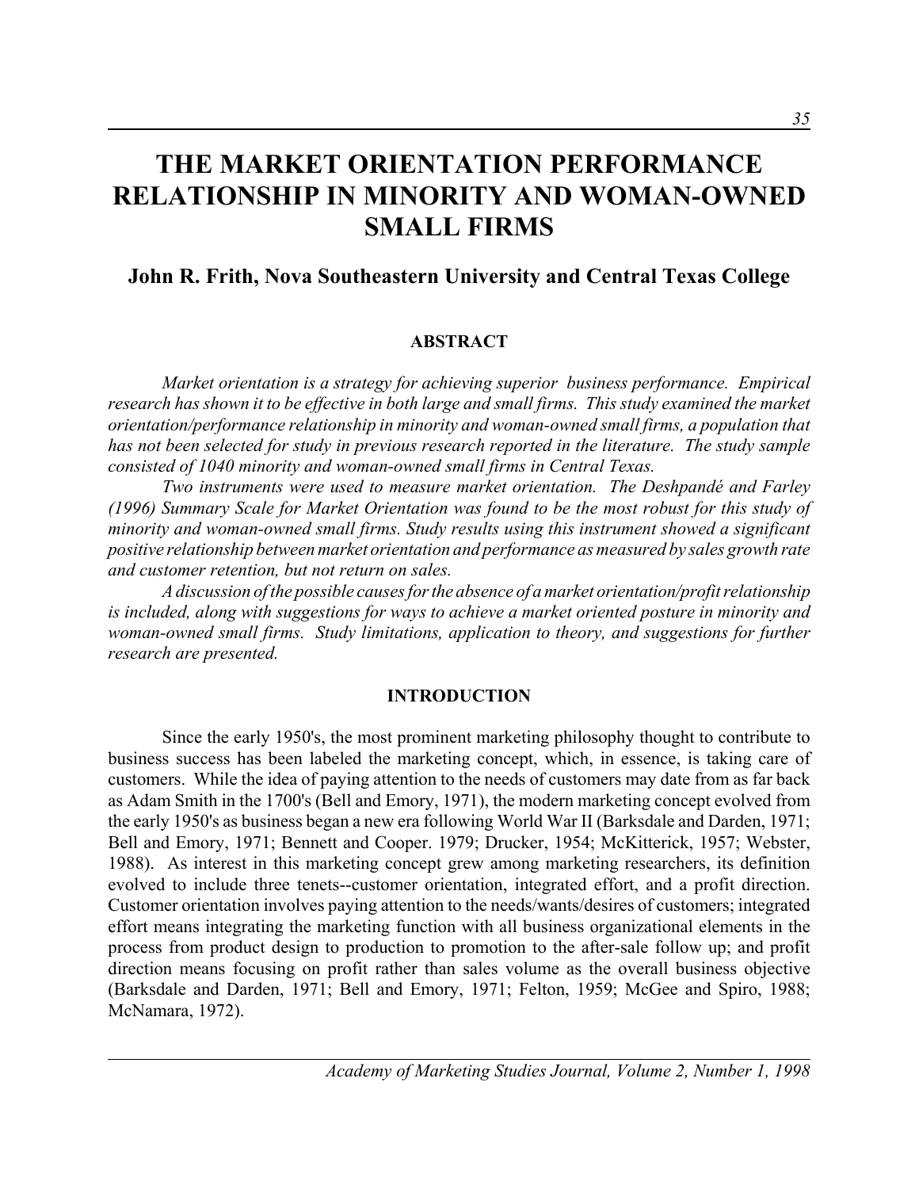# THE MARKET ORIENTATION PERFORMANCE RELATIONSHIP IN MINORITY AND WOMAN-OWNED SMALL FIRMS

### John R. Frith, Nova Southeastern University and Central Texas College

#### ABSTRACT

*Market orientation is a strategy for achieving superior business performance. Empirical research has shown it to be effective in both large and small firms. This study examined the market orientation/performance relationship in minority and woman-owned small firms, a population that has not been selected for study in previous research reported in the literature. The study sample consisted of 1040 minority and woman-owned small firms in Central Texas.*

*Two instruments were used to measure market orientation. The Deshpandé and Farley (1996) Summary Scale for Market Orientation was found to be the most robust for this study of minority and woman-owned small firms. Study results using this instrument showed a significant positive relationship between market orientation and performance as measured by sales growth rate and customer retention, but not return on sales.*

*A discussion of the possible causes for the absence of a market orientation/profit relationship is included, along with suggestions for ways to achieve a market oriented posture in minority and woman-owned small firms. Study limitations, application to theory, and suggestions for further research are presented.*

#### INTRODUCTION

Since the early 1950's, the most prominent marketing philosophy thought to contribute to business success has been labeled the marketing concept, which, in essence, is taking care of customers. While the idea of paying attention to the needs of customers may date from as far back as Adam Smith in the 1700's (Bell and Emory, 1971), the modern marketing concept evolved from the early 1950's as business began a new era following World War II (Barksdale and Darden, 1971; Bell and Emory, 1971; Bennett and Cooper. 1979; Drucker, 1954; McKitterick, 1957; Webster, 1988). As interest in this marketing concept grew among marketing researchers, its definition evolved to include three tenets--customer orientation, integrated effort, and a profit direction. Customer orientation involves paying attention to the needs/wants/desires of customers; integrated effort means integrating the marketing function with all business organizational elements in the process from product design to production to promotion to the after-sale follow up; and profit direction means focusing on profit rather than sales volume as the overall business objective (Barksdale and Darden, 1971; Bell and Emory, 1971; Felton, 1959; McGee and Spiro, 1988; McNamara, 1972).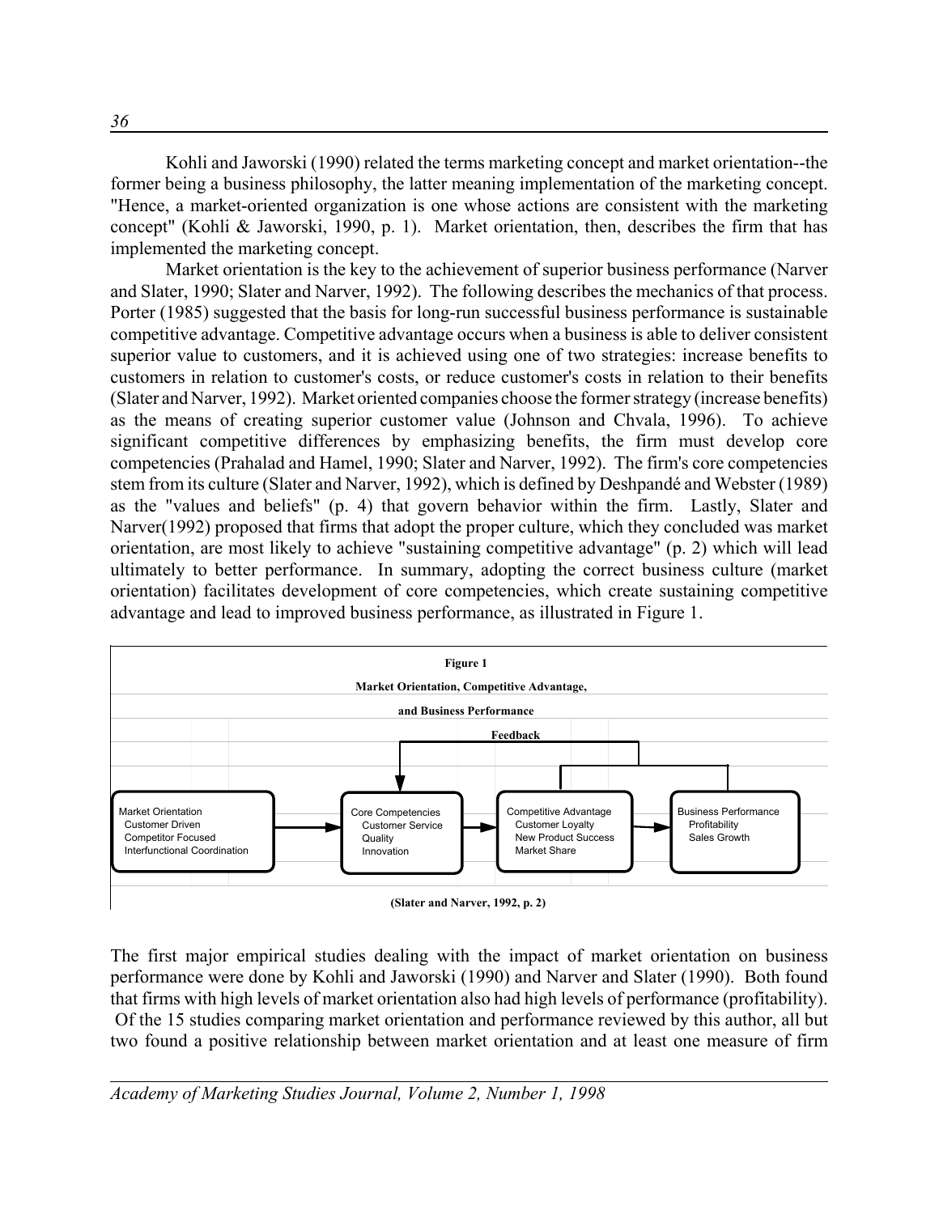Kohli and Jaworski (1990) related the terms marketing concept and market orientation--the former being a business philosophy, the latter meaning implementation of the marketing concept. "Hence, a market-oriented organization is one whose actions are consistent with the marketing concept" (Kohli & Jaworski, 1990, p. 1). Market orientation, then, describes the firm that has implemented the marketing concept.

Market orientation is the key to the achievement of superior business performance (Narver and Slater, 1990; Slater and Narver, 1992). The following describes the mechanics of that process. Porter (1985) suggested that the basis for long-run successful business performance is sustainable competitive advantage. Competitive advantage occurs when a business is able to deliver consistent superior value to customers, and it is achieved using one of two strategies: increase benefits to customers in relation to customer's costs, or reduce customer's costs in relation to their benefits (Slater and Narver, 1992). Market oriented companies choose the former strategy (increase benefits) as the means of creating superior customer value (Johnson and Chvala, 1996). To achieve significant competitive differences by emphasizing benefits, the firm must develop core competencies (Prahalad and Hamel, 1990; Slater and Narver, 1992). The firm's core competencies stem from its culture (Slater and Narver, 1992), which is defined by Deshpandé and Webster (1989) as the "values and beliefs" (p. 4) that govern behavior within the firm. Lastly, Slater and Narver(1992) proposed that firms that adopt the proper culture, which they concluded was market orientation, are most likely to achieve "sustaining competitive advantage" (p. 2) which will lead ultimately to better performance. In summary, adopting the correct business culture (market orientation) facilitates development of core competencies, which create sustaining competitive advantage and lead to improved business performance, as illustrated in Figure 1.

**Figure 1**

**Market Orientation, Competitive Advantage,**

**and Business Performance**

**Feedback**

Market Orientation
- Customer Driven
- Competitor Focused
- Interfunctional Coordination

→ Core Competencies
- Customer Service
- Quality
- Innovation

→ Competitive Advantage
- Customer Loyalty
- New Product Success
- Market Share

→ Business Performance
- Profitability
- Sales Growth

**(Slater and Narver, 1992, p. 2)**

The first major empirical studies dealing with the impact of market orientation on business performance were done by Kohli and Jaworski (1990) and Narver and Slater (1990). Both found that firms with high levels of market orientation also had high levels of performance (profitability). Of the 15 studies comparing market orientation and performance reviewed by this author, all but two found a positive relationship between market orientation and at least one measure of firm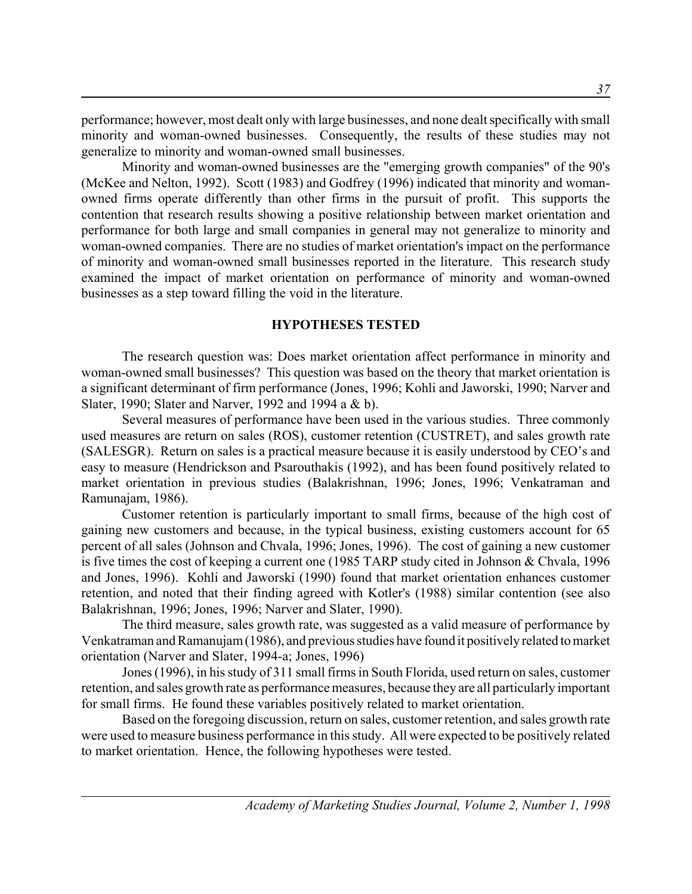performance; however, most dealt only with large businesses, and none dealt specifically with small minority and woman-owned businesses. Consequently, the results of these studies may not generalize to minority and woman-owned small businesses.

Minority and woman-owned businesses are the "emerging growth companies" of the 90's (McKee and Nelton, 1992). Scott (1983) and Godfrey (1996) indicated that minority and woman-owned firms operate differently than other firms in the pursuit of profit. This supports the contention that research results showing a positive relationship between market orientation and performance for both large and small companies in general may not generalize to minority and woman-owned companies. There are no studies of market orientation's impact on the performance of minority and woman-owned small businesses reported in the literature. This research study examined the impact of market orientation on performance of minority and woman-owned businesses as a step toward filling the void in the literature.

## HYPOTHESES TESTED

The research question was: Does market orientation affect performance in minority and woman-owned small businesses? This question was based on the theory that market orientation is a significant determinant of firm performance (Jones, 1996; Kohli and Jaworski, 1990; Narver and Slater, 1990; Slater and Narver, 1992 and 1994 a & b).

Several measures of performance have been used in the various studies. Three commonly used measures are return on sales (ROS), customer retention (CUSTRET), and sales growth rate (SALESGR). Return on sales is a practical measure because it is easily understood by CEO's and easy to measure (Hendrickson and Psarouthakis (1992), and has been found positively related to market orientation in previous studies (Balakrishnan, 1996; Jones, 1996; Venkatraman and Ramunajam, 1986).

Customer retention is particularly important to small firms, because of the high cost of gaining new customers and because, in the typical business, existing customers account for 65 percent of all sales (Johnson and Chvala, 1996; Jones, 1996). The cost of gaining a new customer is five times the cost of keeping a current one (1985 TARP study cited in Johnson & Chvala, 1996 and Jones, 1996). Kohli and Jaworski (1990) found that market orientation enhances customer retention, and noted that their finding agreed with Kotler's (1988) similar contention (see also Balakrishnan, 1996; Jones, 1996; Narver and Slater, 1990).

The third measure, sales growth rate, was suggested as a valid measure of performance by Venkatraman and Ramanujam (1986), and previous studies have found it positively related to market orientation (Narver and Slater, 1994-a; Jones, 1996)

Jones (1996), in his study of 311 small firms in South Florida, used return on sales, customer retention, and sales growth rate as performance measures, because they are all particularly important for small firms. He found these variables positively related to market orientation.

Based on the foregoing discussion, return on sales, customer retention, and sales growth rate were used to measure business performance in this study. All were expected to be positively related to market orientation. Hence, the following hypotheses were tested.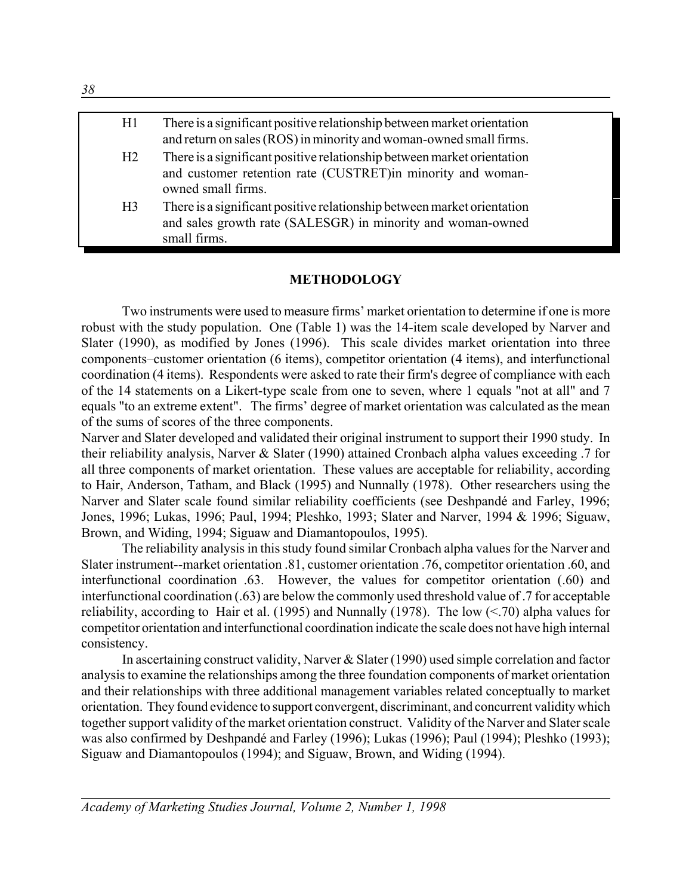| | |
|---|---|
| H1 | There is a significant positive relationship between market orientation and return on sales (ROS) in minority and woman-owned small firms. |
| H2 | There is a significant positive relationship between market orientation and customer retention rate (CUSTRET)in minority and woman-owned small firms. |
| H3 | There is a significant positive relationship between market orientation and sales growth rate (SALESGR) in minority and woman-owned small firms. |

## METHODOLOGY

Two instruments were used to measure firms' market orientation to determine if one is more robust with the study population. One (Table 1) was the 14-item scale developed by Narver and Slater (1990), as modified by Jones (1996). This scale divides market orientation into three components–customer orientation (6 items), competitor orientation (4 items), and interfunctional coordination (4 items). Respondents were asked to rate their firm's degree of compliance with each of the 14 statements on a Likert-type scale from one to seven, where 1 equals "not at all" and 7 equals "to an extreme extent". The firms' degree of market orientation was calculated as the mean of the sums of scores of the three components.

Narver and Slater developed and validated their original instrument to support their 1990 study. In their reliability analysis, Narver & Slater (1990) attained Cronbach alpha values exceeding .7 for all three components of market orientation. These values are acceptable for reliability, according to Hair, Anderson, Tatham, and Black (1995) and Nunnally (1978). Other researchers using the Narver and Slater scale found similar reliability coefficients (see Deshpandé and Farley, 1996; Jones, 1996; Lukas, 1996; Paul, 1994; Pleshko, 1993; Slater and Narver, 1994 & 1996; Siguaw, Brown, and Widing, 1994; Siguaw and Diamantopoulos, 1995).

The reliability analysis in this study found similar Cronbach alpha values for the Narver and Slater instrument--market orientation .81, customer orientation .76, competitor orientation .60, and interfunctional coordination .63. However, the values for competitor orientation (.60) and interfunctional coordination (.63) are below the commonly used threshold value of .7 for acceptable reliability, according to Hair et al. (1995) and Nunnally (1978). The low (<.70) alpha values for competitor orientation and interfunctional coordination indicate the scale does not have high internal consistency.

In ascertaining construct validity, Narver & Slater (1990) used simple correlation and factor analysis to examine the relationships among the three foundation components of market orientation and their relationships with three additional management variables related conceptually to market orientation. They found evidence to support convergent, discriminant, and concurrent validity which together support validity of the market orientation construct. Validity of the Narver and Slater scale was also confirmed by Deshpandé and Farley (1996); Lukas (1996); Paul (1994); Pleshko (1993); Siguaw and Diamantopoulos (1994); and Siguaw, Brown, and Widing (1994).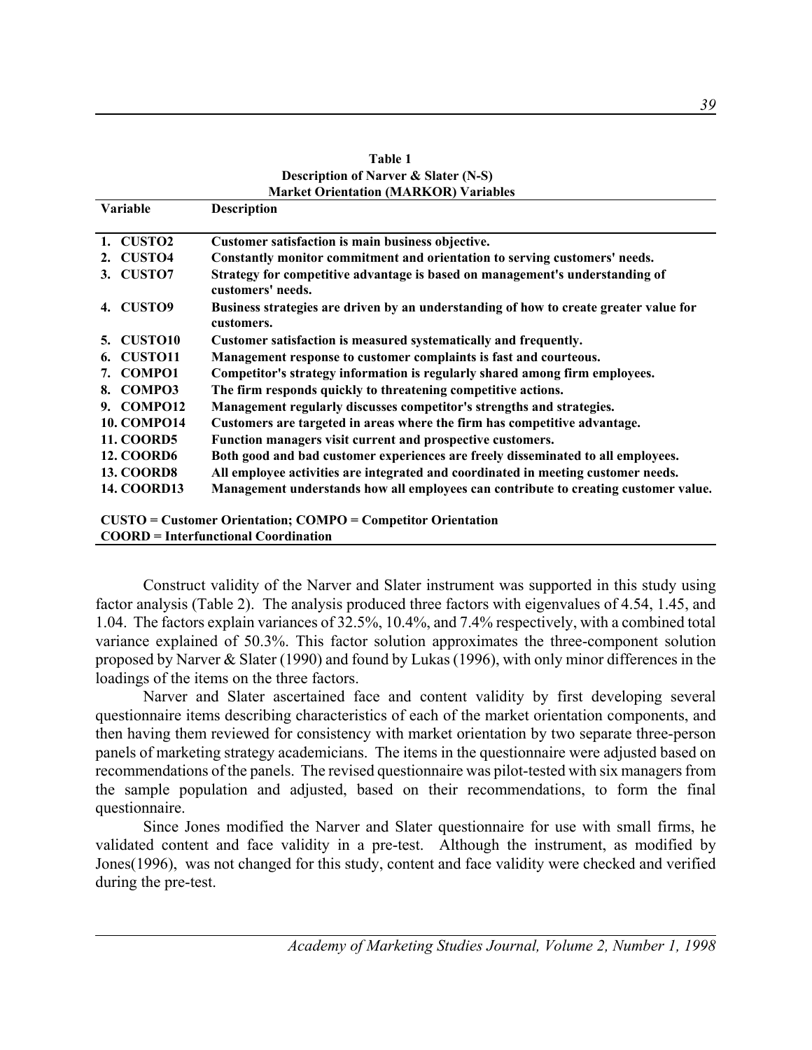**Table 1**
**Description of Narver & Slater (N-S)**
**Market Orientation (MARKOR) Variables**

| Variable | Description |
|---|---|
| 1. CUSTO2 | Customer satisfaction is main business objective. |
| 2. CUSTO4 | Constantly monitor commitment and orientation to serving customers' needs. |
| 3. CUSTO7 | Strategy for competitive advantage is based on management's understanding of customers' needs. |
| 4. CUSTO9 | Business strategies are driven by an understanding of how to create greater value for customers. |
| 5. CUSTO10 | Customer satisfaction is measured systematically and frequently. |
| 6. CUSTO11 | Management response to customer complaints is fast and courteous. |
| 7. COMPO1 | Competitor's strategy information is regularly shared among firm employees. |
| 8. COMPO3 | The firm responds quickly to threatening competitive actions. |
| 9. COMPO12 | Management regularly discusses competitor's strengths and strategies. |
| 10. COMPO14 | Customers are targeted in areas where the firm has competitive advantage. |
| 11. COORD5 | Function managers visit current and prospective customers. |
| 12. COORD6 | Both good and bad customer experiences are freely disseminated to all employees. |
| 13. COORD8 | All employee activities are integrated and coordinated in meeting customer needs. |
| 14. COORD13 | Management understands how all employees can contribute to creating customer value. |

**CUSTO = Customer Orientation; COMPO = Competitor Orientation**
**COORD = Interfunctional Coordination**

Construct validity of the Narver and Slater instrument was supported in this study using factor analysis (Table 2). The analysis produced three factors with eigenvalues of 4.54, 1.45, and 1.04. The factors explain variances of 32.5%, 10.4%, and 7.4% respectively, with a combined total variance explained of 50.3%. This factor solution approximates the three-component solution proposed by Narver & Slater (1990) and found by Lukas (1996), with only minor differences in the loadings of the items on the three factors.

Narver and Slater ascertained face and content validity by first developing several questionnaire items describing characteristics of each of the market orientation components, and then having them reviewed for consistency with market orientation by two separate three-person panels of marketing strategy academicians. The items in the questionnaire were adjusted based on recommendations of the panels. The revised questionnaire was pilot-tested with six managers from the sample population and adjusted, based on their recommendations, to form the final questionnaire.

Since Jones modified the Narver and Slater questionnaire for use with small firms, he validated content and face validity in a pre-test. Although the instrument, as modified by Jones(1996), was not changed for this study, content and face validity were checked and verified during the pre-test.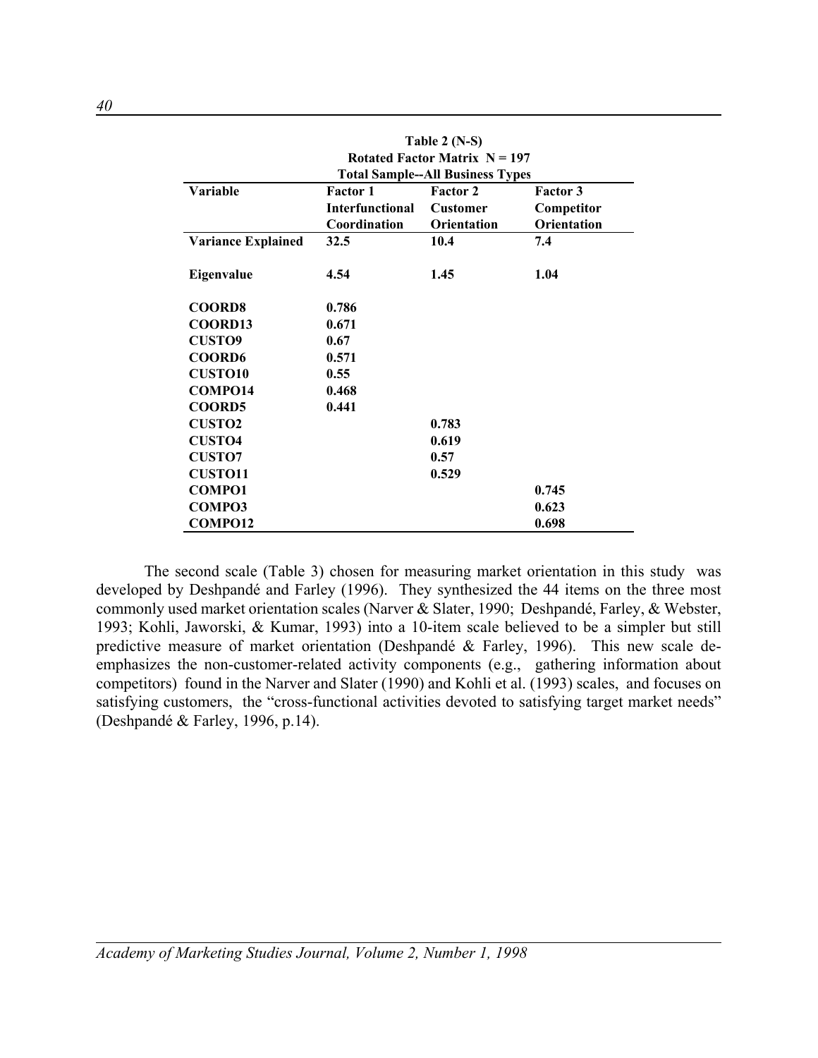**Table 2 (N-S)**
**Rotated Factor Matrix N = 197**
**Total Sample--All Business Types**

| Variable | Factor 1 Interfunctional Coordination | Factor 2 Customer Orientation | Factor 3 Competitor Orientation |
|---|---|---|---|
| **Variance Explained** | **32.5** | **10.4** | **7.4** |
| **Eigenvalue** | **4.54** | **1.45** | **1.04** |
| **COORD8** | **0.786** | | |
| **COORD13** | **0.671** | | |
| **CUSTO9** | **0.67** | | |
| **COORD6** | **0.571** | | |
| **CUSTO10** | **0.55** | | |
| **COMPO14** | **0.468** | | |
| **COORD5** | **0.441** | | |
| **CUSTO2** | | **0.783** | |
| **CUSTO4** | | **0.619** | |
| **CUSTO7** | | **0.57** | |
| **CUSTO11** | | **0.529** | |
| **COMPO1** | | | **0.745** |
| **COMPO3** | | | **0.623** |
| **COMPO12** | | | **0.698** |

The second scale (Table 3) chosen for measuring market orientation in this study was developed by Deshpandé and Farley (1996). They synthesized the 44 items on the three most commonly used market orientation scales (Narver & Slater, 1990; Deshpandé, Farley, & Webster, 1993; Kohli, Jaworski, & Kumar, 1993) into a 10-item scale believed to be a simpler but still predictive measure of market orientation (Deshpandé & Farley, 1996). This new scale de-emphasizes the non-customer-related activity components (e.g., gathering information about competitors) found in the Narver and Slater (1990) and Kohli et al. (1993) scales, and focuses on satisfying customers, the "cross-functional activities devoted to satisfying target market needs" (Deshpandé & Farley, 1996, p.14).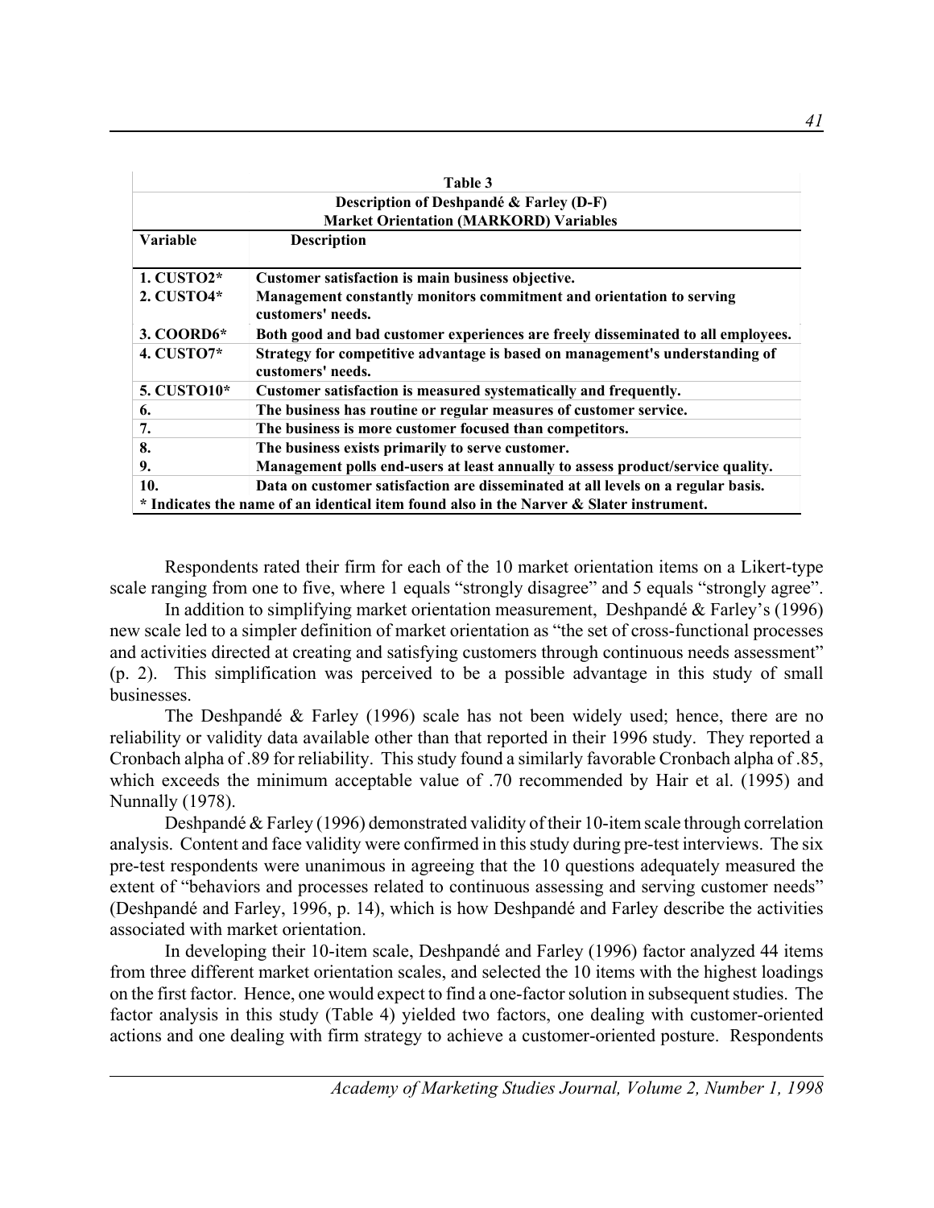**Table 3**
**Description of Deshpandé & Farley (D-F)**
**Market Orientation (MARKORD) Variables**

| Variable | Description |
|---|---|
| **1. CUSTO2*** | **Customer satisfaction is main business objective.** |
| **2. CUSTO4*** | **Management constantly monitors commitment and orientation to serving customers' needs.** |
| **3. COORD6*** | **Both good and bad customer experiences are freely disseminated to all employees.** |
| **4. CUSTO7*** | **Strategy for competitive advantage is based on management's understanding of customers' needs.** |
| **5. CUSTO10*** | **Customer satisfaction is measured systematically and frequently.** |
| **6.** | **The business has routine or regular measures of customer service.** |
| **7.** | **The business is more customer focused than competitors.** |
| **8.** | **The business exists primarily to serve customer.** |
| **9.** | **Management polls end-users at least annually to assess product/service quality.** |
| **10.** | **Data on customer satisfaction are disseminated at all levels on a regular basis.** |

**\* Indicates the name of an identical item found also in the Narver & Slater instrument.**

Respondents rated their firm for each of the 10 market orientation items on a Likert-type scale ranging from one to five, where 1 equals "strongly disagree" and 5 equals "strongly agree".

In addition to simplifying market orientation measurement, Deshpandé & Farley's (1996) new scale led to a simpler definition of market orientation as "the set of cross-functional processes and activities directed at creating and satisfying customers through continuous needs assessment" (p. 2). This simplification was perceived to be a possible advantage in this study of small businesses.

The Deshpandé & Farley (1996) scale has not been widely used; hence, there are no reliability or validity data available other than that reported in their 1996 study. They reported a Cronbach alpha of .89 for reliability. This study found a similarly favorable Cronbach alpha of .85, which exceeds the minimum acceptable value of .70 recommended by Hair et al. (1995) and Nunnally (1978).

Deshpandé & Farley (1996) demonstrated validity of their 10-item scale through correlation analysis. Content and face validity were confirmed in this study during pre-test interviews. The six pre-test respondents were unanimous in agreeing that the 10 questions adequately measured the extent of "behaviors and processes related to continuous assessing and serving customer needs" (Deshpandé and Farley, 1996, p. 14), which is how Deshpandé and Farley describe the activities associated with market orientation.

In developing their 10-item scale, Deshpandé and Farley (1996) factor analyzed 44 items from three different market orientation scales, and selected the 10 items with the highest loadings on the first factor. Hence, one would expect to find a one-factor solution in subsequent studies. The factor analysis in this study (Table 4) yielded two factors, one dealing with customer-oriented actions and one dealing with firm strategy to achieve a customer-oriented posture. Respondents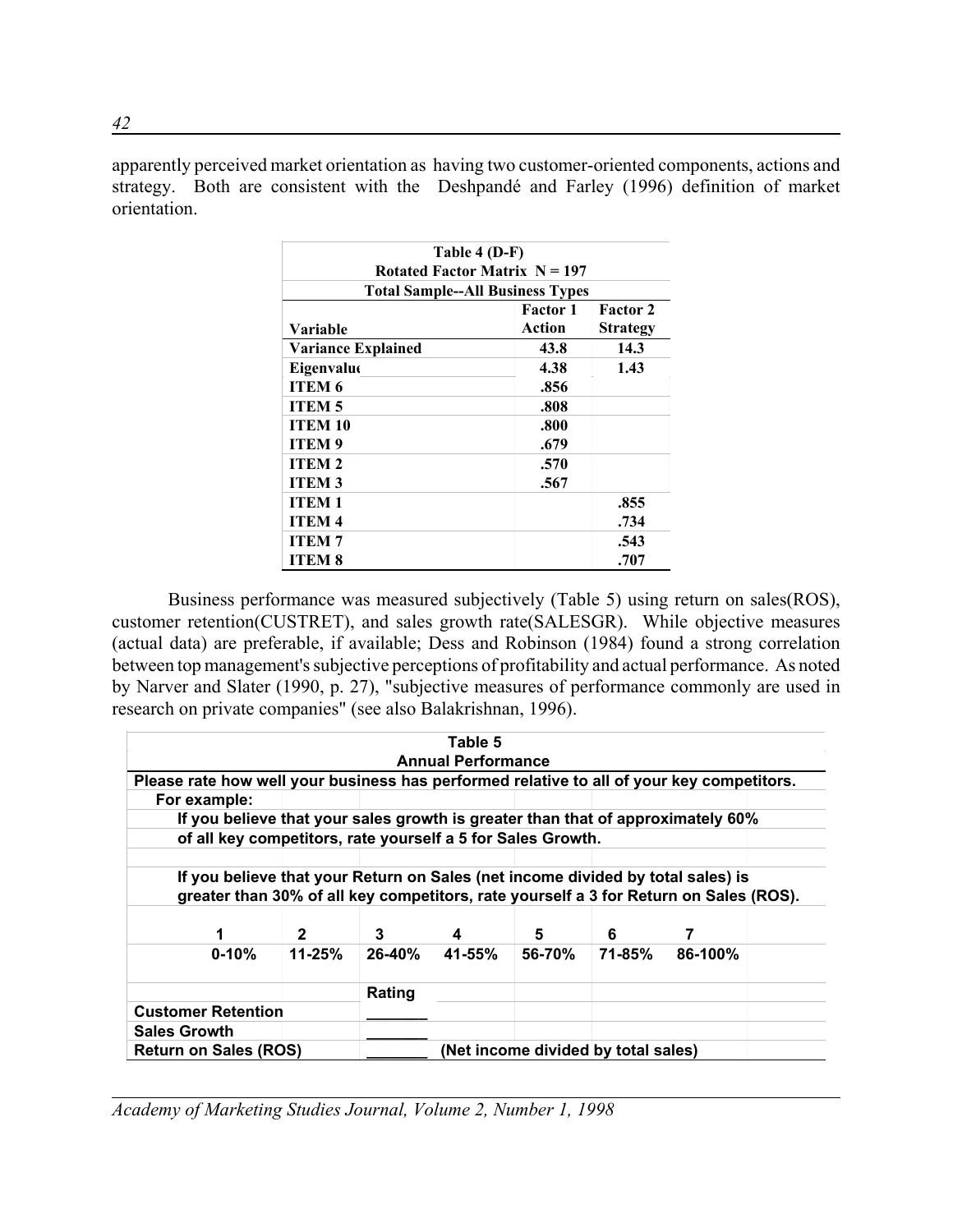apparently perceived market orientation as having two customer-oriented components, actions and strategy. Both are consistent with the Deshpandé and Farley (1996) definition of market orientation.

| Table 4 (D-F) Rotated Factor Matrix N = 197 Total Sample--All Business Types | | |
|---|---|---|
| **Variable** | **Factor 1 Action** | **Factor 2 Strategy** |
| **Variance Explained** | **43.8** | **14.3** |
| **Eigenvalue** | **4.38** | **1.43** |
| **ITEM 6** | **.856** | |
| **ITEM 5** | **.808** | |
| **ITEM 10** | **.800** | |
| **ITEM 9** | **.679** | |
| **ITEM 2** | **.570** | |
| **ITEM 3** | **.567** | |
| **ITEM 1** | | **.855** |
| **ITEM 4** | | **.734** |
| **ITEM 7** | | **.543** |
| **ITEM 8** | | **.707** |

Business performance was measured subjectively (Table 5) using return on sales(ROS), customer retention(CUSTRET), and sales growth rate(SALESGR). While objective measures (actual data) are preferable, if available; Dess and Robinson (1984) found a strong correlation between top management's subjective perceptions of profitability and actual performance. As noted by Narver and Slater (1990, p. 27), "subjective measures of performance commonly are used in research on private companies" (see also Balakrishnan, 1996).

**Table 5**
**Annual Performance**

**Please rate how well your business has performed relative to all of your key competitors.**

**For example:**

**If you believe that your sales growth is greater than that of approximately 60% of all key competitors, rate yourself a 5 for Sales Growth.**

**If you believe that your Return on Sales (net income divided by total sales) is greater than 30% of all key competitors, rate yourself a 3 for Return on Sales (ROS).**

| 1 | 2 | 3 | 4 | 5 | 6 | 7 |
|---|---|---|---|---|---|---|
| 0-10% | 11-25% | 26-40% | 41-55% | 56-70% | 71-85% | 86-100% |

| | Rating | |
|---|---|---|
| **Customer Retention** | _______ | |
| **Sales Growth** | _______ | |
| **Return on Sales (ROS)** | _______ | **(Net income divided by total sales)** |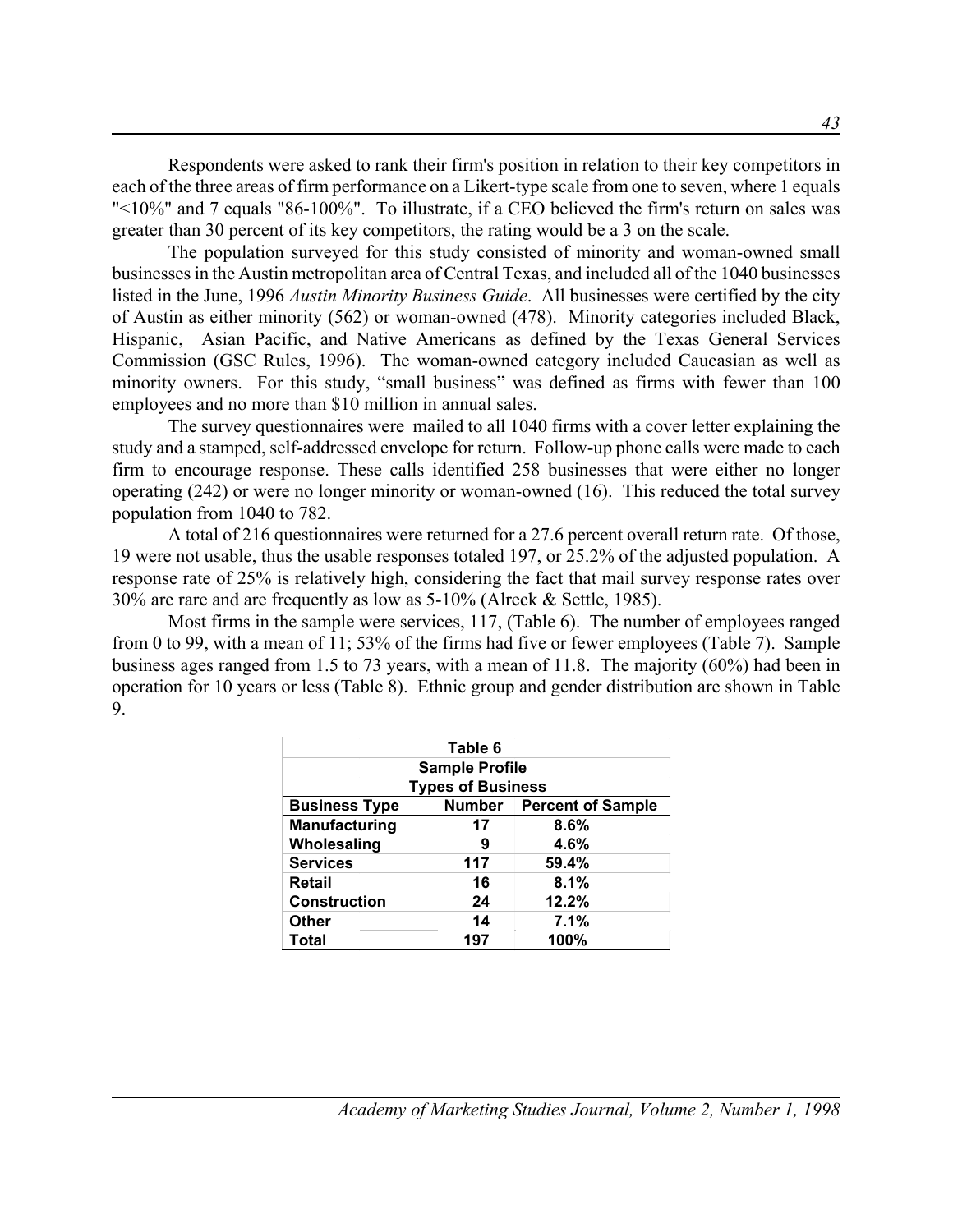Respondents were asked to rank their firm's position in relation to their key competitors in each of the three areas of firm performance on a Likert-type scale from one to seven, where 1 equals "<10%" and 7 equals "86-100%". To illustrate, if a CEO believed the firm's return on sales was greater than 30 percent of its key competitors, the rating would be a 3 on the scale.

The population surveyed for this study consisted of minority and woman-owned small businesses in the Austin metropolitan area of Central Texas, and included all of the 1040 businesses listed in the June, 1996 *Austin Minority Business Guide*. All businesses were certified by the city of Austin as either minority (562) or woman-owned (478). Minority categories included Black, Hispanic, Asian Pacific, and Native Americans as defined by the Texas General Services Commission (GSC Rules, 1996). The woman-owned category included Caucasian as well as minority owners. For this study, "small business" was defined as firms with fewer than 100 employees and no more than $10 million in annual sales.

The survey questionnaires were mailed to all 1040 firms with a cover letter explaining the study and a stamped, self-addressed envelope for return. Follow-up phone calls were made to each firm to encourage response. These calls identified 258 businesses that were either no longer operating (242) or were no longer minority or woman-owned (16). This reduced the total survey population from 1040 to 782.

A total of 216 questionnaires were returned for a 27.6 percent overall return rate. Of those, 19 were not usable, thus the usable responses totaled 197, or 25.2% of the adjusted population. A response rate of 25% is relatively high, considering the fact that mail survey response rates over 30% are rare and are frequently as low as 5-10% (Alreck & Settle, 1985).

Most firms in the sample were services, 117, (Table 6). The number of employees ranged from 0 to 99, with a mean of 11; 53% of the firms had five or fewer employees (Table 7). Sample business ages ranged from 1.5 to 73 years, with a mean of 11.8. The majority (60%) had been in operation for 10 years or less (Table 8). Ethnic group and gender distribution are shown in Table 9.

**Table 6**
**Sample Profile**
**Types of Business**

| Business Type | Number | Percent of Sample |
|---|---|---|
| Manufacturing | 17 | 8.6% |
| Wholesaling | 9 | 4.6% |
| Services | 117 | 59.4% |
| Retail | 16 | 8.1% |
| Construction | 24 | 12.2% |
| Other | 14 | 7.1% |
| Total | 197 | 100% |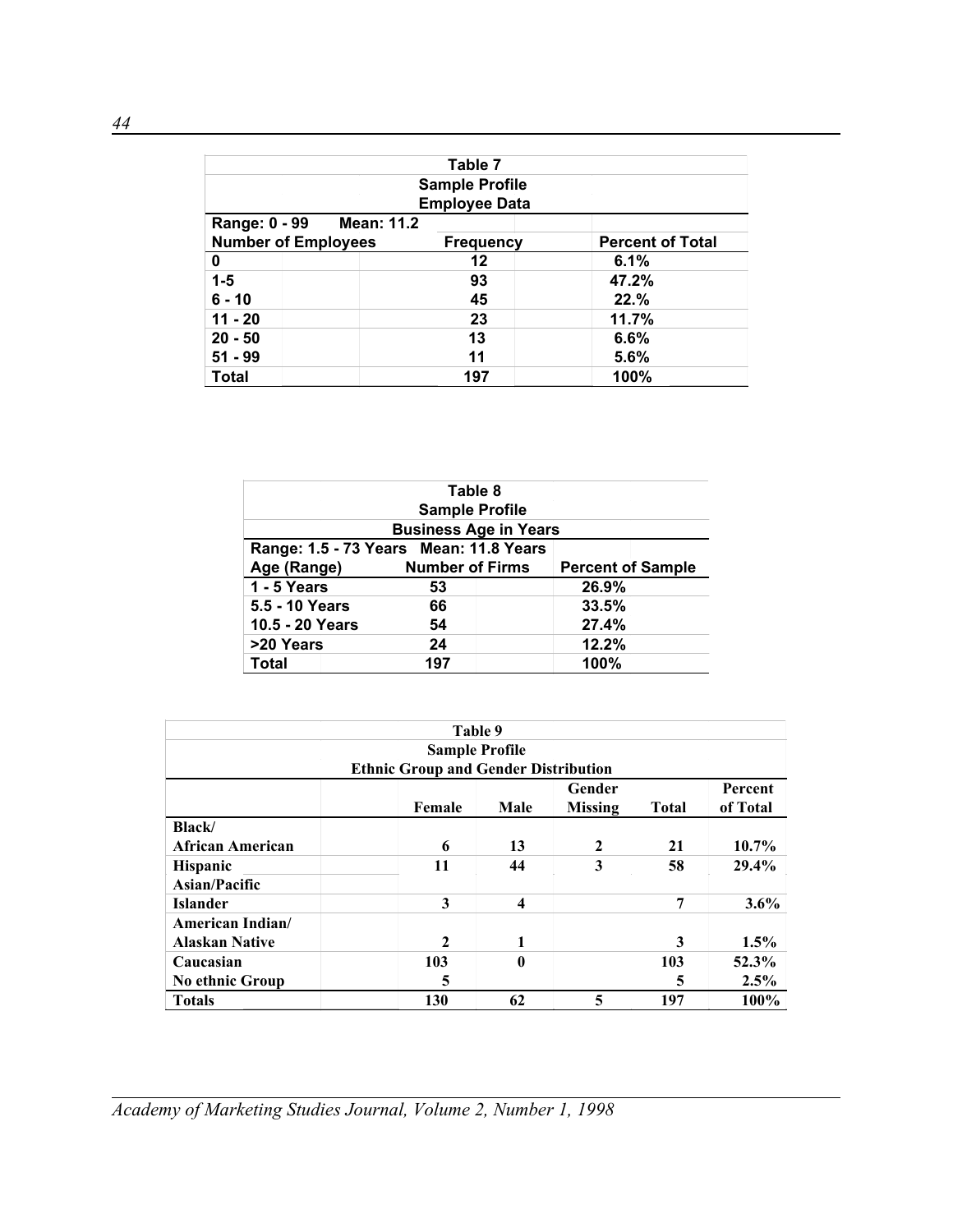**Table 7**
**Sample Profile**
**Employee Data**

| Range: 0 - 99 Mean: 11.2 | | |
|---|---|---|
| **Number of Employees** | **Frequency** | **Percent of Total** |
| 0 | 12 | 6.1% |
| 1-5 | 93 | 47.2% |
| 6 - 10 | 45 | 22.% |
| 11 - 20 | 23 | 11.7% |
| 20 - 50 | 13 | 6.6% |
| 51 - 99 | 11 | 5.6% |
| Total | 197 | 100% |

**Table 8**
**Sample Profile**
**Business Age in Years**

| Range: 1.5 - 73 Years Mean: 11.8 Years | | |
|---|---|---|
| **Age (Range)** | **Number of Firms** | **Percent of Sample** |
| 1 - 5 Years | 53 | 26.9% |
| 5.5 - 10 Years | 66 | 33.5% |
| 10.5 - 20 Years | 54 | 27.4% |
| >20 Years | 24 | 12.2% |
| Total | 197 | 100% |

**Table 9**
**Sample Profile**
**Ethnic Group and Gender Distribution**

| | Female | Male | Gender Missing | Total | Percent of Total |
|---|---|---|---|---|---|
| **Black/ African American** | 6 | 13 | 2 | 21 | 10.7% |
| **Hispanic** | 11 | 44 | 3 | 58 | 29.4% |
| **Asian/Pacific Islander** | 3 | 4 | | 7 | 3.6% |
| **American Indian/ Alaskan Native** | 2 | 1 | | 3 | 1.5% |
| **Caucasian** | 103 | 0 | | 103 | 52.3% |
| **No ethnic Group** | 5 | | | 5 | 2.5% |
| **Totals** | 130 | 62 | 5 | 197 | 100% |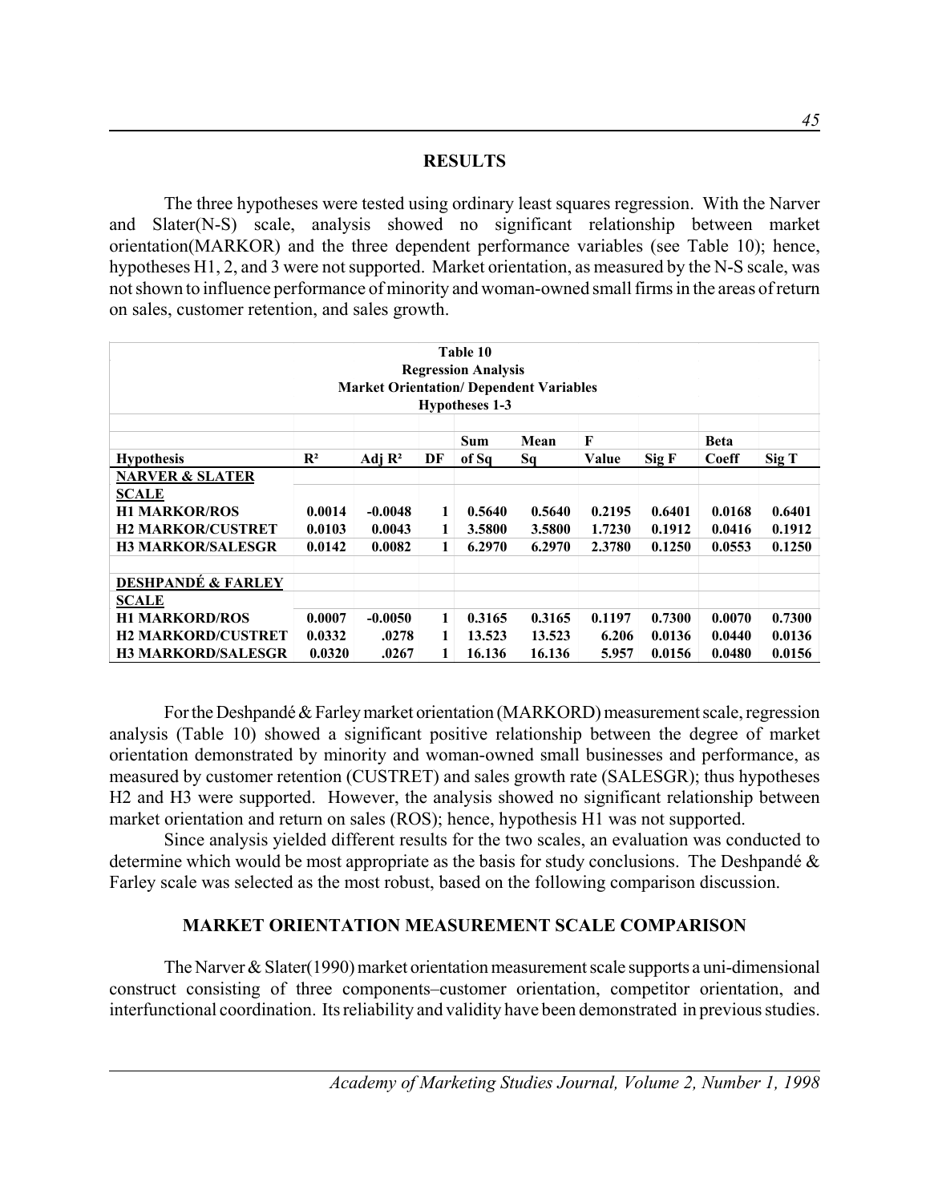## RESULTS

The three hypotheses were tested using ordinary least squares regression. With the Narver and Slater(N-S) scale, analysis showed no significant relationship between market orientation(MARKOR) and the three dependent performance variables (see Table 10); hence, hypotheses H1, 2, and 3 were not supported. Market orientation, as measured by the N-S scale, was not shown to influence performance of minority and woman-owned small firms in the areas of return on sales, customer retention, and sales growth.

**Table 10**
**Regression Analysis**
**Market Orientation/ Dependent Variables**
**Hypotheses 1-3**

| Hypothesis | $R^2$ | Adj $R^2$ | DF | Sum of Sq | Mean Sq | F Value | Sig F | Beta Coeff | Sig T |
|---|---|---|---|---|---|---|---|---|---|
| **NARVER & SLATER SCALE** | | | | | | | | | |
| **H1 MARKOR/ROS** | 0.0014 | -0.0048 | 1 | 0.5640 | 0.5640 | 0.2195 | 0.6401 | 0.0168 | 0.6401 |
| **H2 MARKOR/CUSTRET** | 0.0103 | 0.0043 | 1 | 3.5800 | 3.5800 | 1.7230 | 0.1912 | 0.0416 | 0.1912 |
| **H3 MARKOR/SALESGR** | 0.0142 | 0.0082 | 1 | 6.2970 | 6.2970 | 2.3780 | 0.1250 | 0.0553 | 0.1250 |
| | | | | | | | | | |
| **DESHPANDÉ & FARLEY SCALE** | | | | | | | | | |
| **H1 MARKORD/ROS** | 0.0007 | -0.0050 | 1 | 0.3165 | 0.3165 | 0.1197 | 0.7300 | 0.0070 | 0.7300 |
| **H2 MARKORD/CUSTRET** | 0.0332 | .0278 | 1 | 13.523 | 13.523 | 6.206 | 0.0136 | 0.0440 | 0.0136 |
| **H3 MARKORD/SALESGR** | 0.0320 | .0267 | 1 | 16.136 | 16.136 | 5.957 | 0.0156 | 0.0480 | 0.0156 |

For the Deshpandé & Farley market orientation (MARKORD) measurement scale, regression analysis (Table 10) showed a significant positive relationship between the degree of market orientation demonstrated by minority and woman-owned small businesses and performance, as measured by customer retention (CUSTRET) and sales growth rate (SALESGR); thus hypotheses H2 and H3 were supported. However, the analysis showed no significant relationship between market orientation and return on sales (ROS); hence, hypothesis H1 was not supported.

Since analysis yielded different results for the two scales, an evaluation was conducted to determine which would be most appropriate as the basis for study conclusions. The Deshpandé & Farley scale was selected as the most robust, based on the following comparison discussion.

## MARKET ORIENTATION MEASUREMENT SCALE COMPARISON

The Narver & Slater(1990) market orientation measurement scale supports a uni-dimensional construct consisting of three components–customer orientation, competitor orientation, and interfunctional coordination. Its reliability and validity have been demonstrated in previous studies.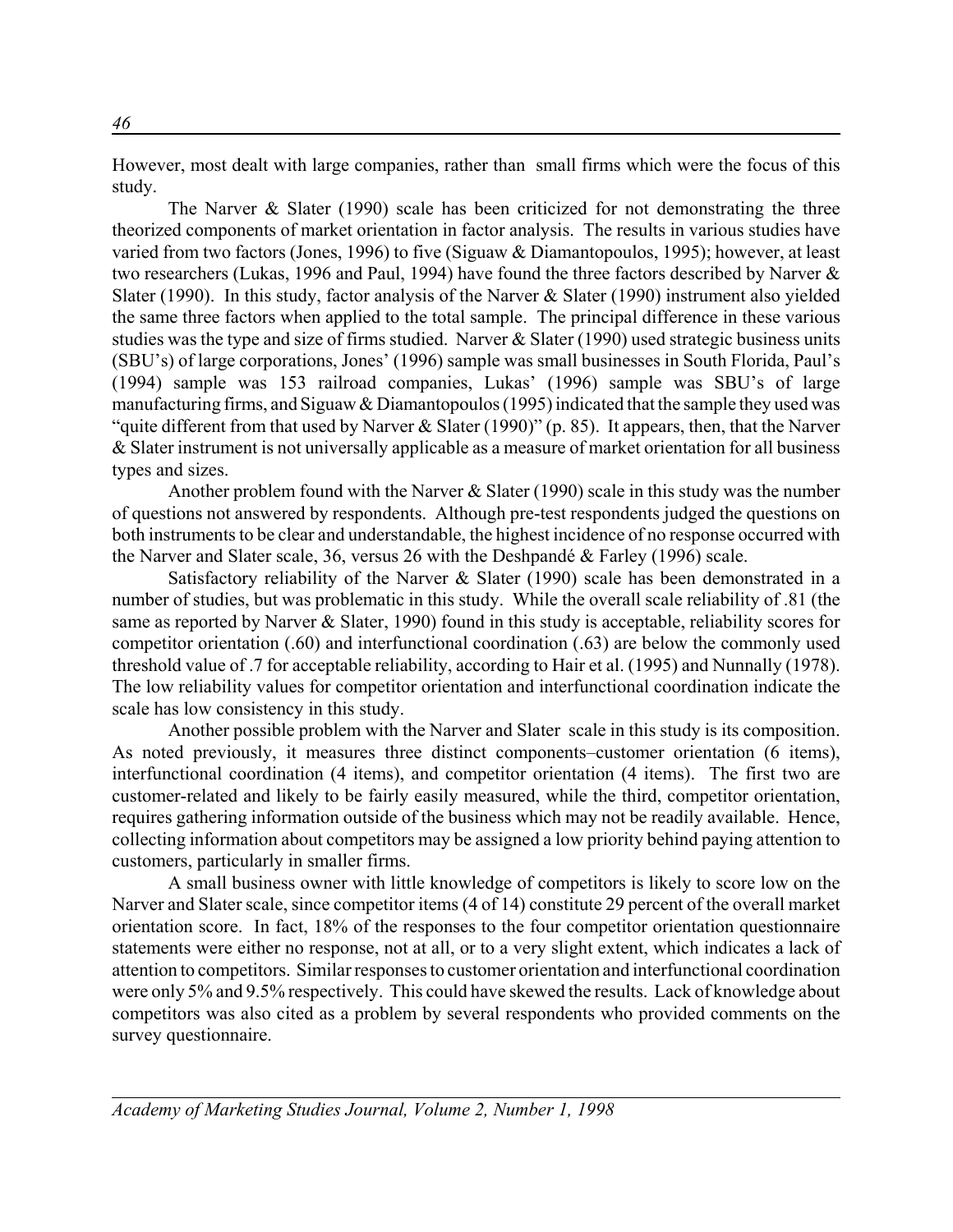However, most dealt with large companies, rather than small firms which were the focus of this study.

The Narver & Slater (1990) scale has been criticized for not demonstrating the three theorized components of market orientation in factor analysis. The results in various studies have varied from two factors (Jones, 1996) to five (Siguaw & Diamantopoulos, 1995); however, at least two researchers (Lukas, 1996 and Paul, 1994) have found the three factors described by Narver & Slater (1990). In this study, factor analysis of the Narver & Slater (1990) instrument also yielded the same three factors when applied to the total sample. The principal difference in these various studies was the type and size of firms studied. Narver & Slater (1990) used strategic business units (SBU's) of large corporations, Jones' (1996) sample was small businesses in South Florida, Paul's (1994) sample was 153 railroad companies, Lukas' (1996) sample was SBU's of large manufacturing firms, and Siguaw & Diamantopoulos (1995) indicated that the sample they used was "quite different from that used by Narver & Slater (1990)" (p. 85). It appears, then, that the Narver & Slater instrument is not universally applicable as a measure of market orientation for all business types and sizes.

Another problem found with the Narver & Slater (1990) scale in this study was the number of questions not answered by respondents. Although pre-test respondents judged the questions on both instruments to be clear and understandable, the highest incidence of no response occurred with the Narver and Slater scale, 36, versus 26 with the Deshpandé & Farley (1996) scale.

Satisfactory reliability of the Narver & Slater (1990) scale has been demonstrated in a number of studies, but was problematic in this study. While the overall scale reliability of .81 (the same as reported by Narver & Slater, 1990) found in this study is acceptable, reliability scores for competitor orientation (.60) and interfunctional coordination (.63) are below the commonly used threshold value of .7 for acceptable reliability, according to Hair et al. (1995) and Nunnally (1978). The low reliability values for competitor orientation and interfunctional coordination indicate the scale has low consistency in this study.

Another possible problem with the Narver and Slater scale in this study is its composition. As noted previously, it measures three distinct components–customer orientation (6 items), interfunctional coordination (4 items), and competitor orientation (4 items). The first two are customer-related and likely to be fairly easily measured, while the third, competitor orientation, requires gathering information outside of the business which may not be readily available. Hence, collecting information about competitors may be assigned a low priority behind paying attention to customers, particularly in smaller firms.

A small business owner with little knowledge of competitors is likely to score low on the Narver and Slater scale, since competitor items (4 of 14) constitute 29 percent of the overall market orientation score. In fact, 18% of the responses to the four competitor orientation questionnaire statements were either no response, not at all, or to a very slight extent, which indicates a lack of attention to competitors. Similar responses to customer orientation and interfunctional coordination were only 5% and 9.5% respectively. This could have skewed the results. Lack of knowledge about competitors was also cited as a problem by several respondents who provided comments on the survey questionnaire.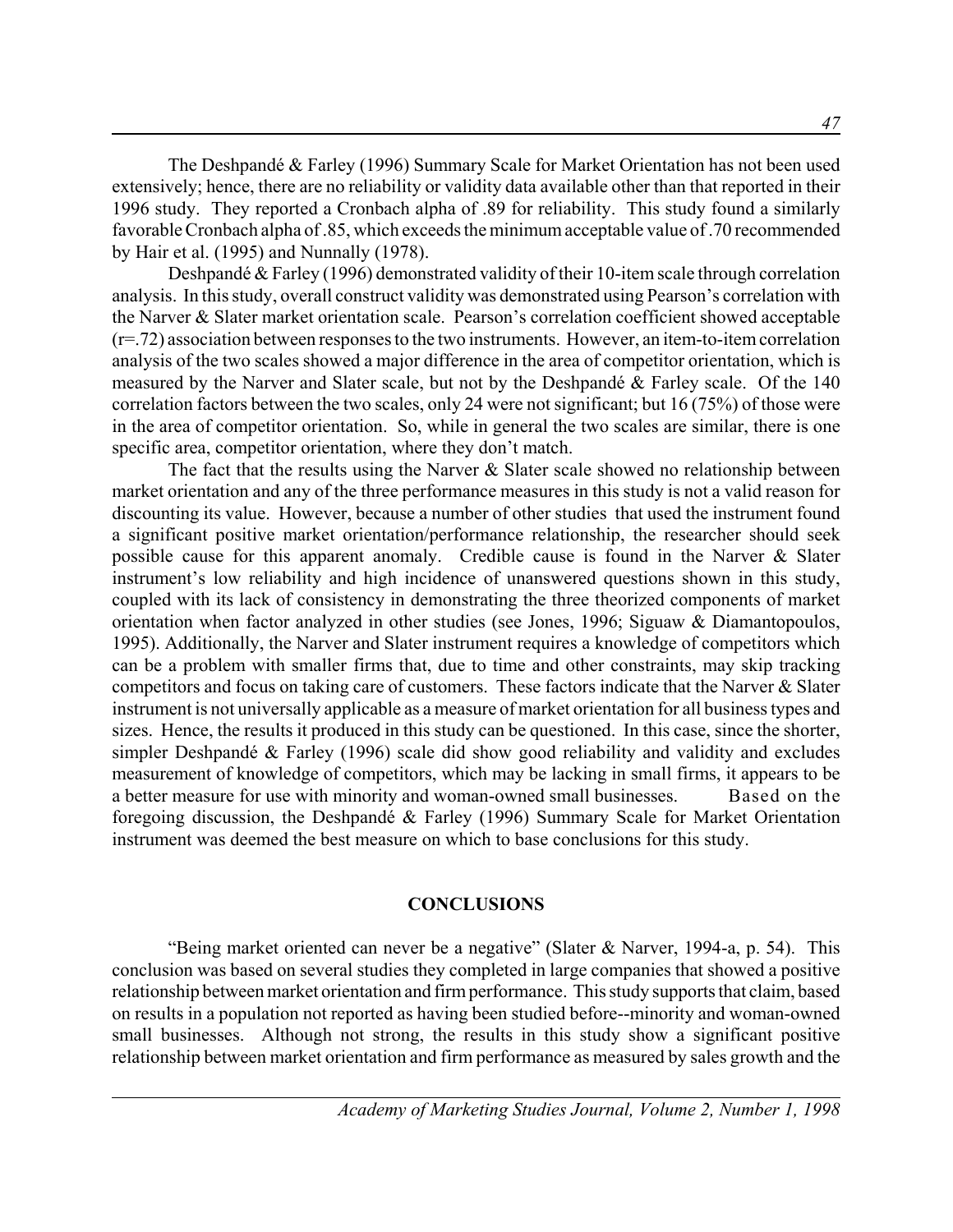The Deshpandé & Farley (1996) Summary Scale for Market Orientation has not been used extensively; hence, there are no reliability or validity data available other than that reported in their 1996 study. They reported a Cronbach alpha of .89 for reliability. This study found a similarly favorable Cronbach alpha of .85, which exceeds the minimum acceptable value of .70 recommended by Hair et al. (1995) and Nunnally (1978).

Deshpandé & Farley (1996) demonstrated validity of their 10-item scale through correlation analysis. In this study, overall construct validity was demonstrated using Pearson's correlation with the Narver & Slater market orientation scale. Pearson's correlation coefficient showed acceptable (r=.72) association between responses to the two instruments. However, an item-to-item correlation analysis of the two scales showed a major difference in the area of competitor orientation, which is measured by the Narver and Slater scale, but not by the Deshpandé & Farley scale. Of the 140 correlation factors between the two scales, only 24 were not significant; but 16 (75%) of those were in the area of competitor orientation. So, while in general the two scales are similar, there is one specific area, competitor orientation, where they don't match.

The fact that the results using the Narver & Slater scale showed no relationship between market orientation and any of the three performance measures in this study is not a valid reason for discounting its value. However, because a number of other studies that used the instrument found a significant positive market orientation/performance relationship, the researcher should seek possible cause for this apparent anomaly. Credible cause is found in the Narver & Slater instrument's low reliability and high incidence of unanswered questions shown in this study, coupled with its lack of consistency in demonstrating the three theorized components of market orientation when factor analyzed in other studies (see Jones, 1996; Siguaw & Diamantopoulos, 1995). Additionally, the Narver and Slater instrument requires a knowledge of competitors which can be a problem with smaller firms that, due to time and other constraints, may skip tracking competitors and focus on taking care of customers. These factors indicate that the Narver & Slater instrument is not universally applicable as a measure of market orientation for all business types and sizes. Hence, the results it produced in this study can be questioned. In this case, since the shorter, simpler Deshpandé & Farley (1996) scale did show good reliability and validity and excludes measurement of knowledge of competitors, which may be lacking in small firms, it appears to be a better measure for use with minority and woman-owned small businesses. Based on the foregoing discussion, the Deshpandé & Farley (1996) Summary Scale for Market Orientation instrument was deemed the best measure on which to base conclusions for this study.

## CONCLUSIONS

"Being market oriented can never be a negative" (Slater & Narver, 1994-a, p. 54). This conclusion was based on several studies they completed in large companies that showed a positive relationship between market orientation and firm performance. This study supports that claim, based on results in a population not reported as having been studied before--minority and woman-owned small businesses. Although not strong, the results in this study show a significant positive relationship between market orientation and firm performance as measured by sales growth and the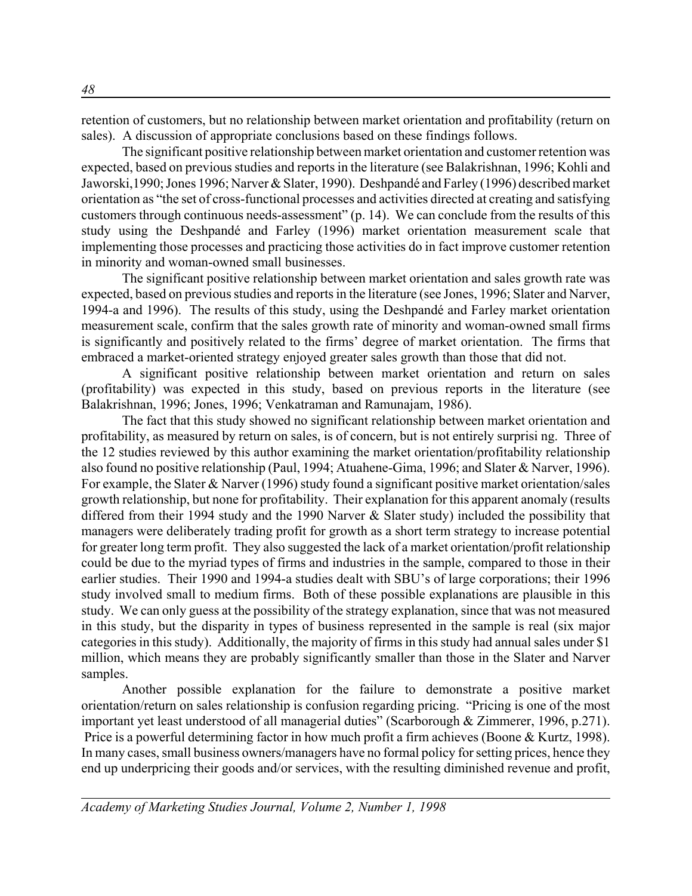retention of customers, but no relationship between market orientation and profitability (return on sales). A discussion of appropriate conclusions based on these findings follows.

The significant positive relationship between market orientation and customer retention was expected, based on previous studies and reports in the literature (see Balakrishnan, 1996; Kohli and Jaworski,1990; Jones 1996; Narver & Slater, 1990). Deshpandé and Farley (1996) described market orientation as "the set of cross-functional processes and activities directed at creating and satisfying customers through continuous needs-assessment" (p. 14). We can conclude from the results of this study using the Deshpandé and Farley (1996) market orientation measurement scale that implementing those processes and practicing those activities do in fact improve customer retention in minority and woman-owned small businesses.

The significant positive relationship between market orientation and sales growth rate was expected, based on previous studies and reports in the literature (see Jones, 1996; Slater and Narver, 1994-a and 1996). The results of this study, using the Deshpandé and Farley market orientation measurement scale, confirm that the sales growth rate of minority and woman-owned small firms is significantly and positively related to the firms' degree of market orientation. The firms that embraced a market-oriented strategy enjoyed greater sales growth than those that did not.

A significant positive relationship between market orientation and return on sales (profitability) was expected in this study, based on previous reports in the literature (see Balakrishnan, 1996; Jones, 1996; Venkatraman and Ramunajam, 1986).

The fact that this study showed no significant relationship between market orientation and profitability, as measured by return on sales, is of concern, but is not entirely surprisi ng. Three of the 12 studies reviewed by this author examining the market orientation/profitability relationship also found no positive relationship (Paul, 1994; Atuahene-Gima, 1996; and Slater & Narver, 1996). For example, the Slater & Narver (1996) study found a significant positive market orientation/sales growth relationship, but none for profitability. Their explanation for this apparent anomaly (results differed from their 1994 study and the 1990 Narver & Slater study) included the possibility that managers were deliberately trading profit for growth as a short term strategy to increase potential for greater long term profit. They also suggested the lack of a market orientation/profit relationship could be due to the myriad types of firms and industries in the sample, compared to those in their earlier studies. Their 1990 and 1994-a studies dealt with SBU's of large corporations; their 1996 study involved small to medium firms. Both of these possible explanations are plausible in this study. We can only guess at the possibility of the strategy explanation, since that was not measured in this study, but the disparity in types of business represented in the sample is real (six major categories in this study). Additionally, the majority of firms in this study had annual sales under $1 million, which means they are probably significantly smaller than those in the Slater and Narver samples.

Another possible explanation for the failure to demonstrate a positive market orientation/return on sales relationship is confusion regarding pricing. "Pricing is one of the most important yet least understood of all managerial duties" (Scarborough & Zimmerer, 1996, p.271). Price is a powerful determining factor in how much profit a firm achieves (Boone & Kurtz, 1998). In many cases, small business owners/managers have no formal policy for setting prices, hence they end up underpricing their goods and/or services, with the resulting diminished revenue and profit,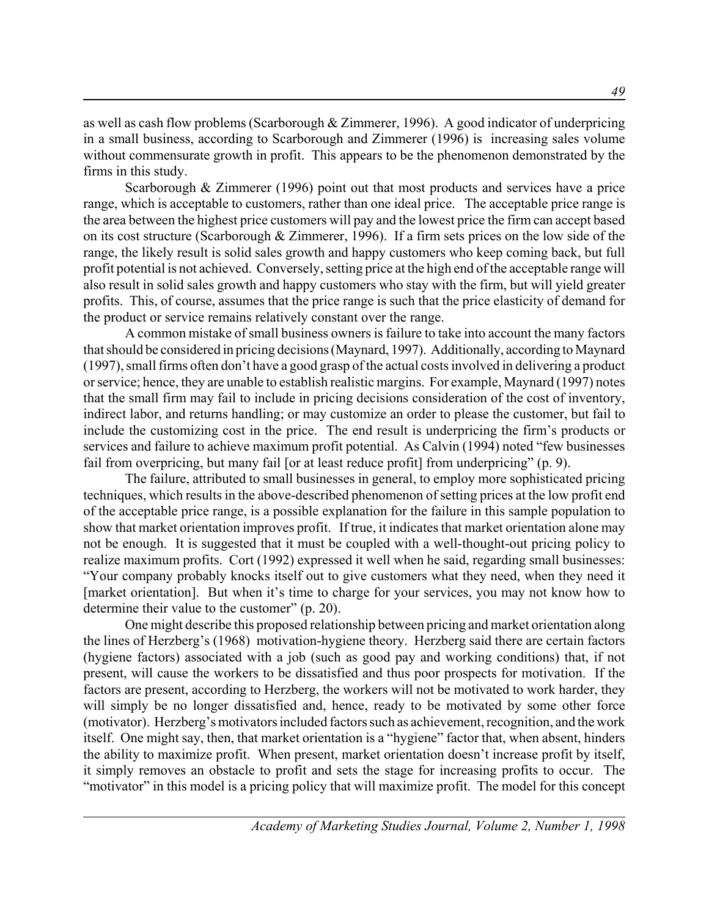as well as cash flow problems (Scarborough & Zimmerer, 1996). A good indicator of underpricing in a small business, according to Scarborough and Zimmerer (1996) is increasing sales volume without commensurate growth in profit. This appears to be the phenomenon demonstrated by the firms in this study.

Scarborough & Zimmerer (1996) point out that most products and services have a price range, which is acceptable to customers, rather than one ideal price. The acceptable price range is the area between the highest price customers will pay and the lowest price the firm can accept based on its cost structure (Scarborough & Zimmerer, 1996). If a firm sets prices on the low side of the range, the likely result is solid sales growth and happy customers who keep coming back, but full profit potential is not achieved. Conversely, setting price at the high end of the acceptable range will also result in solid sales growth and happy customers who stay with the firm, but will yield greater profits. This, of course, assumes that the price range is such that the price elasticity of demand for the product or service remains relatively constant over the range.

A common mistake of small business owners is failure to take into account the many factors that should be considered in pricing decisions (Maynard, 1997). Additionally, according to Maynard (1997), small firms often don't have a good grasp of the actual costs involved in delivering a product or service; hence, they are unable to establish realistic margins. For example, Maynard (1997) notes that the small firm may fail to include in pricing decisions consideration of the cost of inventory, indirect labor, and returns handling; or may customize an order to please the customer, but fail to include the customizing cost in the price. The end result is underpricing the firm's products or services and failure to achieve maximum profit potential. As Calvin (1994) noted "few businesses fail from overpricing, but many fail [or at least reduce profit] from underpricing" (p. 9).

The failure, attributed to small businesses in general, to employ more sophisticated pricing techniques, which results in the above-described phenomenon of setting prices at the low profit end of the acceptable price range, is a possible explanation for the failure in this sample population to show that market orientation improves profit. If true, it indicates that market orientation alone may not be enough. It is suggested that it must be coupled with a well-thought-out pricing policy to realize maximum profits. Cort (1992) expressed it well when he said, regarding small businesses: "Your company probably knocks itself out to give customers what they need, when they need it [market orientation]. But when it's time to charge for your services, you may not know how to determine their value to the customer" (p. 20).

One might describe this proposed relationship between pricing and market orientation along the lines of Herzberg's (1968) motivation-hygiene theory. Herzberg said there are certain factors (hygiene factors) associated with a job (such as good pay and working conditions) that, if not present, will cause the workers to be dissatisfied and thus poor prospects for motivation. If the factors are present, according to Herzberg, the workers will not be motivated to work harder, they will simply be no longer dissatisfied and, hence, ready to be motivated by some other force (motivator). Herzberg's motivators included factors such as achievement, recognition, and the work itself. One might say, then, that market orientation is a "hygiene" factor that, when absent, hinders the ability to maximize profit. When present, market orientation doesn't increase profit by itself, it simply removes an obstacle to profit and sets the stage for increasing profits to occur. The "motivator" in this model is a pricing policy that will maximize profit. The model for this concept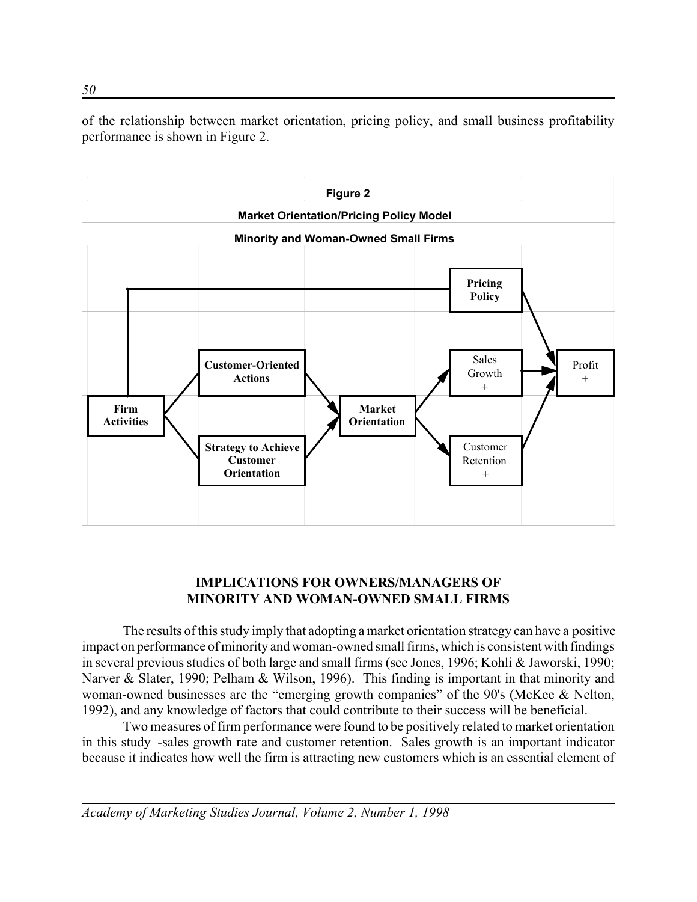of the relationship between market orientation, pricing policy, and small business profitability performance is shown in Figure 2.

**Figure 2**

**Market Orientation/Pricing Policy Model**

**Minority and Woman-Owned Small Firms**

Firm Activities → Customer-Oriented Actions → Market Orientation

Firm Activities → Strategy to Achieve Customer Orientation → Market Orientation

Firm Activities → Pricing Policy → Profit +

Market Orientation → Sales Growth + → Profit +

Market Orientation → Customer Retention + → Profit +

## IMPLICATIONS FOR OWNERS/MANAGERS OF MINORITY AND WOMAN-OWNED SMALL FIRMS

The results of this study imply that adopting a market orientation strategy can have a positive impact on performance of minority and woman-owned small firms, which is consistent with findings in several previous studies of both large and small firms (see Jones, 1996; Kohli & Jaworski, 1990; Narver & Slater, 1990; Pelham & Wilson, 1996). This finding is important in that minority and woman-owned businesses are the "emerging growth companies" of the 90's (McKee & Nelton, 1992), and any knowledge of factors that could contribute to their success will be beneficial.

Two measures of firm performance were found to be positively related to market orientation in this study–-sales growth rate and customer retention. Sales growth is an important indicator because it indicates how well the firm is attracting new customers which is an essential element of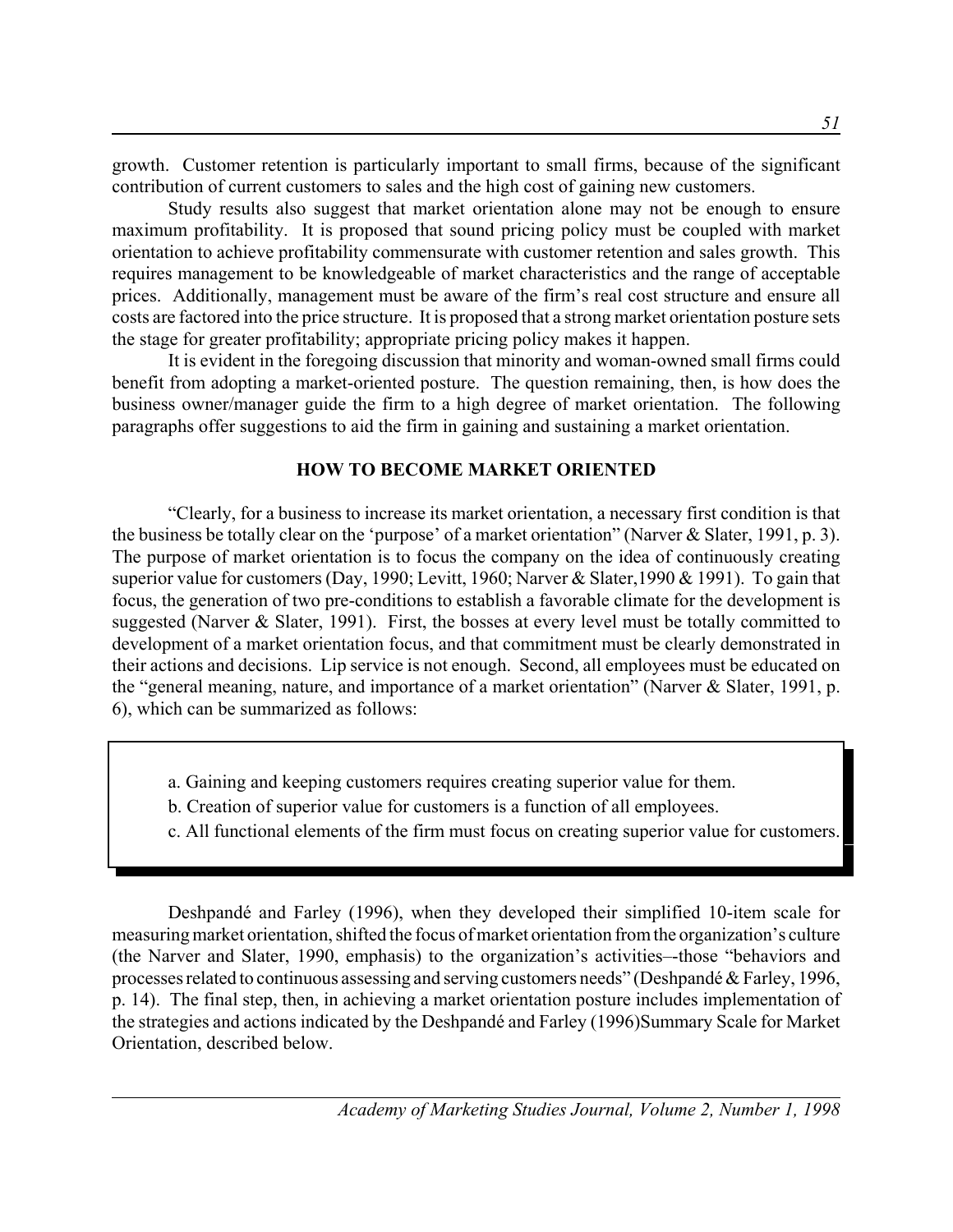growth. Customer retention is particularly important to small firms, because of the significant contribution of current customers to sales and the high cost of gaining new customers.

Study results also suggest that market orientation alone may not be enough to ensure maximum profitability. It is proposed that sound pricing policy must be coupled with market orientation to achieve profitability commensurate with customer retention and sales growth. This requires management to be knowledgeable of market characteristics and the range of acceptable prices. Additionally, management must be aware of the firm's real cost structure and ensure all costs are factored into the price structure. It is proposed that a strong market orientation posture sets the stage for greater profitability; appropriate pricing policy makes it happen.

It is evident in the foregoing discussion that minority and woman-owned small firms could benefit from adopting a market-oriented posture. The question remaining, then, is how does the business owner/manager guide the firm to a high degree of market orientation. The following paragraphs offer suggestions to aid the firm in gaining and sustaining a market orientation.

## HOW TO BECOME MARKET ORIENTED

"Clearly, for a business to increase its market orientation, a necessary first condition is that the business be totally clear on the 'purpose' of a market orientation" (Narver & Slater, 1991, p. 3). The purpose of market orientation is to focus the company on the idea of continuously creating superior value for customers (Day, 1990; Levitt, 1960; Narver & Slater,1990 & 1991). To gain that focus, the generation of two pre-conditions to establish a favorable climate for the development is suggested (Narver & Slater, 1991). First, the bosses at every level must be totally committed to development of a market orientation focus, and that commitment must be clearly demonstrated in their actions and decisions. Lip service is not enough. Second, all employees must be educated on the "general meaning, nature, and importance of a market orientation" (Narver & Slater, 1991, p. 6), which can be summarized as follows:

> a. Gaining and keeping customers requires creating superior value for them.
> b. Creation of superior value for customers is a function of all employees.
> c. All functional elements of the firm must focus on creating superior value for customers.

Deshpandé and Farley (1996), when they developed their simplified 10-item scale for measuring market orientation, shifted the focus of market orientation from the organization's culture (the Narver and Slater, 1990, emphasis) to the organization's activities–-those "behaviors and processes related to continuous assessing and serving customers needs" (Deshpandé & Farley, 1996, p. 14). The final step, then, in achieving a market orientation posture includes implementation of the strategies and actions indicated by the Deshpandé and Farley (1996)Summary Scale for Market Orientation, described below.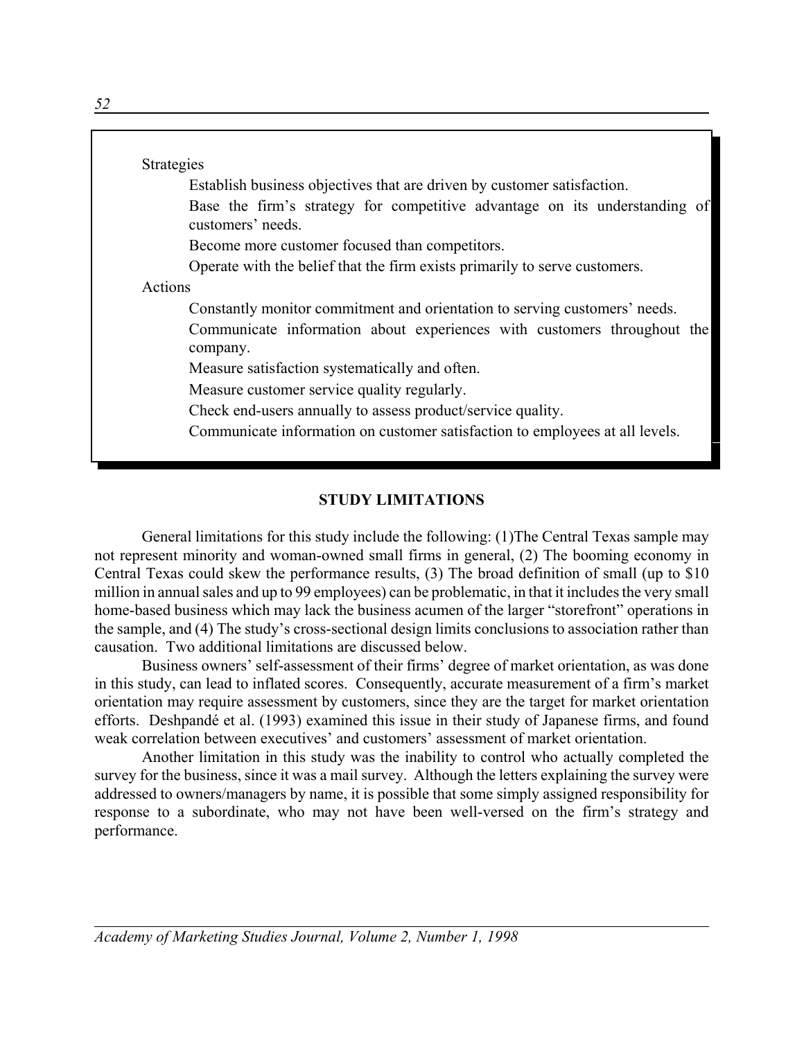Strategies

- Establish business objectives that are driven by customer satisfaction.
- Base the firm's strategy for competitive advantage on its understanding of customers' needs.
- Become more customer focused than competitors.
- Operate with the belief that the firm exists primarily to serve customers.

Actions

- Constantly monitor commitment and orientation to serving customers' needs.
- Communicate information about experiences with customers throughout the company.
- Measure satisfaction systematically and often.
- Measure customer service quality regularly.
- Check end-users annually to assess product/service quality.
- Communicate information on customer satisfaction to employees at all levels.

## STUDY LIMITATIONS

General limitations for this study include the following: (1)The Central Texas sample may not represent minority and woman-owned small firms in general, (2) The booming economy in Central Texas could skew the performance results, (3) The broad definition of small (up to $10 million in annual sales and up to 99 employees) can be problematic, in that it includes the very small home-based business which may lack the business acumen of the larger "storefront" operations in the sample, and (4) The study's cross-sectional design limits conclusions to association rather than causation. Two additional limitations are discussed below.

Business owners' self-assessment of their firms' degree of market orientation, as was done in this study, can lead to inflated scores. Consequently, accurate measurement of a firm's market orientation may require assessment by customers, since they are the target for market orientation efforts. Deshpandé et al. (1993) examined this issue in their study of Japanese firms, and found weak correlation between executives' and customers' assessment of market orientation.

Another limitation in this study was the inability to control who actually completed the survey for the business, since it was a mail survey. Although the letters explaining the survey were addressed to owners/managers by name, it is possible that some simply assigned responsibility for response to a subordinate, who may not have been well-versed on the firm's strategy and performance.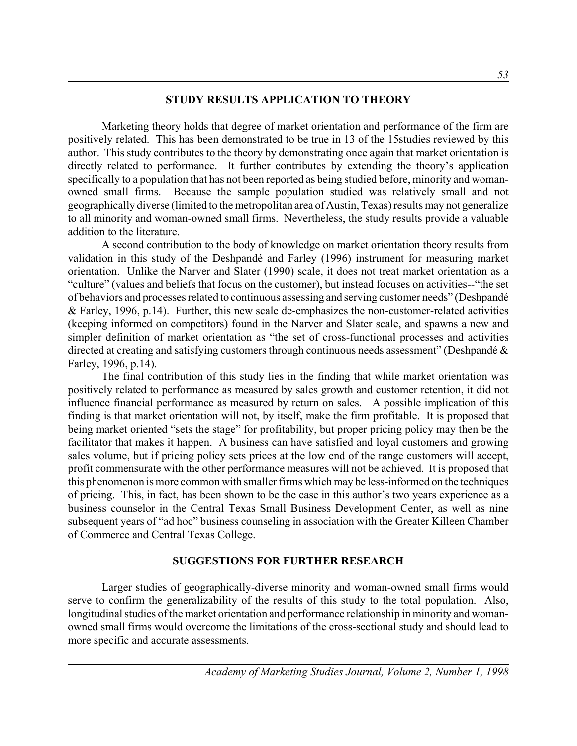## STUDY RESULTS APPLICATION TO THEORY

Marketing theory holds that degree of market orientation and performance of the firm are positively related. This has been demonstrated to be true in 13 of the 15studies reviewed by this author. This study contributes to the theory by demonstrating once again that market orientation is directly related to performance. It further contributes by extending the theory's application specifically to a population that has not been reported as being studied before, minority and woman-owned small firms. Because the sample population studied was relatively small and not geographically diverse (limited to the metropolitan area of Austin, Texas) results may not generalize to all minority and woman-owned small firms. Nevertheless, the study results provide a valuable addition to the literature.

A second contribution to the body of knowledge on market orientation theory results from validation in this study of the Deshpandé and Farley (1996) instrument for measuring market orientation. Unlike the Narver and Slater (1990) scale, it does not treat market orientation as a "culture" (values and beliefs that focus on the customer), but instead focuses on activities--"the set of behaviors and processes related to continuous assessing and serving customer needs" (Deshpandé & Farley, 1996, p.14). Further, this new scale de-emphasizes the non-customer-related activities (keeping informed on competitors) found in the Narver and Slater scale, and spawns a new and simpler definition of market orientation as "the set of cross-functional processes and activities directed at creating and satisfying customers through continuous needs assessment" (Deshpandé & Farley, 1996, p.14).

The final contribution of this study lies in the finding that while market orientation was positively related to performance as measured by sales growth and customer retention, it did not influence financial performance as measured by return on sales. A possible implication of this finding is that market orientation will not, by itself, make the firm profitable. It is proposed that being market oriented "sets the stage" for profitability, but proper pricing policy may then be the facilitator that makes it happen. A business can have satisfied and loyal customers and growing sales volume, but if pricing policy sets prices at the low end of the range customers will accept, profit commensurate with the other performance measures will not be achieved. It is proposed that this phenomenon is more common with smaller firms which may be less-informed on the techniques of pricing. This, in fact, has been shown to be the case in this author's two years experience as a business counselor in the Central Texas Small Business Development Center, as well as nine subsequent years of "ad hoc" business counseling in association with the Greater Killeen Chamber of Commerce and Central Texas College.

## SUGGESTIONS FOR FURTHER RESEARCH

Larger studies of geographically-diverse minority and woman-owned small firms would serve to confirm the generalizability of the results of this study to the total population. Also, longitudinal studies of the market orientation and performance relationship in minority and woman-owned small firms would overcome the limitations of the cross-sectional study and should lead to more specific and accurate assessments.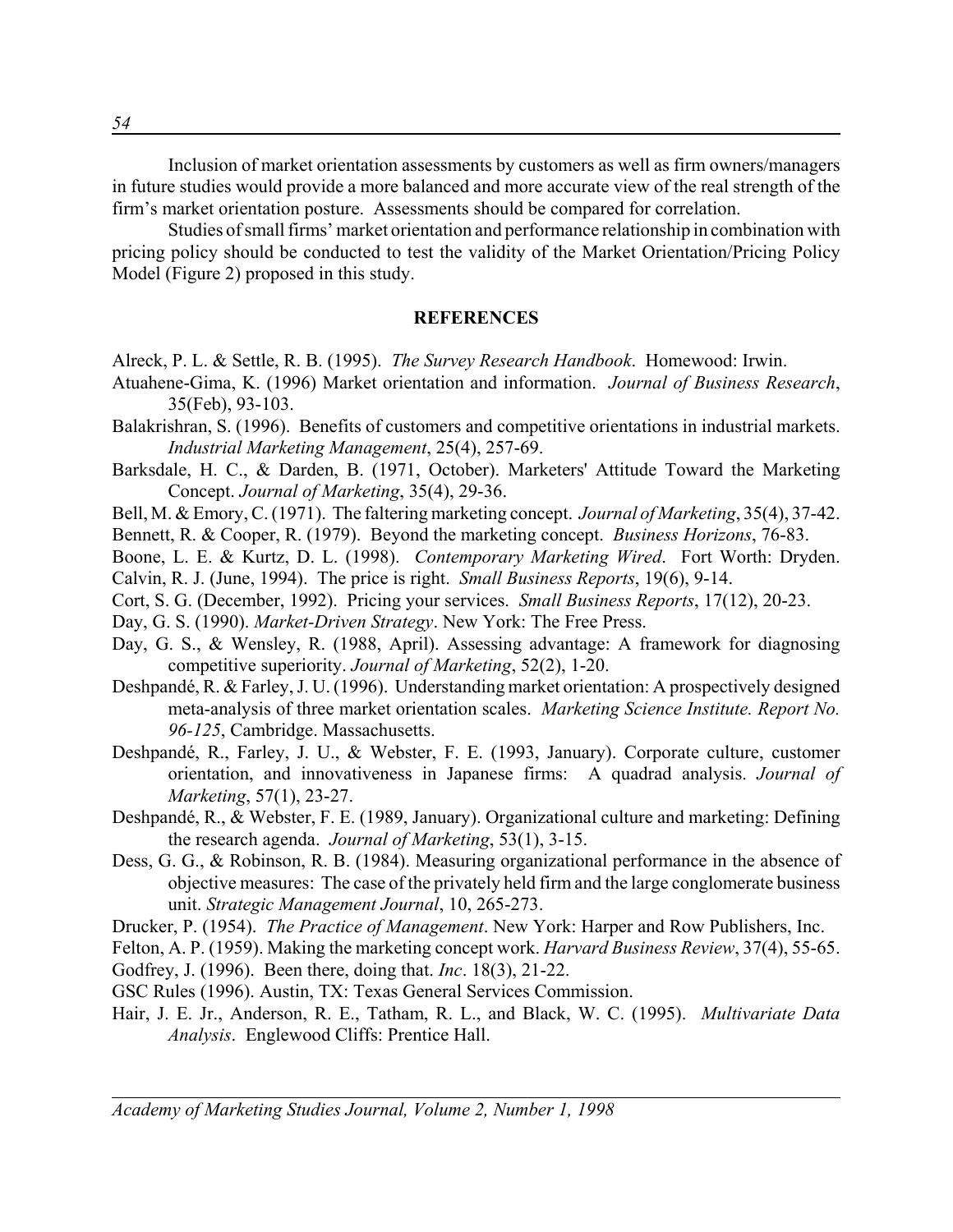Inclusion of market orientation assessments by customers as well as firm owners/managers in future studies would provide a more balanced and more accurate view of the real strength of the firm's market orientation posture. Assessments should be compared for correlation.

Studies of small firms' market orientation and performance relationship in combination with pricing policy should be conducted to test the validity of the Market Orientation/Pricing Policy Model (Figure 2) proposed in this study.

## REFERENCES

Alreck, P. L. & Settle, R. B. (1995). *The Survey Research Handbook*. Homewood: Irwin.

Atuahene-Gima, K. (1996) Market orientation and information. *Journal of Business Research*, 35(Feb), 93-103.

Balakrishran, S. (1996). Benefits of customers and competitive orientations in industrial markets. *Industrial Marketing Management*, 25(4), 257-69.

Barksdale, H. C., & Darden, B. (1971, October). Marketers' Attitude Toward the Marketing Concept. *Journal of Marketing*, 35(4), 29-36.

Bell, M. & Emory, C. (1971). The faltering marketing concept. *Journal of Marketing*, 35(4), 37-42.

Bennett, R. & Cooper, R. (1979). Beyond the marketing concept. *Business Horizons*, 76-83.

Boone, L. E. & Kurtz, D. L. (1998). *Contemporary Marketing Wired*. Fort Worth: Dryden.

Calvin, R. J. (June, 1994). The price is right. *Small Business Reports*, 19(6), 9-14.

Cort, S. G. (December, 1992). Pricing your services. *Small Business Reports*, 17(12), 20-23.

Day, G. S. (1990). *Market-Driven Strategy*. New York: The Free Press.

Day, G. S., & Wensley, R. (1988, April). Assessing advantage: A framework for diagnosing competitive superiority. *Journal of Marketing*, 52(2), 1-20.

Deshpandé, R. & Farley, J. U. (1996). Understanding market orientation: A prospectively designed meta-analysis of three market orientation scales. *Marketing Science Institute. Report No. 96-125*, Cambridge. Massachusetts.

Deshpandé, R., Farley, J. U., & Webster, F. E. (1993, January). Corporate culture, customer orientation, and innovativeness in Japanese firms: A quadrad analysis. *Journal of Marketing*, 57(1), 23-27.

Deshpandé, R., & Webster, F. E. (1989, January). Organizational culture and marketing: Defining the research agenda. *Journal of Marketing*, 53(1), 3-15.

Dess, G. G., & Robinson, R. B. (1984). Measuring organizational performance in the absence of objective measures: The case of the privately held firm and the large conglomerate business unit. *Strategic Management Journal*, 10, 265-273.

Drucker, P. (1954). *The Practice of Management*. New York: Harper and Row Publishers, Inc.

Felton, A. P. (1959). Making the marketing concept work. *Harvard Business Review*, 37(4), 55-65.

Godfrey, J. (1996). Been there, doing that. *Inc*. 18(3), 21-22.

GSC Rules (1996). Austin, TX: Texas General Services Commission.

Hair, J. E. Jr., Anderson, R. E., Tatham, R. L., and Black, W. C. (1995). *Multivariate Data Analysis*. Englewood Cliffs: Prentice Hall.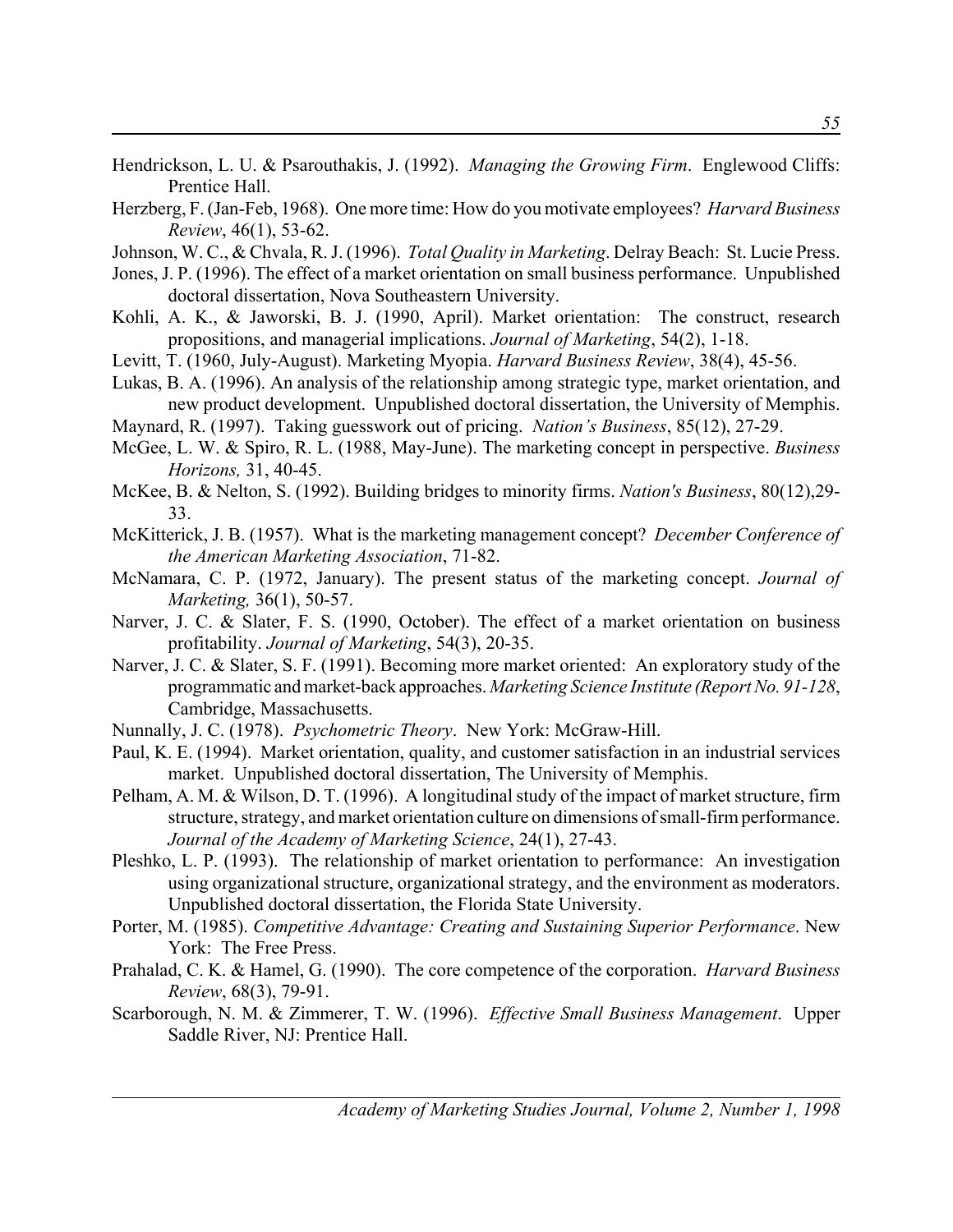Hendrickson, L. U. & Psarouthakis, J. (1992). *Managing the Growing Firm*. Englewood Cliffs: Prentice Hall.

Herzberg, F. (Jan-Feb, 1968). One more time: How do you motivate employees? *Harvard Business Review*, 46(1), 53-62.

Johnson, W. C., & Chvala, R. J. (1996). *Total Quality in Marketing*. Delray Beach: St. Lucie Press.

Jones, J. P. (1996). The effect of a market orientation on small business performance. Unpublished doctoral dissertation, Nova Southeastern University.

Kohli, A. K., & Jaworski, B. J. (1990, April). Market orientation: The construct, research propositions, and managerial implications. *Journal of Marketing*, 54(2), 1-18.

Levitt, T. (1960, July-August). Marketing Myopia. *Harvard Business Review*, 38(4), 45-56.

Lukas, B. A. (1996). An analysis of the relationship among strategic type, market orientation, and new product development. Unpublished doctoral dissertation, the University of Memphis.

Maynard, R. (1997). Taking guesswork out of pricing. *Nation's Business*, 85(12), 27-29.

McGee, L. W. & Spiro, R. L. (1988, May-June). The marketing concept in perspective. *Business Horizons,* 31, 40-45.

McKee, B. & Nelton, S. (1992). Building bridges to minority firms. *Nation's Business*, 80(12),29-33.

McKitterick, J. B. (1957). What is the marketing management concept? *December Conference of the American Marketing Association*, 71-82.

McNamara, C. P. (1972, January). The present status of the marketing concept. *Journal of Marketing,* 36(1), 50-57.

Narver, J. C. & Slater, F. S. (1990, October). The effect of a market orientation on business profitability. *Journal of Marketing*, 54(3), 20-35.

Narver, J. C. & Slater, S. F. (1991). Becoming more market oriented: An exploratory study of the programmatic and market-back approaches. *Marketing Science Institute (Report No. 91-128*, Cambridge, Massachusetts.

Nunnally, J. C. (1978). *Psychometric Theory*. New York: McGraw-Hill.

Paul, K. E. (1994). Market orientation, quality, and customer satisfaction in an industrial services market. Unpublished doctoral dissertation, The University of Memphis.

Pelham, A. M. & Wilson, D. T. (1996). A longitudinal study of the impact of market structure, firm structure, strategy, and market orientation culture on dimensions of small-firm performance. *Journal of the Academy of Marketing Science*, 24(1), 27-43.

Pleshko, L. P. (1993). The relationship of market orientation to performance: An investigation using organizational structure, organizational strategy, and the environment as moderators. Unpublished doctoral dissertation, the Florida State University.

Porter, M. (1985). *Competitive Advantage: Creating and Sustaining Superior Performance*. New York: The Free Press.

Prahalad, C. K. & Hamel, G. (1990). The core competence of the corporation. *Harvard Business Review*, 68(3), 79-91.

Scarborough, N. M. & Zimmerer, T. W. (1996). *Effective Small Business Management*. Upper Saddle River, NJ: Prentice Hall.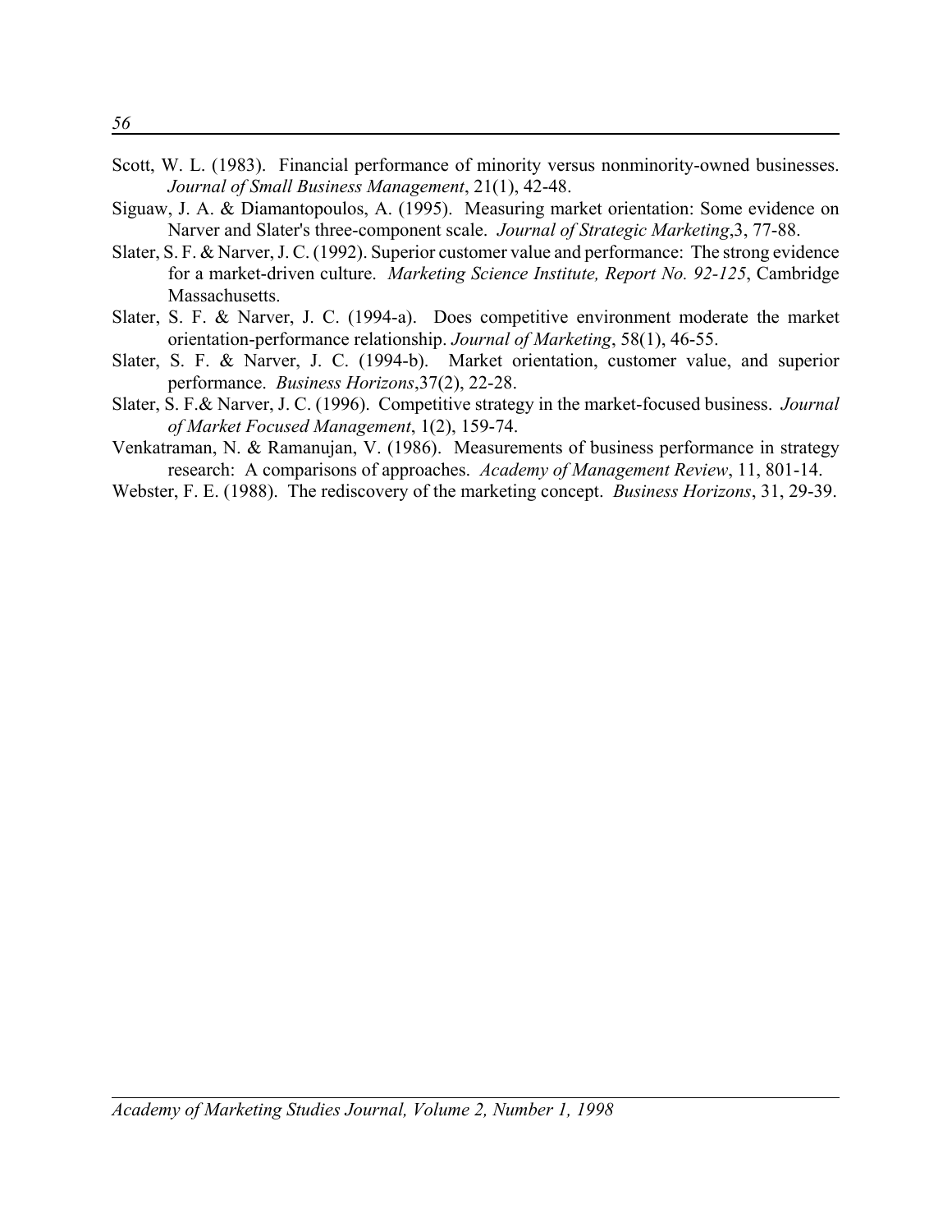Scott, W. L. (1983). Financial performance of minority versus nonminority-owned businesses. *Journal of Small Business Management*, 21(1), 42-48.

Siguaw, J. A. & Diamantopoulos, A. (1995). Measuring market orientation: Some evidence on Narver and Slater's three-component scale. *Journal of Strategic Marketing*,3, 77-88.

Slater, S. F. & Narver, J. C. (1992). Superior customer value and performance: The strong evidence for a market-driven culture. *Marketing Science Institute, Report No. 92-125*, Cambridge Massachusetts.

Slater, S. F. & Narver, J. C. (1994-a). Does competitive environment moderate the market orientation-performance relationship. *Journal of Marketing*, 58(1), 46-55.

Slater, S. F. & Narver, J. C. (1994-b). Market orientation, customer value, and superior performance. *Business Horizons*,37(2), 22-28.

Slater, S. F.& Narver, J. C. (1996). Competitive strategy in the market-focused business. *Journal of Market Focused Management*, 1(2), 159-74.

Venkatraman, N. & Ramanujan, V. (1986). Measurements of business performance in strategy research: A comparisons of approaches. *Academy of Management Review*, 11, 801-14.

Webster, F. E. (1988). The rediscovery of the marketing concept. *Business Horizons*, 31, 29-39.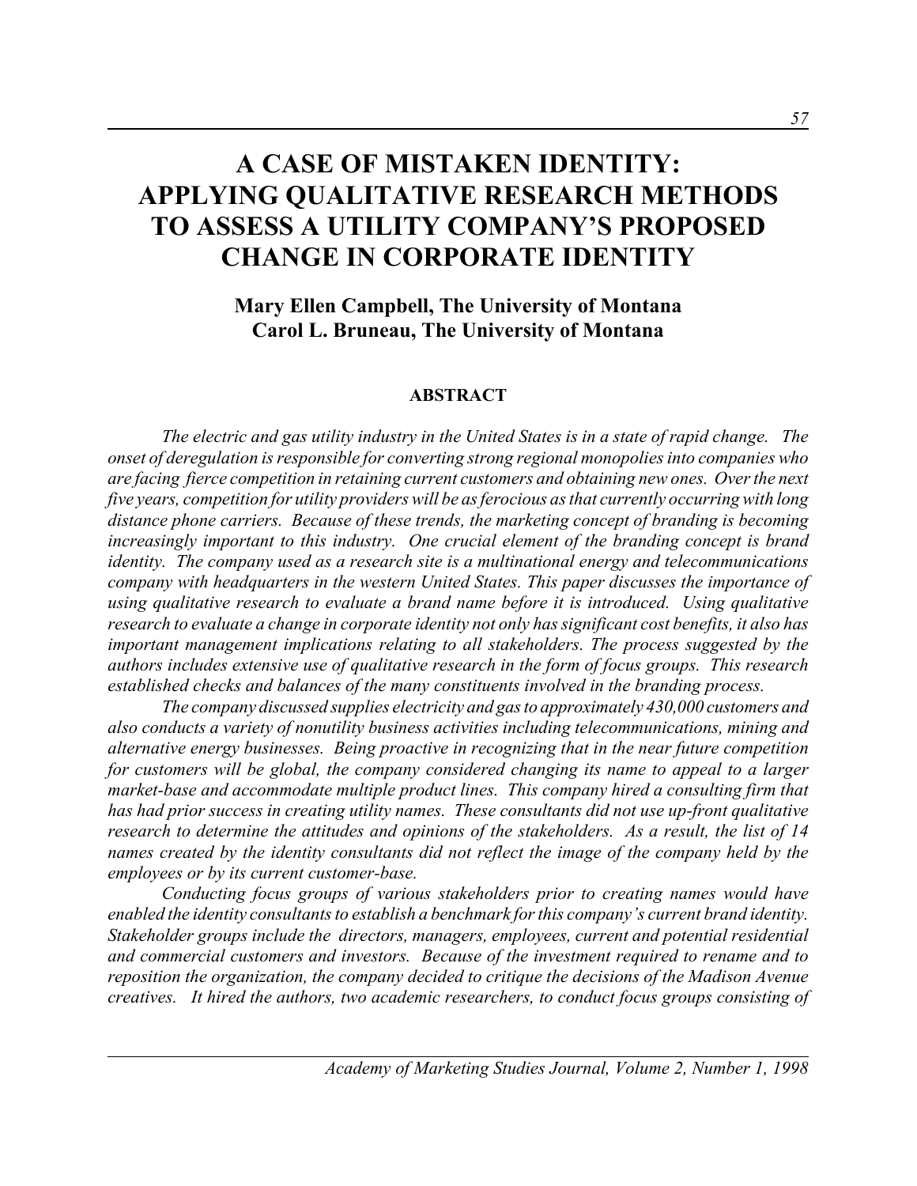# A CASE OF MISTAKEN IDENTITY: APPLYING QUALITATIVE RESEARCH METHODS TO ASSESS A UTILITY COMPANY'S PROPOSED CHANGE IN CORPORATE IDENTITY

**Mary Ellen Campbell, The University of Montana**
**Carol L. Bruneau, The University of Montana**

## ABSTRACT

*The electric and gas utility industry in the United States is in a state of rapid change. The onset of deregulation is responsible for converting strong regional monopolies into companies who are facing fierce competition in retaining current customers and obtaining new ones. Over the next five years, competition for utility providers will be as ferocious as that currently occurring with long distance phone carriers. Because of these trends, the marketing concept of branding is becoming increasingly important to this industry. One crucial element of the branding concept is brand identity. The company used as a research site is a multinational energy and telecommunications company with headquarters in the western United States. This paper discusses the importance of using qualitative research to evaluate a brand name before it is introduced. Using qualitative research to evaluate a change in corporate identity not only has significant cost benefits, it also has important management implications relating to all stakeholders. The process suggested by the authors includes extensive use of qualitative research in the form of focus groups. This research established checks and balances of the many constituents involved in the branding process.*

*The company discussed supplies electricity and gas to approximately 430,000 customers and also conducts a variety of nonutility business activities including telecommunications, mining and alternative energy businesses. Being proactive in recognizing that in the near future competition for customers will be global, the company considered changing its name to appeal to a larger market-base and accommodate multiple product lines. This company hired a consulting firm that has had prior success in creating utility names. These consultants did not use up-front qualitative research to determine the attitudes and opinions of the stakeholders. As a result, the list of 14 names created by the identity consultants did not reflect the image of the company held by the employees or by its current customer-base.*

*Conducting focus groups of various stakeholders prior to creating names would have enabled the identity consultants to establish a benchmark for this company's current brand identity. Stakeholder groups include the directors, managers, employees, current and potential residential and commercial customers and investors. Because of the investment required to rename and to reposition the organization, the company decided to critique the decisions of the Madison Avenue creatives. It hired the authors, two academic researchers, to conduct focus groups consisting of*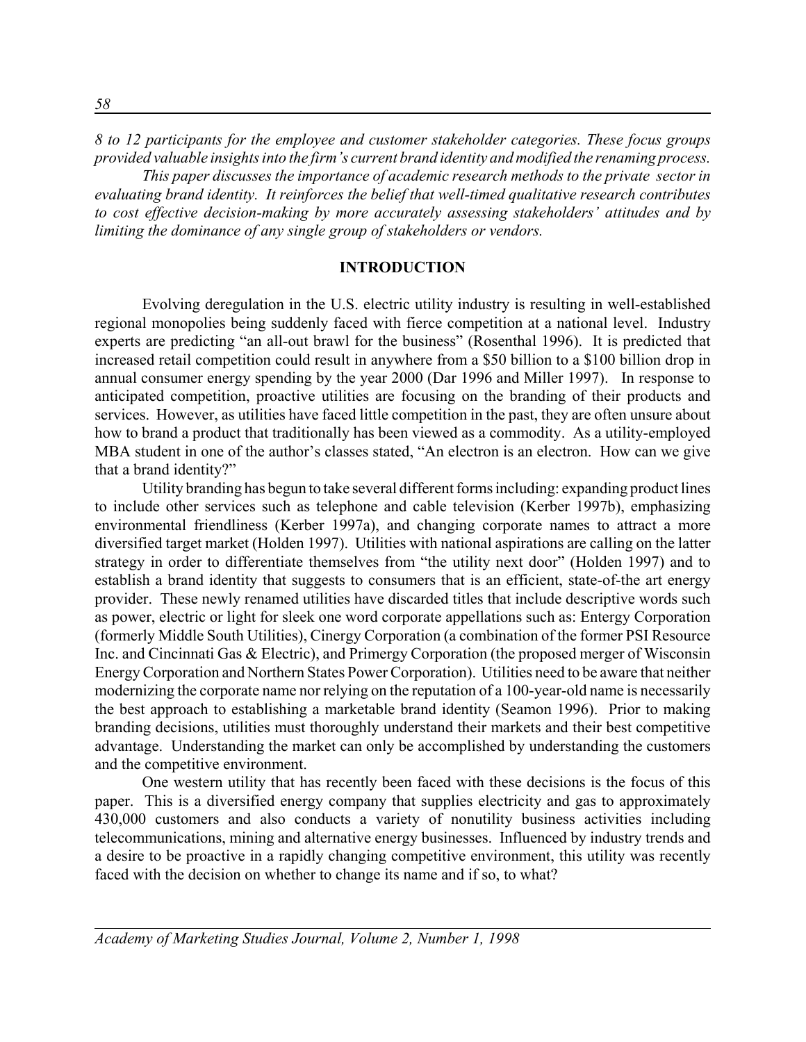*8 to 12 participants for the employee and customer stakeholder categories. These focus groups provided valuable insights into the firm's current brand identity and modified the renaming process.*

*This paper discusses the importance of academic research methods to the private sector in evaluating brand identity. It reinforces the belief that well-timed qualitative research contributes to cost effective decision-making by more accurately assessing stakeholders' attitudes and by limiting the dominance of any single group of stakeholders or vendors.*

## INTRODUCTION

Evolving deregulation in the U.S. electric utility industry is resulting in well-established regional monopolies being suddenly faced with fierce competition at a national level. Industry experts are predicting "an all-out brawl for the business" (Rosenthal 1996). It is predicted that increased retail competition could result in anywhere from a $50 billion to a $100 billion drop in annual consumer energy spending by the year 2000 (Dar 1996 and Miller 1997). In response to anticipated competition, proactive utilities are focusing on the branding of their products and services. However, as utilities have faced little competition in the past, they are often unsure about how to brand a product that traditionally has been viewed as a commodity. As a utility-employed MBA student in one of the author's classes stated, "An electron is an electron. How can we give that a brand identity?"

Utility branding has begun to take several different forms including: expanding product lines to include other services such as telephone and cable television (Kerber 1997b), emphasizing environmental friendliness (Kerber 1997a), and changing corporate names to attract a more diversified target market (Holden 1997). Utilities with national aspirations are calling on the latter strategy in order to differentiate themselves from "the utility next door" (Holden 1997) and to establish a brand identity that suggests to consumers that is an efficient, state-of-the art energy provider. These newly renamed utilities have discarded titles that include descriptive words such as power, electric or light for sleek one word corporate appellations such as: Entergy Corporation (formerly Middle South Utilities), Cinergy Corporation (a combination of the former PSI Resource Inc. and Cincinnati Gas & Electric), and Primergy Corporation (the proposed merger of Wisconsin Energy Corporation and Northern States Power Corporation). Utilities need to be aware that neither modernizing the corporate name nor relying on the reputation of a 100-year-old name is necessarily the best approach to establishing a marketable brand identity (Seamon 1996). Prior to making branding decisions, utilities must thoroughly understand their markets and their best competitive advantage. Understanding the market can only be accomplished by understanding the customers and the competitive environment.

One western utility that has recently been faced with these decisions is the focus of this paper. This is a diversified energy company that supplies electricity and gas to approximately 430,000 customers and also conducts a variety of nonutility business activities including telecommunications, mining and alternative energy businesses. Influenced by industry trends and a desire to be proactive in a rapidly changing competitive environment, this utility was recently faced with the decision on whether to change its name and if so, to what?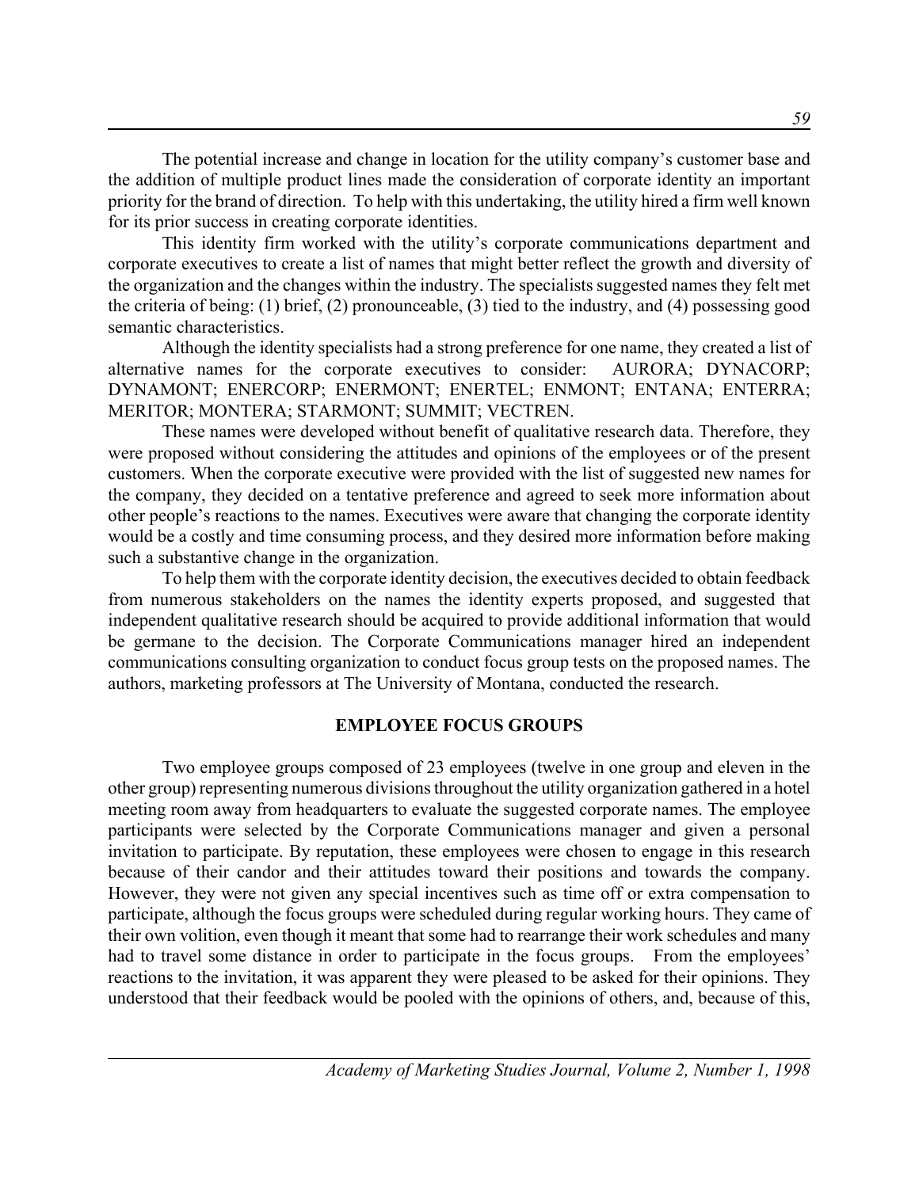The potential increase and change in location for the utility company's customer base and the addition of multiple product lines made the consideration of corporate identity an important priority for the brand of direction. To help with this undertaking, the utility hired a firm well known for its prior success in creating corporate identities.

This identity firm worked with the utility's corporate communications department and corporate executives to create a list of names that might better reflect the growth and diversity of the organization and the changes within the industry. The specialists suggested names they felt met the criteria of being: (1) brief, (2) pronounceable, (3) tied to the industry, and (4) possessing good semantic characteristics.

Although the identity specialists had a strong preference for one name, they created a list of alternative names for the corporate executives to consider: AURORA; DYNACORP; DYNAMONT; ENERCORP; ENERMONT; ENERTEL; ENMONT; ENTANA; ENTERRA; MERITOR; MONTERA; STARMONT; SUMMIT; VECTREN.

These names were developed without benefit of qualitative research data. Therefore, they were proposed without considering the attitudes and opinions of the employees or of the present customers. When the corporate executive were provided with the list of suggested new names for the company, they decided on a tentative preference and agreed to seek more information about other people's reactions to the names. Executives were aware that changing the corporate identity would be a costly and time consuming process, and they desired more information before making such a substantive change in the organization.

To help them with the corporate identity decision, the executives decided to obtain feedback from numerous stakeholders on the names the identity experts proposed, and suggested that independent qualitative research should be acquired to provide additional information that would be germane to the decision. The Corporate Communications manager hired an independent communications consulting organization to conduct focus group tests on the proposed names. The authors, marketing professors at The University of Montana, conducted the research.

## EMPLOYEE FOCUS GROUPS

Two employee groups composed of 23 employees (twelve in one group and eleven in the other group) representing numerous divisions throughout the utility organization gathered in a hotel meeting room away from headquarters to evaluate the suggested corporate names. The employee participants were selected by the Corporate Communications manager and given a personal invitation to participate. By reputation, these employees were chosen to engage in this research because of their candor and their attitudes toward their positions and towards the company. However, they were not given any special incentives such as time off or extra compensation to participate, although the focus groups were scheduled during regular working hours. They came of their own volition, even though it meant that some had to rearrange their work schedules and many had to travel some distance in order to participate in the focus groups. From the employees' reactions to the invitation, it was apparent they were pleased to be asked for their opinions. They understood that their feedback would be pooled with the opinions of others, and, because of this,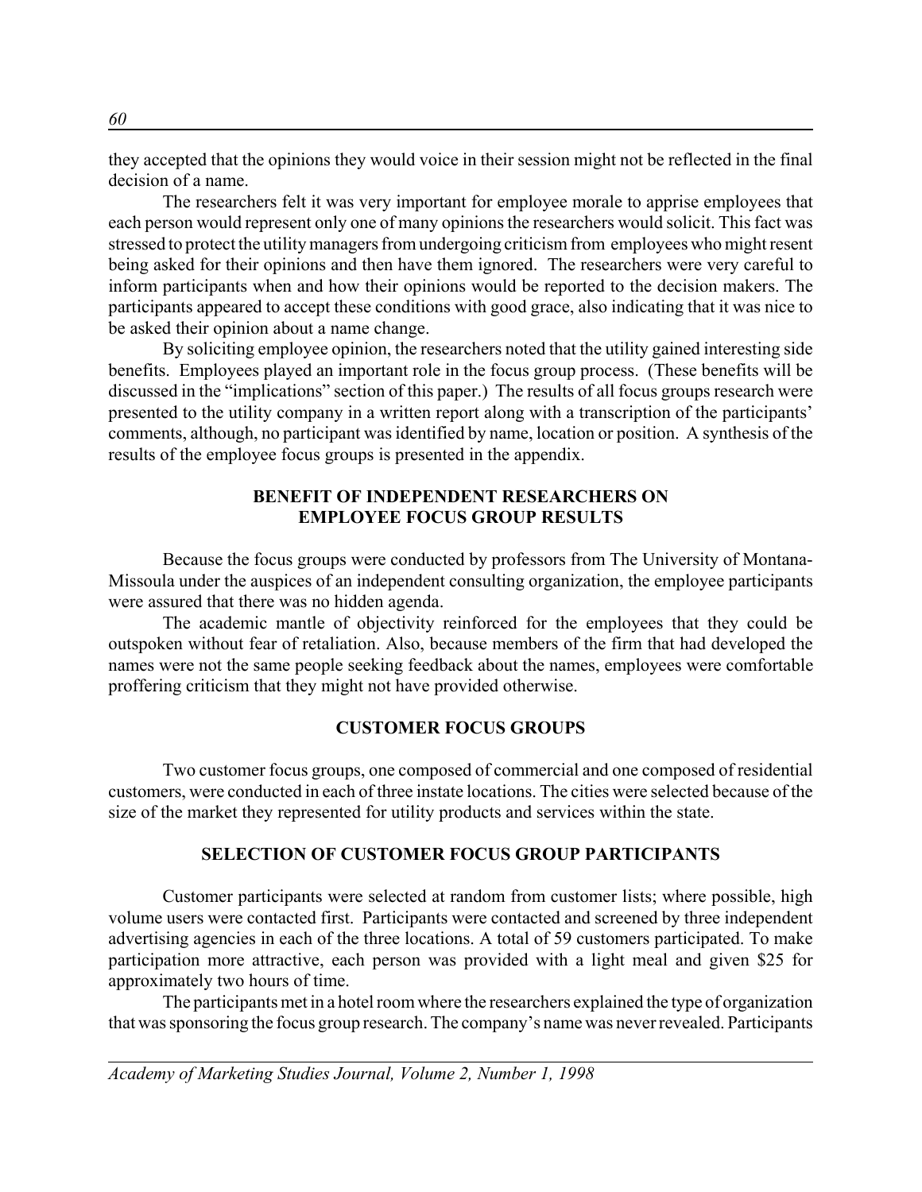they accepted that the opinions they would voice in their session might not be reflected in the final decision of a name.

The researchers felt it was very important for employee morale to apprise employees that each person would represent only one of many opinions the researchers would solicit. This fact was stressed to protect the utility managers from undergoing criticism from employees who might resent being asked for their opinions and then have them ignored. The researchers were very careful to inform participants when and how their opinions would be reported to the decision makers. The participants appeared to accept these conditions with good grace, also indicating that it was nice to be asked their opinion about a name change.

By soliciting employee opinion, the researchers noted that the utility gained interesting side benefits. Employees played an important role in the focus group process. (These benefits will be discussed in the "implications" section of this paper.) The results of all focus groups research were presented to the utility company in a written report along with a transcription of the participants' comments, although, no participant was identified by name, location or position. A synthesis of the results of the employee focus groups is presented in the appendix.

## BENEFIT OF INDEPENDENT RESEARCHERS ON EMPLOYEE FOCUS GROUP RESULTS

Because the focus groups were conducted by professors from The University of Montana-Missoula under the auspices of an independent consulting organization, the employee participants were assured that there was no hidden agenda.

The academic mantle of objectivity reinforced for the employees that they could be outspoken without fear of retaliation. Also, because members of the firm that had developed the names were not the same people seeking feedback about the names, employees were comfortable proffering criticism that they might not have provided otherwise.

## CUSTOMER FOCUS GROUPS

Two customer focus groups, one composed of commercial and one composed of residential customers, were conducted in each of three instate locations. The cities were selected because of the size of the market they represented for utility products and services within the state.

## SELECTION OF CUSTOMER FOCUS GROUP PARTICIPANTS

Customer participants were selected at random from customer lists; where possible, high volume users were contacted first. Participants were contacted and screened by three independent advertising agencies in each of the three locations. A total of 59 customers participated. To make participation more attractive, each person was provided with a light meal and given $25 for approximately two hours of time.

The participants met in a hotel room where the researchers explained the type of organization that was sponsoring the focus group research. The company's name was never revealed. Participants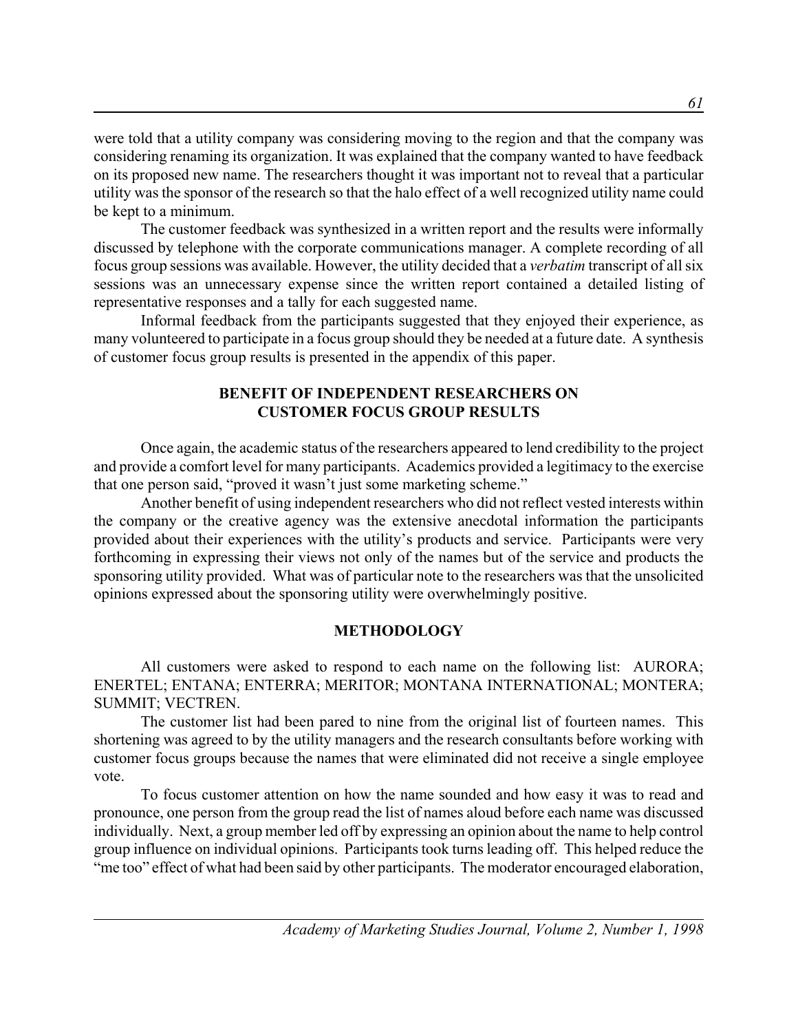were told that a utility company was considering moving to the region and that the company was considering renaming its organization. It was explained that the company wanted to have feedback on its proposed new name. The researchers thought it was important not to reveal that a particular utility was the sponsor of the research so that the halo effect of a well recognized utility name could be kept to a minimum.

The customer feedback was synthesized in a written report and the results were informally discussed by telephone with the corporate communications manager. A complete recording of all focus group sessions was available. However, the utility decided that a *verbatim* transcript of all six sessions was an unnecessary expense since the written report contained a detailed listing of representative responses and a tally for each suggested name.

Informal feedback from the participants suggested that they enjoyed their experience, as many volunteered to participate in a focus group should they be needed at a future date. A synthesis of customer focus group results is presented in the appendix of this paper.

## BENEFIT OF INDEPENDENT RESEARCHERS ON CUSTOMER FOCUS GROUP RESULTS

Once again, the academic status of the researchers appeared to lend credibility to the project and provide a comfort level for many participants. Academics provided a legitimacy to the exercise that one person said, "proved it wasn't just some marketing scheme."

Another benefit of using independent researchers who did not reflect vested interests within the company or the creative agency was the extensive anecdotal information the participants provided about their experiences with the utility's products and service. Participants were very forthcoming in expressing their views not only of the names but of the service and products the sponsoring utility provided. What was of particular note to the researchers was that the unsolicited opinions expressed about the sponsoring utility were overwhelmingly positive.

## METHODOLOGY

All customers were asked to respond to each name on the following list: AURORA; ENERTEL; ENTANA; ENTERRA; MERITOR; MONTANA INTERNATIONAL; MONTERA; SUMMIT; VECTREN.

The customer list had been pared to nine from the original list of fourteen names. This shortening was agreed to by the utility managers and the research consultants before working with customer focus groups because the names that were eliminated did not receive a single employee vote.

To focus customer attention on how the name sounded and how easy it was to read and pronounce, one person from the group read the list of names aloud before each name was discussed individually. Next, a group member led off by expressing an opinion about the name to help control group influence on individual opinions. Participants took turns leading off. This helped reduce the "me too" effect of what had been said by other participants. The moderator encouraged elaboration,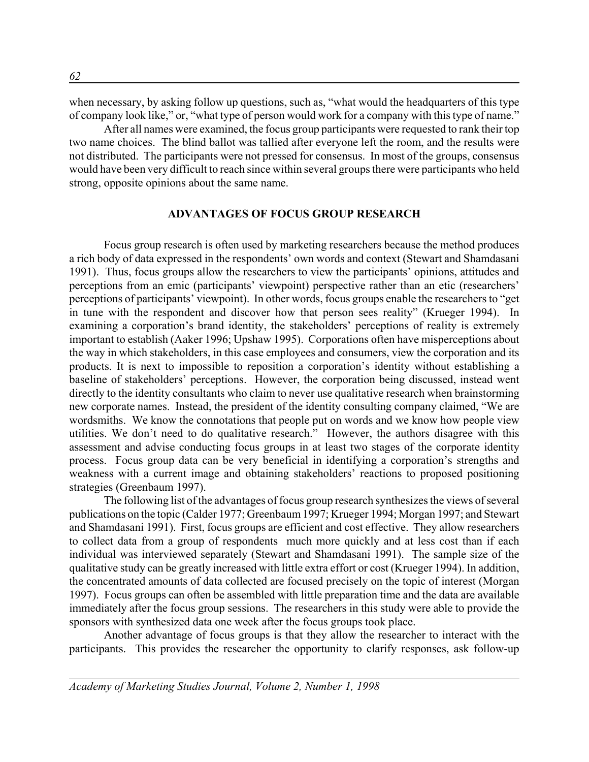when necessary, by asking follow up questions, such as, "what would the headquarters of this type of company look like," or, "what type of person would work for a company with this type of name."

After all names were examined, the focus group participants were requested to rank their top two name choices. The blind ballot was tallied after everyone left the room, and the results were not distributed. The participants were not pressed for consensus. In most of the groups, consensus would have been very difficult to reach since within several groups there were participants who held strong, opposite opinions about the same name.

## ADVANTAGES OF FOCUS GROUP RESEARCH

Focus group research is often used by marketing researchers because the method produces a rich body of data expressed in the respondents' own words and context (Stewart and Shamdasani 1991). Thus, focus groups allow the researchers to view the participants' opinions, attitudes and perceptions from an emic (participants' viewpoint) perspective rather than an etic (researchers' perceptions of participants' viewpoint). In other words, focus groups enable the researchers to "get in tune with the respondent and discover how that person sees reality" (Krueger 1994). In examining a corporation's brand identity, the stakeholders' perceptions of reality is extremely important to establish (Aaker 1996; Upshaw 1995). Corporations often have misperceptions about the way in which stakeholders, in this case employees and consumers, view the corporation and its products. It is next to impossible to reposition a corporation's identity without establishing a baseline of stakeholders' perceptions. However, the corporation being discussed, instead went directly to the identity consultants who claim to never use qualitative research when brainstorming new corporate names. Instead, the president of the identity consulting company claimed, "We are wordsmiths. We know the connotations that people put on words and we know how people view utilities. We don't need to do qualitative research." However, the authors disagree with this assessment and advise conducting focus groups in at least two stages of the corporate identity process. Focus group data can be very beneficial in identifying a corporation's strengths and weakness with a current image and obtaining stakeholders' reactions to proposed positioning strategies (Greenbaum 1997).

The following list of the advantages of focus group research synthesizes the views of several publications on the topic (Calder 1977; Greenbaum 1997; Krueger 1994; Morgan 1997; and Stewart and Shamdasani 1991). First, focus groups are efficient and cost effective. They allow researchers to collect data from a group of respondents much more quickly and at less cost than if each individual was interviewed separately (Stewart and Shamdasani 1991). The sample size of the qualitative study can be greatly increased with little extra effort or cost (Krueger 1994). In addition, the concentrated amounts of data collected are focused precisely on the topic of interest (Morgan 1997). Focus groups can often be assembled with little preparation time and the data are available immediately after the focus group sessions. The researchers in this study were able to provide the sponsors with synthesized data one week after the focus groups took place.

Another advantage of focus groups is that they allow the researcher to interact with the participants. This provides the researcher the opportunity to clarify responses, ask follow-up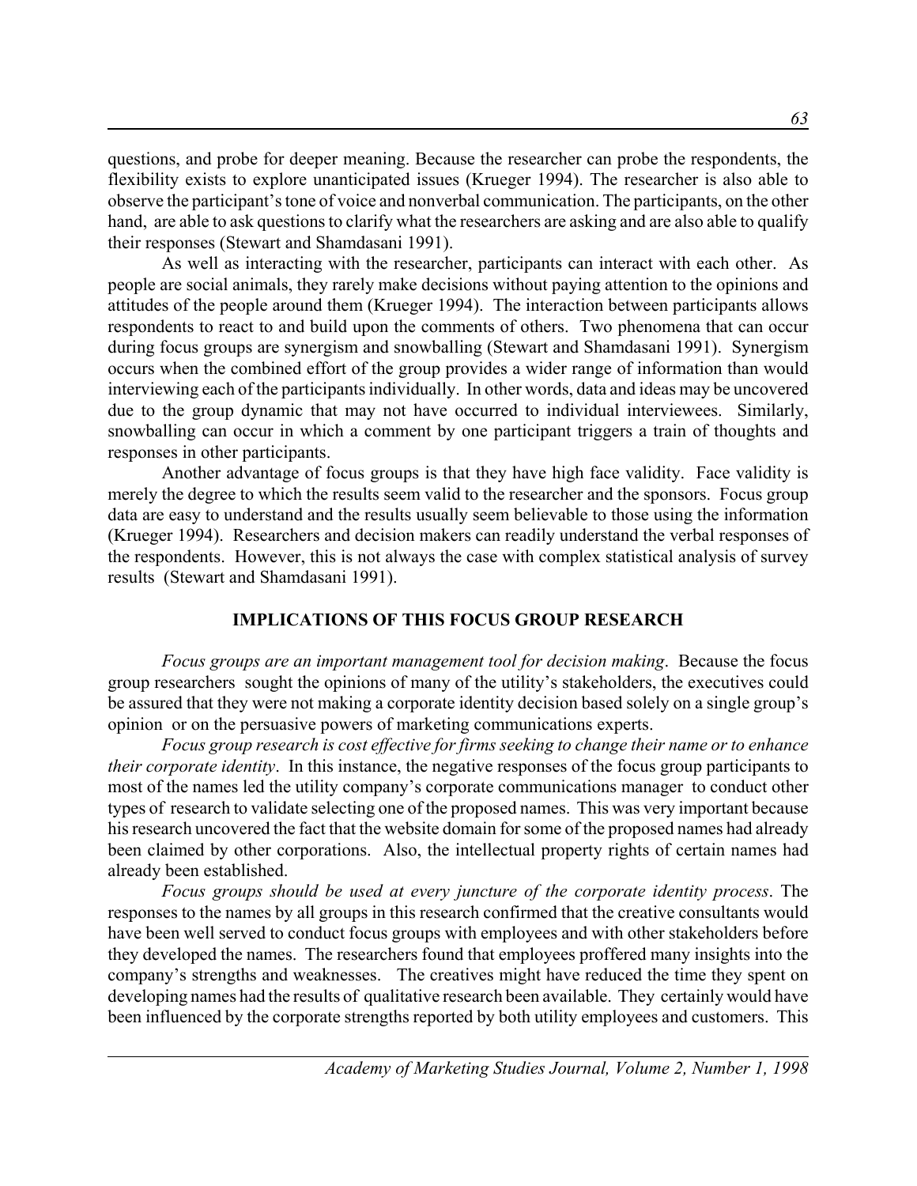questions, and probe for deeper meaning. Because the researcher can probe the respondents, the flexibility exists to explore unanticipated issues (Krueger 1994). The researcher is also able to observe the participant's tone of voice and nonverbal communication. The participants, on the other hand, are able to ask questions to clarify what the researchers are asking and are also able to qualify their responses (Stewart and Shamdasani 1991).

As well as interacting with the researcher, participants can interact with each other. As people are social animals, they rarely make decisions without paying attention to the opinions and attitudes of the people around them (Krueger 1994). The interaction between participants allows respondents to react to and build upon the comments of others. Two phenomena that can occur during focus groups are synergism and snowballing (Stewart and Shamdasani 1991). Synergism occurs when the combined effort of the group provides a wider range of information than would interviewing each of the participants individually. In other words, data and ideas may be uncovered due to the group dynamic that may not have occurred to individual interviewees. Similarly, snowballing can occur in which a comment by one participant triggers a train of thoughts and responses in other participants.

Another advantage of focus groups is that they have high face validity. Face validity is merely the degree to which the results seem valid to the researcher and the sponsors. Focus group data are easy to understand and the results usually seem believable to those using the information (Krueger 1994). Researchers and decision makers can readily understand the verbal responses of the respondents. However, this is not always the case with complex statistical analysis of survey results (Stewart and Shamdasani 1991).

## IMPLICATIONS OF THIS FOCUS GROUP RESEARCH

*Focus groups are an important management tool for decision making*. Because the focus group researchers sought the opinions of many of the utility's stakeholders, the executives could be assured that they were not making a corporate identity decision based solely on a single group's opinion or on the persuasive powers of marketing communications experts.

*Focus group research is cost effective for firms seeking to change their name or to enhance their corporate identity*. In this instance, the negative responses of the focus group participants to most of the names led the utility company's corporate communications manager to conduct other types of research to validate selecting one of the proposed names. This was very important because his research uncovered the fact that the website domain for some of the proposed names had already been claimed by other corporations. Also, the intellectual property rights of certain names had already been established.

*Focus groups should be used at every juncture of the corporate identity process*. The responses to the names by all groups in this research confirmed that the creative consultants would have been well served to conduct focus groups with employees and with other stakeholders before they developed the names. The researchers found that employees proffered many insights into the company's strengths and weaknesses. The creatives might have reduced the time they spent on developing names had the results of qualitative research been available. They certainly would have been influenced by the corporate strengths reported by both utility employees and customers. This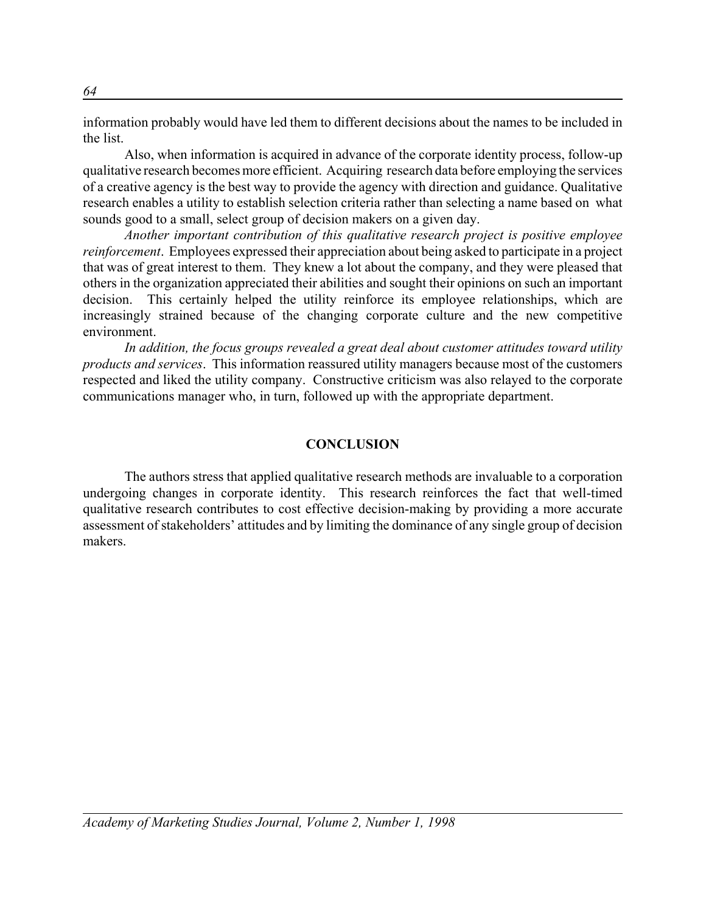information probably would have led them to different decisions about the names to be included in the list.

Also, when information is acquired in advance of the corporate identity process, follow-up qualitative research becomes more efficient. Acquiring research data before employing the services of a creative agency is the best way to provide the agency with direction and guidance. Qualitative research enables a utility to establish selection criteria rather than selecting a name based on what sounds good to a small, select group of decision makers on a given day.

*Another important contribution of this qualitative research project is positive employee reinforcement*. Employees expressed their appreciation about being asked to participate in a project that was of great interest to them. They knew a lot about the company, and they were pleased that others in the organization appreciated their abilities and sought their opinions on such an important decision. This certainly helped the utility reinforce its employee relationships, which are increasingly strained because of the changing corporate culture and the new competitive environment.

*In addition, the focus groups revealed a great deal about customer attitudes toward utility products and services*. This information reassured utility managers because most of the customers respected and liked the utility company. Constructive criticism was also relayed to the corporate communications manager who, in turn, followed up with the appropriate department.

## CONCLUSION

The authors stress that applied qualitative research methods are invaluable to a corporation undergoing changes in corporate identity. This research reinforces the fact that well-timed qualitative research contributes to cost effective decision-making by providing a more accurate assessment of stakeholders' attitudes and by limiting the dominance of any single group of decision makers.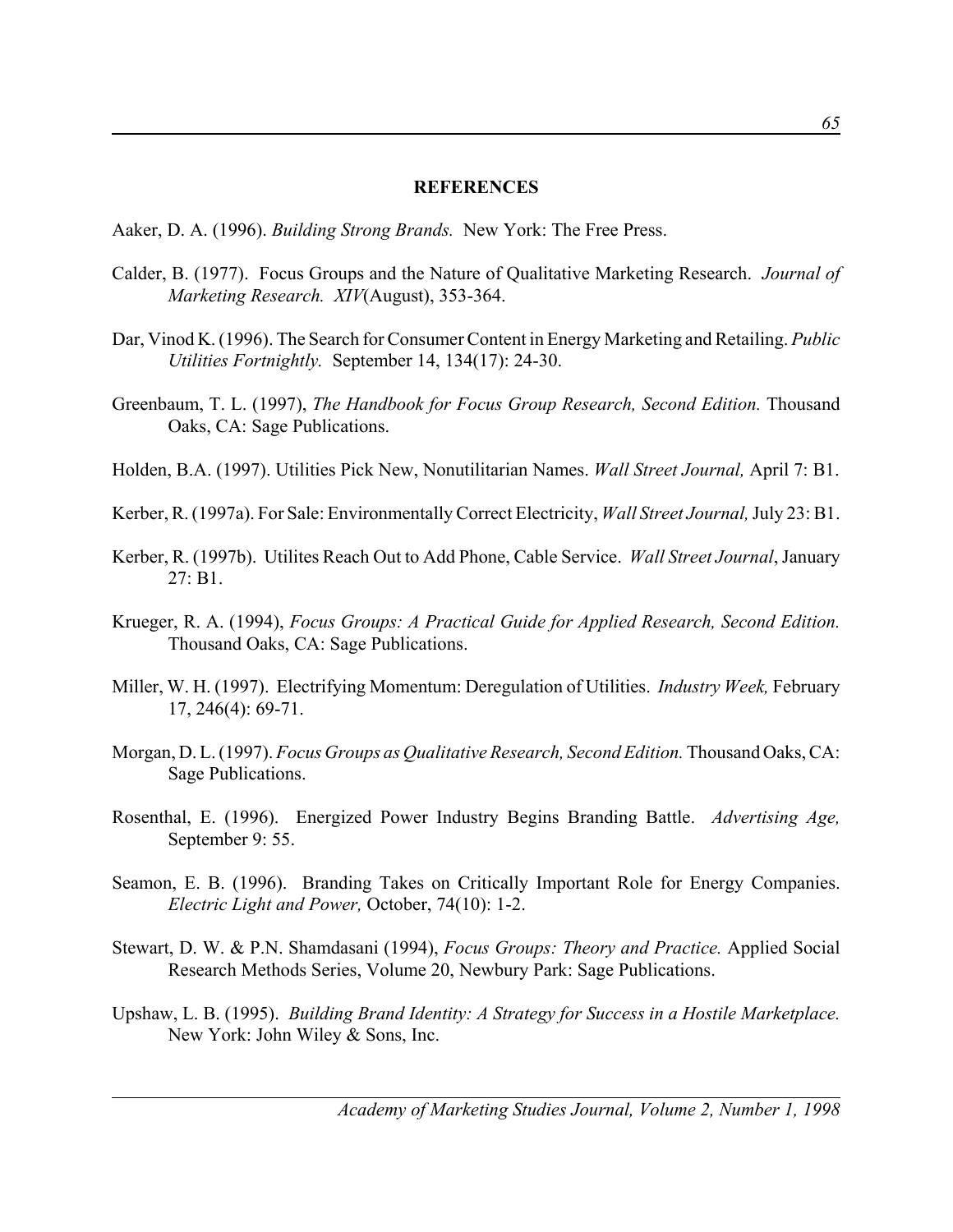## REFERENCES

Aaker, D. A. (1996). *Building Strong Brands.* New York: The Free Press.

Calder, B. (1977). Focus Groups and the Nature of Qualitative Marketing Research. *Journal of Marketing Research. XIV*(August), 353-364.

Dar, Vinod K. (1996). The Search for Consumer Content in Energy Marketing and Retailing. *Public Utilities Fortnightly.* September 14, 134(17): 24-30.

Greenbaum, T. L. (1997), *The Handbook for Focus Group Research, Second Edition.* Thousand Oaks, CA: Sage Publications.

Holden, B.A. (1997). Utilities Pick New, Nonutilitarian Names. *Wall Street Journal,* April 7: B1.

Kerber, R. (1997a). For Sale: Environmentally Correct Electricity, *Wall Street Journal,* July 23: B1.

Kerber, R. (1997b). Utilites Reach Out to Add Phone, Cable Service. *Wall Street Journal*, January 27: B1.

Krueger, R. A. (1994), *Focus Groups: A Practical Guide for Applied Research, Second Edition.* Thousand Oaks, CA: Sage Publications.

Miller, W. H. (1997). Electrifying Momentum: Deregulation of Utilities. *Industry Week,* February 17, 246(4): 69-71.

Morgan, D. L. (1997). *Focus Groups as Qualitative Research, Second Edition.* Thousand Oaks, CA: Sage Publications.

Rosenthal, E. (1996). Energized Power Industry Begins Branding Battle. *Advertising Age,* September 9: 55.

Seamon, E. B. (1996). Branding Takes on Critically Important Role for Energy Companies. *Electric Light and Power,* October, 74(10): 1-2.

Stewart, D. W. & P.N. Shamdasani (1994), *Focus Groups: Theory and Practice.* Applied Social Research Methods Series, Volume 20, Newbury Park: Sage Publications.

Upshaw, L. B. (1995). *Building Brand Identity: A Strategy for Success in a Hostile Marketplace.* New York: John Wiley & Sons, Inc.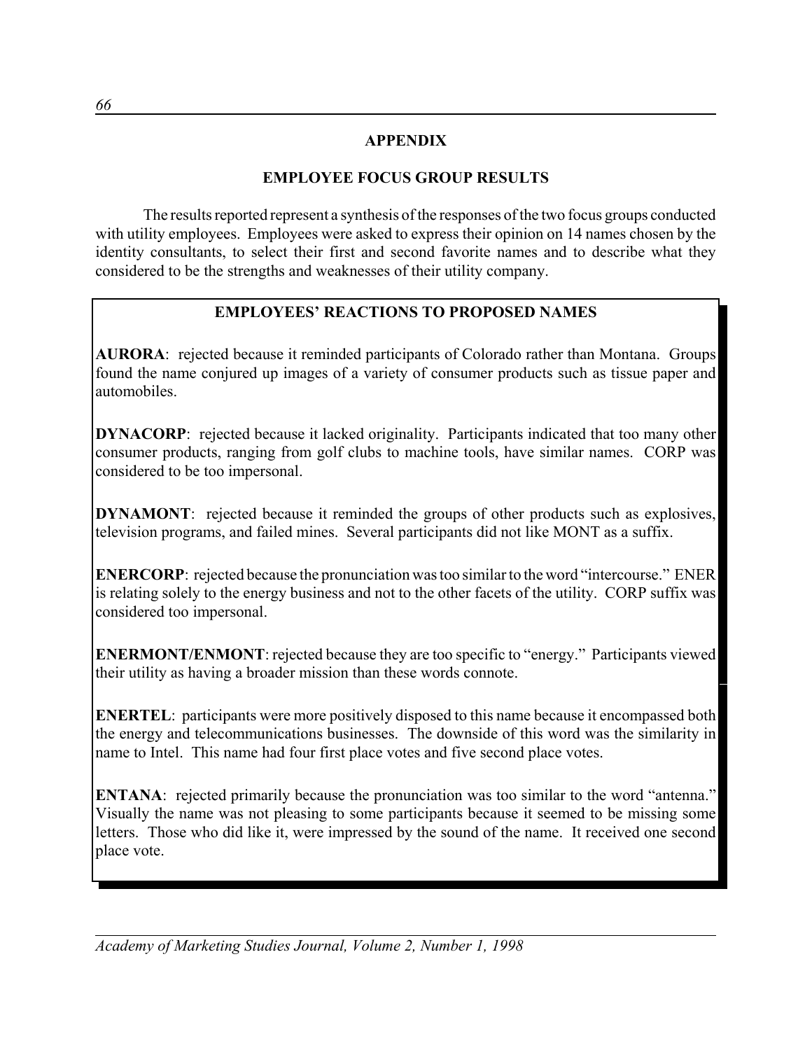## APPENDIX

## EMPLOYEE FOCUS GROUP RESULTS

The results reported represent a synthesis of the responses of the two focus groups conducted with utility employees. Employees were asked to express their opinion on 14 names chosen by the identity consultants, to select their first and second favorite names and to describe what they considered to be the strengths and weaknesses of their utility company.

### EMPLOYEES' REACTIONS TO PROPOSED NAMES

**AURORA**: rejected because it reminded participants of Colorado rather than Montana. Groups found the name conjured up images of a variety of consumer products such as tissue paper and automobiles.

**DYNACORP**: rejected because it lacked originality. Participants indicated that too many other consumer products, ranging from golf clubs to machine tools, have similar names. CORP was considered to be too impersonal.

**DYNAMONT**: rejected because it reminded the groups of other products such as explosives, television programs, and failed mines. Several participants did not like MONT as a suffix.

**ENERCORP**: rejected because the pronunciation was too similar to the word "intercourse." ENER is relating solely to the energy business and not to the other facets of the utility. CORP suffix was considered too impersonal.

**ENERMONT/ENMONT**: rejected because they are too specific to "energy." Participants viewed their utility as having a broader mission than these words connote.

**ENERTEL**: participants were more positively disposed to this name because it encompassed both the energy and telecommunications businesses. The downside of this word was the similarity in name to Intel. This name had four first place votes and five second place votes.

**ENTANA**: rejected primarily because the pronunciation was too similar to the word "antenna." Visually the name was not pleasing to some participants because it seemed to be missing some letters. Those who did like it, were impressed by the sound of the name. It received one second place vote.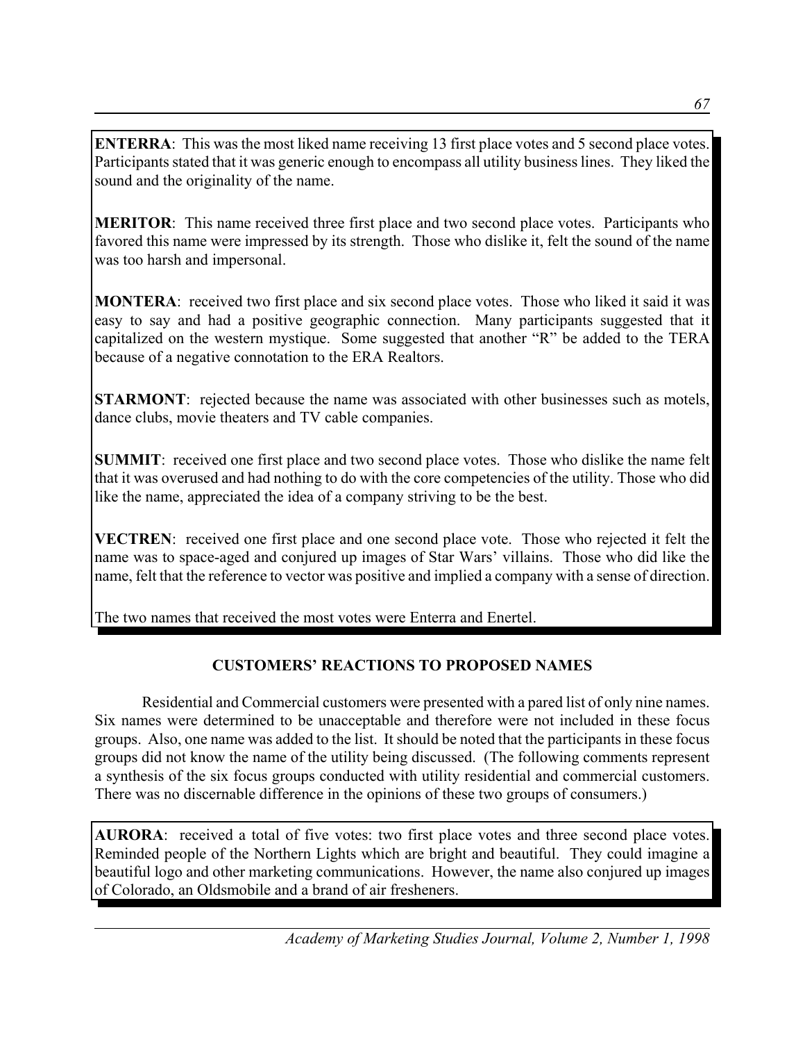**ENTERRA**: This was the most liked name receiving 13 first place votes and 5 second place votes. Participants stated that it was generic enough to encompass all utility business lines. They liked the sound and the originality of the name.

**MERITOR**: This name received three first place and two second place votes. Participants who favored this name were impressed by its strength. Those who dislike it, felt the sound of the name was too harsh and impersonal.

**MONTERA**: received two first place and six second place votes. Those who liked it said it was easy to say and had a positive geographic connection. Many participants suggested that it capitalized on the western mystique. Some suggested that another "R" be added to the TERA because of a negative connotation to the ERA Realtors.

**STARMONT**: rejected because the name was associated with other businesses such as motels, dance clubs, movie theaters and TV cable companies.

**SUMMIT**: received one first place and two second place votes. Those who dislike the name felt that it was overused and had nothing to do with the core competencies of the utility. Those who did like the name, appreciated the idea of a company striving to be the best.

**VECTREN**: received one first place and one second place vote. Those who rejected it felt the name was to space-aged and conjured up images of Star Wars' villains. Those who did like the name, felt that the reference to vector was positive and implied a company with a sense of direction.

The two names that received the most votes were Enterra and Enertel.

## CUSTOMERS' REACTIONS TO PROPOSED NAMES

Residential and Commercial customers were presented with a pared list of only nine names. Six names were determined to be unacceptable and therefore were not included in these focus groups. Also, one name was added to the list. It should be noted that the participants in these focus groups did not know the name of the utility being discussed. (The following comments represent a synthesis of the six focus groups conducted with utility residential and commercial customers. There was no discernable difference in the opinions of these two groups of consumers.)

**AURORA**: received a total of five votes: two first place votes and three second place votes. Reminded people of the Northern Lights which are bright and beautiful. They could imagine a beautiful logo and other marketing communications. However, the name also conjured up images of Colorado, an Oldsmobile and a brand of air fresheners.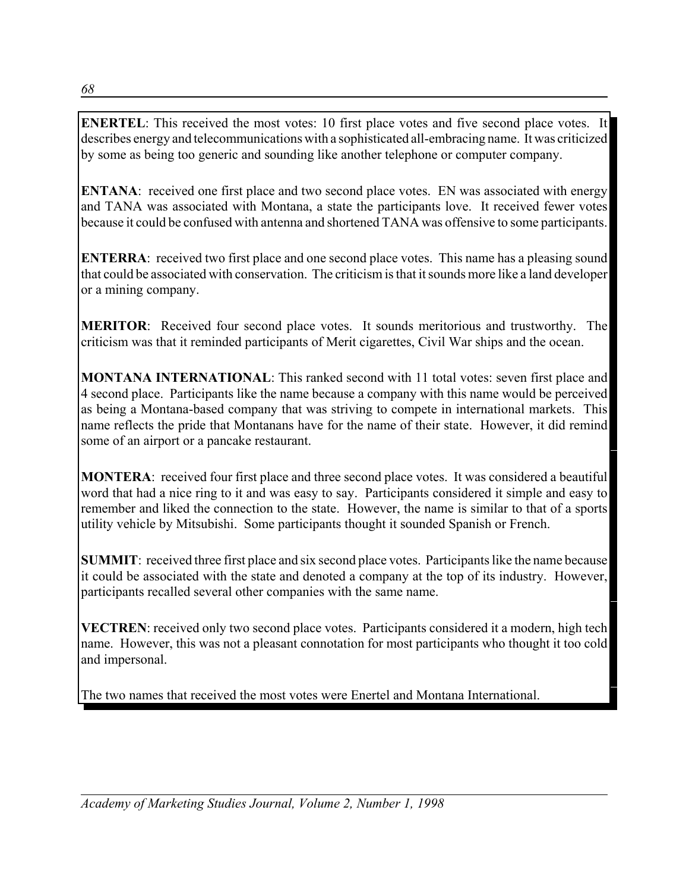**ENERTEL**: This received the most votes: 10 first place votes and five second place votes. It describes energy and telecommunications with a sophisticated all-embracing name. It was criticized by some as being too generic and sounding like another telephone or computer company.

**ENTANA**: received one first place and two second place votes. EN was associated with energy and TANA was associated with Montana, a state the participants love. It received fewer votes because it could be confused with antenna and shortened TANA was offensive to some participants.

**ENTERRA**: received two first place and one second place votes. This name has a pleasing sound that could be associated with conservation. The criticism is that it sounds more like a land developer or a mining company.

**MERITOR**: Received four second place votes. It sounds meritorious and trustworthy. The criticism was that it reminded participants of Merit cigarettes, Civil War ships and the ocean.

**MONTANA INTERNATIONAL**: This ranked second with 11 total votes: seven first place and 4 second place. Participants like the name because a company with this name would be perceived as being a Montana-based company that was striving to compete in international markets. This name reflects the pride that Montanans have for the name of their state. However, it did remind some of an airport or a pancake restaurant.

**MONTERA**: received four first place and three second place votes. It was considered a beautiful word that had a nice ring to it and was easy to say. Participants considered it simple and easy to remember and liked the connection to the state. However, the name is similar to that of a sports utility vehicle by Mitsubishi. Some participants thought it sounded Spanish or French.

**SUMMIT**: received three first place and six second place votes. Participants like the name because it could be associated with the state and denoted a company at the top of its industry. However, participants recalled several other companies with the same name.

**VECTREN**: received only two second place votes. Participants considered it a modern, high tech name. However, this was not a pleasant connotation for most participants who thought it too cold and impersonal.

The two names that received the most votes were Enertel and Montana International.